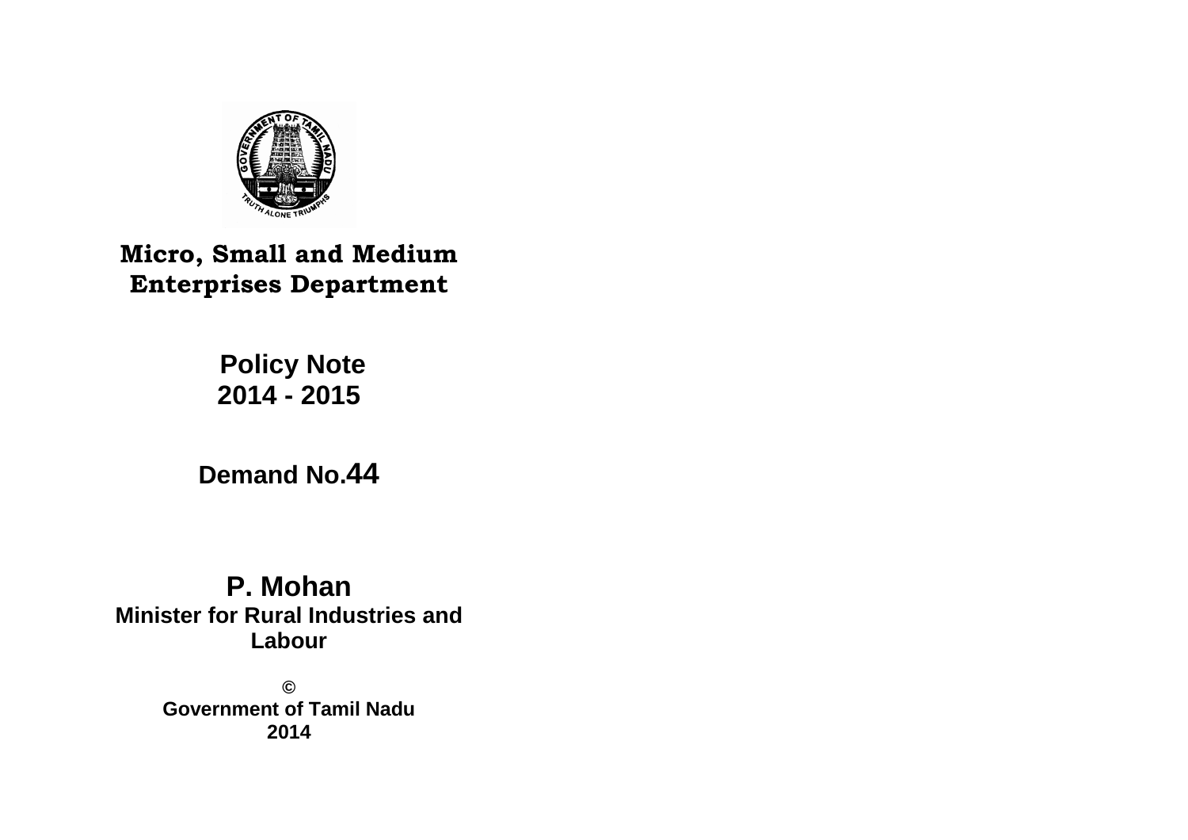# Micro, Small and Medium Enterprises Department

## Policy Note
## 2014 - 2015

**Demand No.44**

**P. Mohan**
**Minister for Rural Industries and Labour**

©
**Government of Tamil Nadu**
**2014**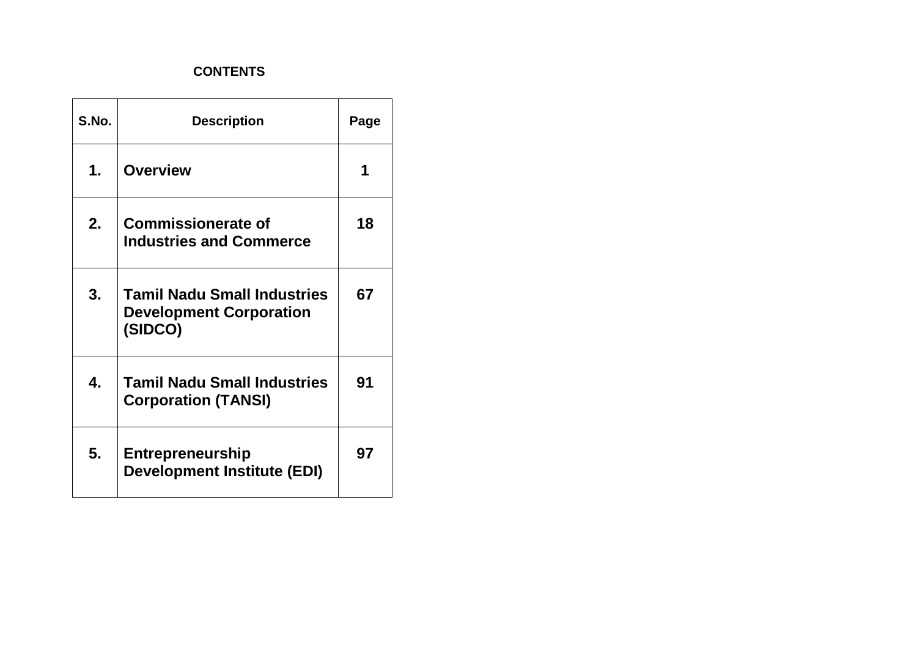**CONTENTS**

| S.No. | Description | Page |
|---|---|---|
| **1.** | **Overview** | **1** |
| **2.** | **Commissionerate of Industries and Commerce** | **18** |
| **3.** | **Tamil Nadu Small Industries Development Corporation (SIDCO)** | **67** |
| **4.** | **Tamil Nadu Small Industries Corporation (TANSI)** | **91** |
| **5.** | **Entrepreneurship Development Institute (EDI)** | **97** |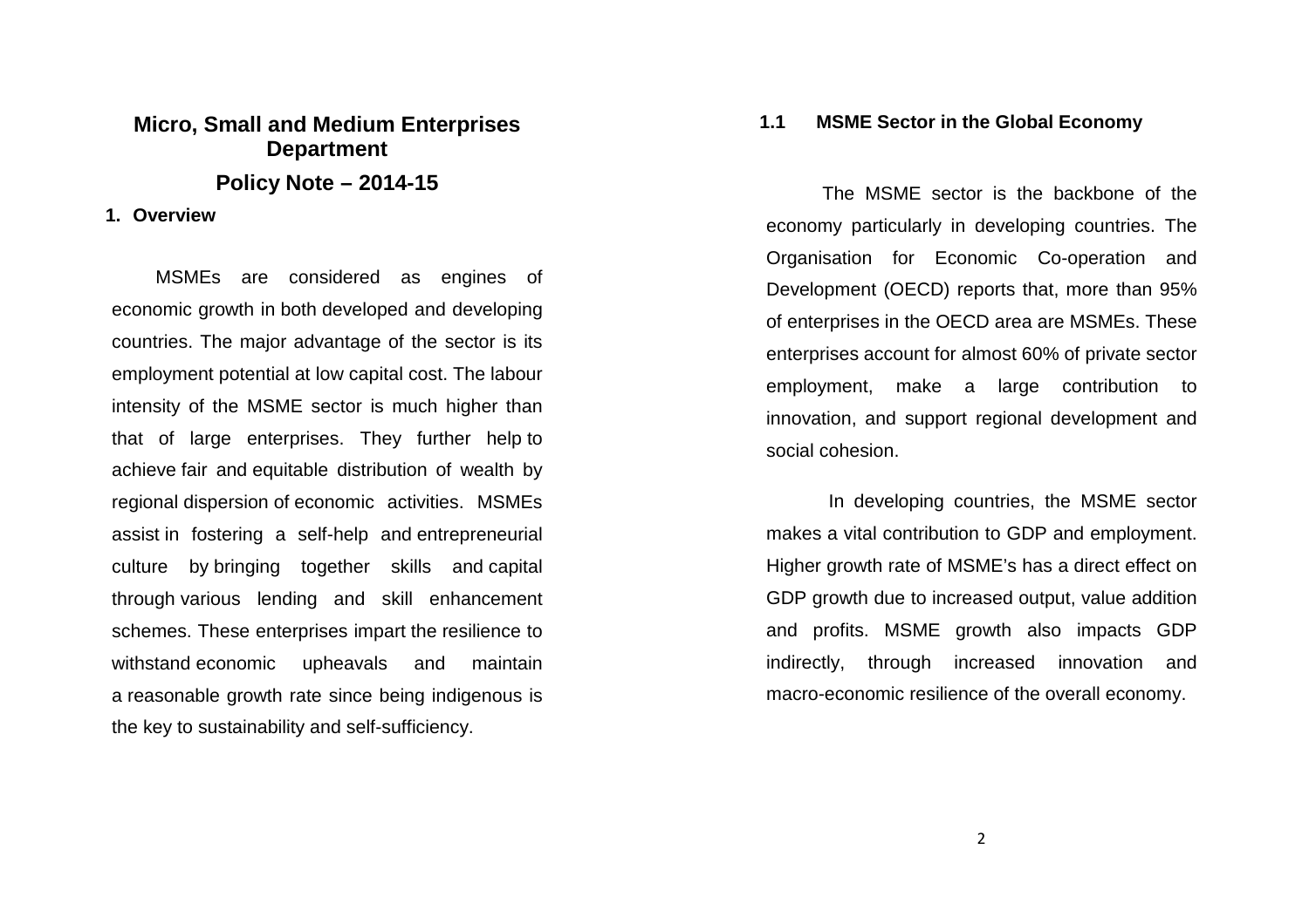# Micro, Small and Medium Enterprises Department

## Policy Note – 2014-15

### 1. Overview

MSMEs are considered as engines of economic growth in both developed and developing countries. The major advantage of the sector is its employment potential at low capital cost. The labour intensity of the MSME sector is much higher than that of large enterprises. They further help to achieve fair and equitable distribution of wealth by regional dispersion of economic activities. MSMEs assist in fostering a self-help and entrepreneurial culture by bringing together skills and capital through various lending and skill enhancement schemes. These enterprises impart the resilience to withstand economic upheavals and maintain a reasonable growth rate since being indigenous is the key to sustainability and self-sufficiency.

### 1.1 MSME Sector in the Global Economy

The MSME sector is the backbone of the economy particularly in developing countries. The Organisation for Economic Co-operation and Development (OECD) reports that, more than 95% of enterprises in the OECD area are MSMEs. These enterprises account for almost 60% of private sector employment, make a large contribution to innovation, and support regional development and social cohesion.

In developing countries, the MSME sector makes a vital contribution to GDP and employment. Higher growth rate of MSME's has a direct effect on GDP growth due to increased output, value addition and profits. MSME growth also impacts GDP indirectly, through increased innovation and macro-economic resilience of the overall economy.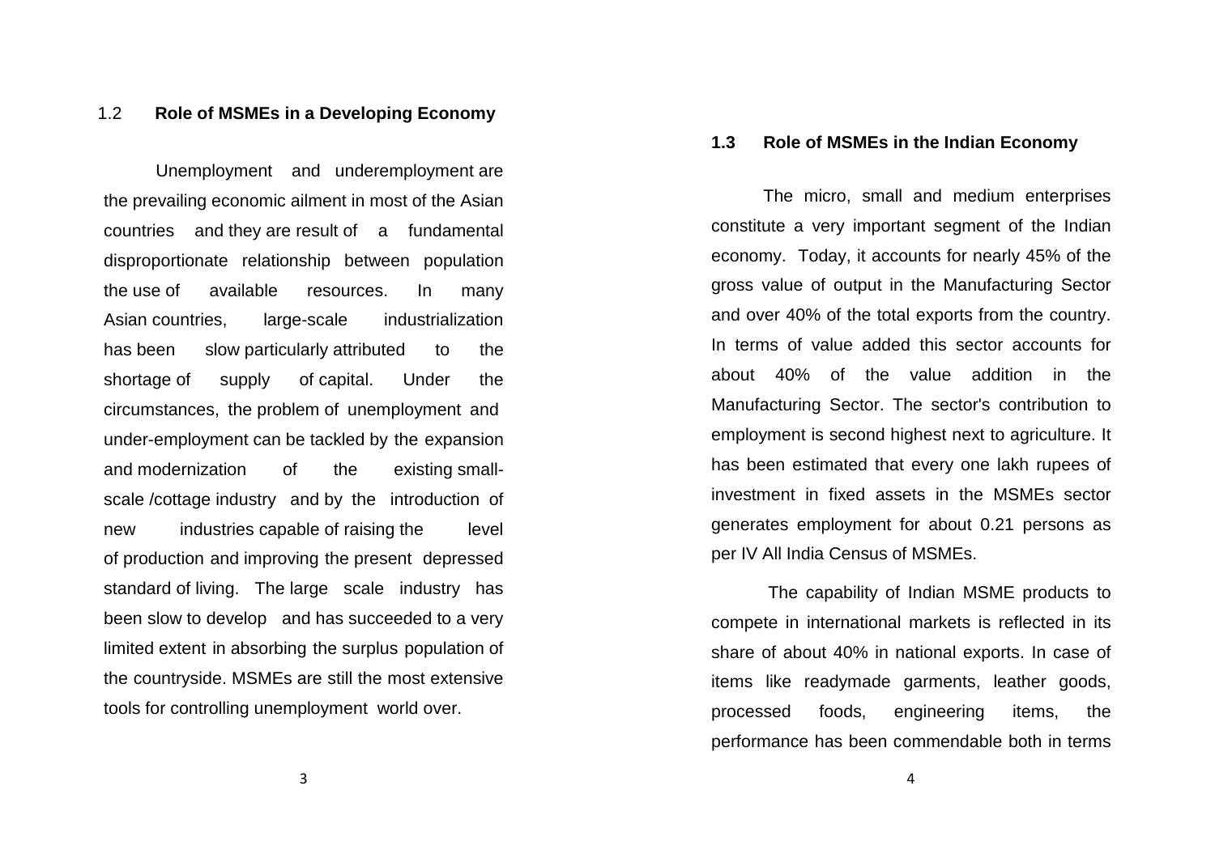## 1.2 Role of MSMEs in a Developing Economy

Unemployment and underemployment are the prevailing economic ailment in most of the Asian countries and they are result of a fundamental disproportionate relationship between population the use of available resources. In many Asian countries, large-scale industrialization has been slow particularly attributed to the shortage of supply of capital. Under the circumstances, the problem of unemployment and under-employment can be tackled by the expansion and modernization of the existing small-scale /cottage industry and by the introduction of new industries capable of raising the level of production and improving the present depressed standard of living. The large scale industry has been slow to develop and has succeeded to a very limited extent in absorbing the surplus population of the countryside. MSMEs are still the most extensive tools for controlling unemployment world over.

## 1.3 Role of MSMEs in the Indian Economy

The micro, small and medium enterprises constitute a very important segment of the Indian economy. Today, it accounts for nearly 45% of the gross value of output in the Manufacturing Sector and over 40% of the total exports from the country. In terms of value added this sector accounts for about 40% of the value addition in the Manufacturing Sector. The sector's contribution to employment is second highest next to agriculture. It has been estimated that every one lakh rupees of investment in fixed assets in the MSMEs sector generates employment for about 0.21 persons as per IV All India Census of MSMEs.

The capability of Indian MSME products to compete in international markets is reflected in its share of about 40% in national exports. In case of items like readymade garments, leather goods, processed foods, engineering items, the performance has been commendable both in terms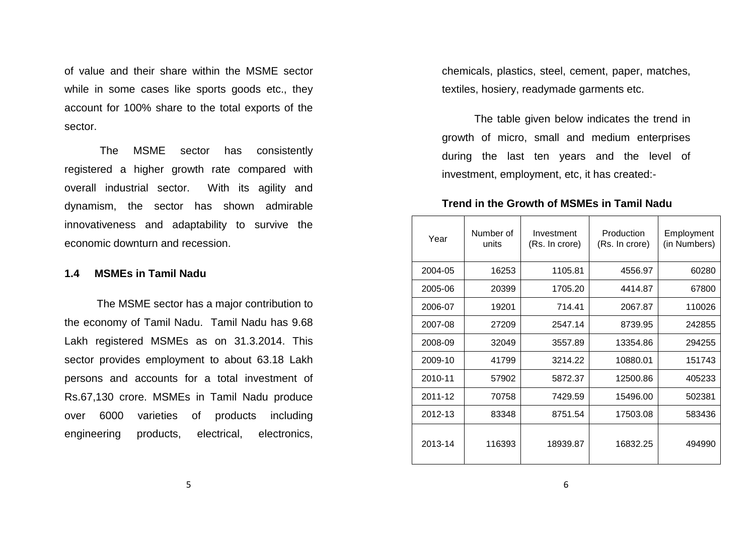of value and their share within the MSME sector while in some cases like sports goods etc., they account for 100% share to the total exports of the sector.

The MSME sector has consistently registered a higher growth rate compared with overall industrial sector. With its agility and dynamism, the sector has shown admirable innovativeness and adaptability to survive the economic downturn and recession.

### 1.4 MSMEs in Tamil Nadu

The MSME sector has a major contribution to the economy of Tamil Nadu. Tamil Nadu has 9.68 Lakh registered MSMEs as on 31.3.2014. This sector provides employment to about 63.18 Lakh persons and accounts for a total investment of Rs.67,130 crore. MSMEs in Tamil Nadu produce over 6000 varieties of products including engineering products, electrical, electronics, chemicals, plastics, steel, cement, paper, matches, textiles, hosiery, readymade garments etc.

The table given below indicates the trend in growth of micro, small and medium enterprises during the last ten years and the level of investment, employment, etc, it has created:-

**Trend in the Growth of MSMEs in Tamil Nadu**

| Year | Number of units | Investment (Rs. In crore) | Production (Rs. In crore) | Employment (in Numbers) |
|---|---|---|---|---|
| 2004-05 | 16253 | 1105.81 | 4556.97 | 60280 |
| 2005-06 | 20399 | 1705.20 | 4414.87 | 67800 |
| 2006-07 | 19201 | 714.41 | 2067.87 | 110026 |
| 2007-08 | 27209 | 2547.14 | 8739.95 | 242855 |
| 2008-09 | 32049 | 3557.89 | 13354.86 | 294255 |
| 2009-10 | 41799 | 3214.22 | 10880.01 | 151743 |
| 2010-11 | 57902 | 5872.37 | 12500.86 | 405233 |
| 2011-12 | 70758 | 7429.59 | 15496.00 | 502381 |
| 2012-13 | 83348 | 8751.54 | 17503.08 | 583436 |
| 2013-14 | 116393 | 18939.87 | 16832.25 | 494990 |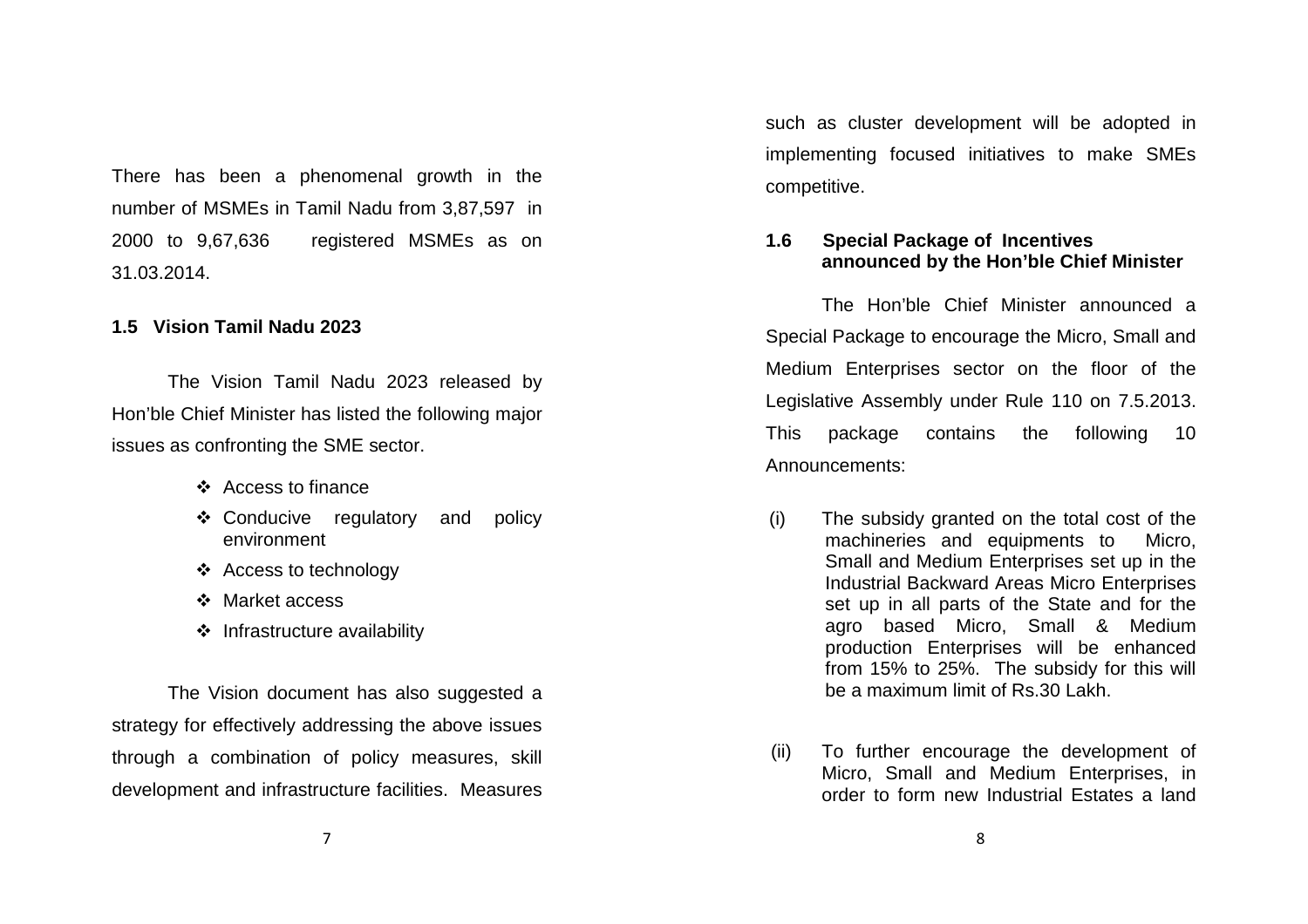There has been a phenomenal growth in the number of MSMEs in Tamil Nadu from 3,87,597 in 2000 to 9,67,636 registered MSMEs as on 31.03.2014.

### 1.5 Vision Tamil Nadu 2023

The Vision Tamil Nadu 2023 released by Hon'ble Chief Minister has listed the following major issues as confronting the SME sector.

- Access to finance
- Conducive regulatory and policy environment
- Access to technology
- Market access
- Infrastructure availability

The Vision document has also suggested a strategy for effectively addressing the above issues through a combination of policy measures, skill development and infrastructure facilities. Measures such as cluster development will be adopted in implementing focused initiatives to make SMEs competitive.

### 1.6 Special Package of Incentives announced by the Hon'ble Chief Minister

The Hon'ble Chief Minister announced a Special Package to encourage the Micro, Small and Medium Enterprises sector on the floor of the Legislative Assembly under Rule 110 on 7.5.2013. This package contains the following 10 Announcements:

(i) The subsidy granted on the total cost of the machineries and equipments to Micro, Small and Medium Enterprises set up in the Industrial Backward Areas Micro Enterprises set up in all parts of the State and for the agro based Micro, Small & Medium production Enterprises will be enhanced from 15% to 25%. The subsidy for this will be a maximum limit of Rs.30 Lakh.

(ii) To further encourage the development of Micro, Small and Medium Enterprises, in order to form new Industrial Estates a land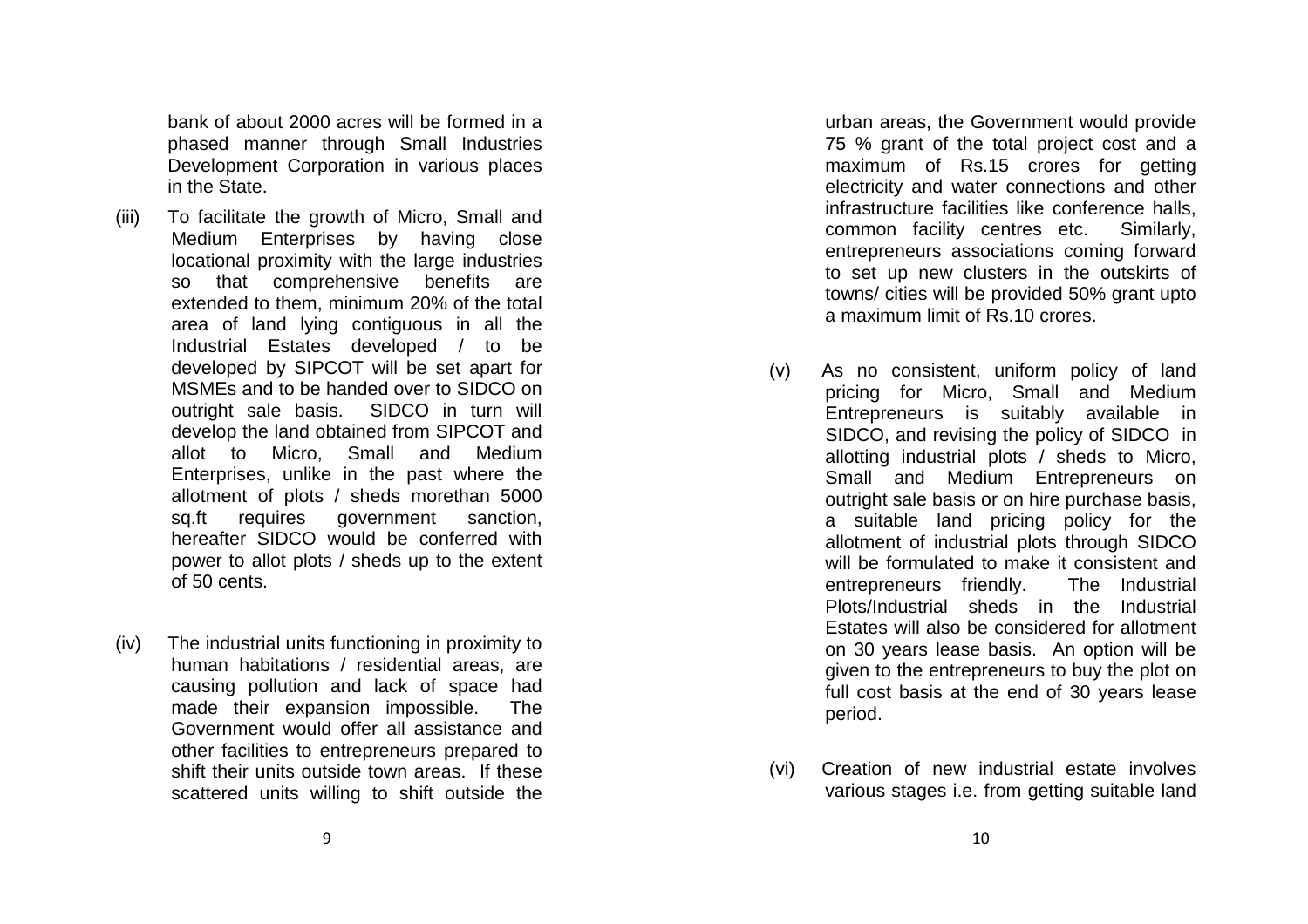bank of about 2000 acres will be formed in a phased manner through Small Industries Development Corporation in various places in the State.

(iii) To facilitate the growth of Micro, Small and Medium Enterprises by having close locational proximity with the large industries so that comprehensive benefits are extended to them, minimum 20% of the total area of land lying contiguous in all the Industrial Estates developed / to be developed by SIPCOT will be set apart for MSMEs and to be handed over to SIDCO on outright sale basis. SIDCO in turn will develop the land obtained from SIPCOT and allot to Micro, Small and Medium Enterprises, unlike in the past where the allotment of plots / sheds morethan 5000 sq.ft requires government sanction, hereafter SIDCO would be conferred with power to allot plots / sheds up to the extent of 50 cents.

(iv) The industrial units functioning in proximity to human habitations / residential areas, are causing pollution and lack of space had made their expansion impossible. The Government would offer all assistance and other facilities to entrepreneurs prepared to shift their units outside town areas. If these scattered units willing to shift outside the urban areas, the Government would provide 75 % grant of the total project cost and a maximum of Rs.15 crores for getting electricity and water connections and other infrastructure facilities like conference halls, common facility centres etc. Similarly, entrepreneurs associations coming forward to set up new clusters in the outskirts of towns/ cities will be provided 50% grant upto a maximum limit of Rs.10 crores.

(v) As no consistent, uniform policy of land pricing for Micro, Small and Medium Entrepreneurs is suitably available in SIDCO, and revising the policy of SIDCO in allotting industrial plots / sheds to Micro, Small and Medium Entrepreneurs on outright sale basis or on hire purchase basis, a suitable land pricing policy for the allotment of industrial plots through SIDCO will be formulated to make it consistent and entrepreneurs friendly. The Industrial Plots/Industrial sheds in the Industrial Estates will also be considered for allotment on 30 years lease basis. An option will be given to the entrepreneurs to buy the plot on full cost basis at the end of 30 years lease period.

(vi) Creation of new industrial estate involves various stages i.e. from getting suitable land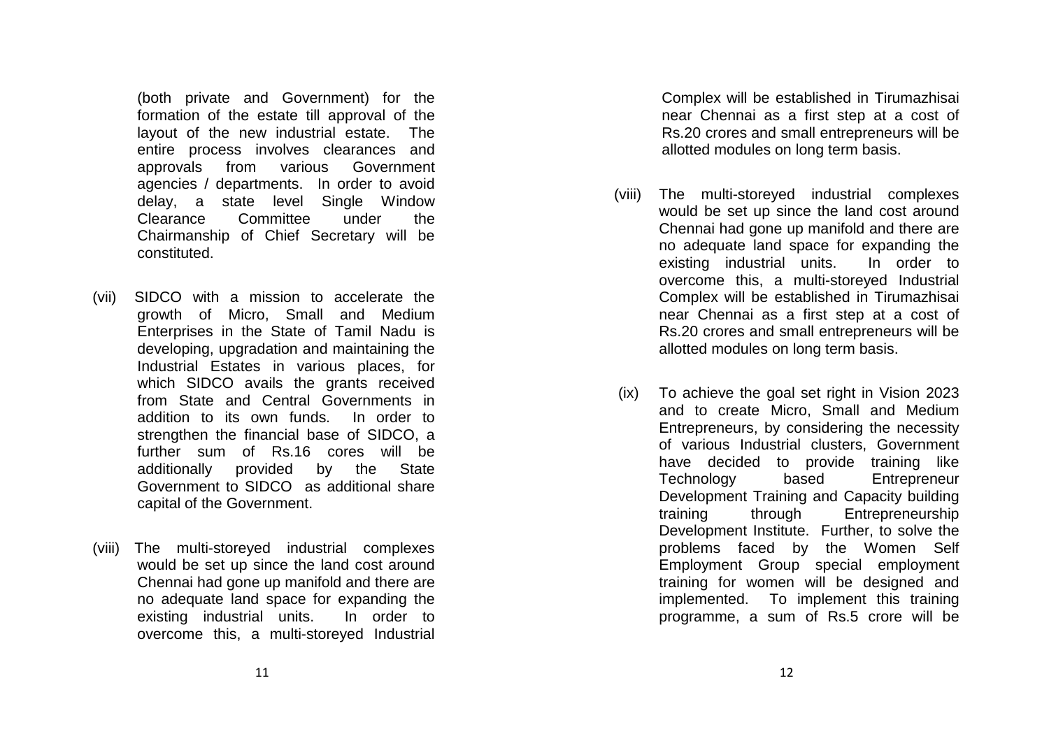(both private and Government) for the formation of the estate till approval of the layout of the new industrial estate. The entire process involves clearances and approvals from various Government agencies / departments. In order to avoid delay, a state level Single Window Clearance Committee under the Chairmanship of Chief Secretary will be constituted.

(vii) SIDCO with a mission to accelerate the growth of Micro, Small and Medium Enterprises in the State of Tamil Nadu is developing, upgradation and maintaining the Industrial Estates in various places, for which SIDCO avails the grants received from State and Central Governments in addition to its own funds. In order to strengthen the financial base of SIDCO, a further sum of Rs.16 cores will be additionally provided by the State Government to SIDCO as additional share capital of the Government.

(viii) The multi-storeyed industrial complexes would be set up since the land cost around Chennai had gone up manifold and there are no adequate land space for expanding the existing industrial units. In order to overcome this, a multi-storeyed Industrial Complex will be established in Tirumazhisai near Chennai as a first step at a cost of Rs.20 crores and small entrepreneurs will be allotted modules on long term basis.

(viii) The multi-storeyed industrial complexes would be set up since the land cost around Chennai had gone up manifold and there are no adequate land space for expanding the existing industrial units. In order to overcome this, a multi-storeyed Industrial Complex will be established in Tirumazhisai near Chennai as a first step at a cost of Rs.20 crores and small entrepreneurs will be allotted modules on long term basis.

(ix) To achieve the goal set right in Vision 2023 and to create Micro, Small and Medium Entrepreneurs, by considering the necessity of various Industrial clusters, Government have decided to provide training like Technology based Entrepreneur Development Training and Capacity building training through Entrepreneurship Development Institute. Further, to solve the problems faced by the Women Self Employment Group special employment training for women will be designed and implemented. To implement this training programme, a sum of Rs.5 crore will be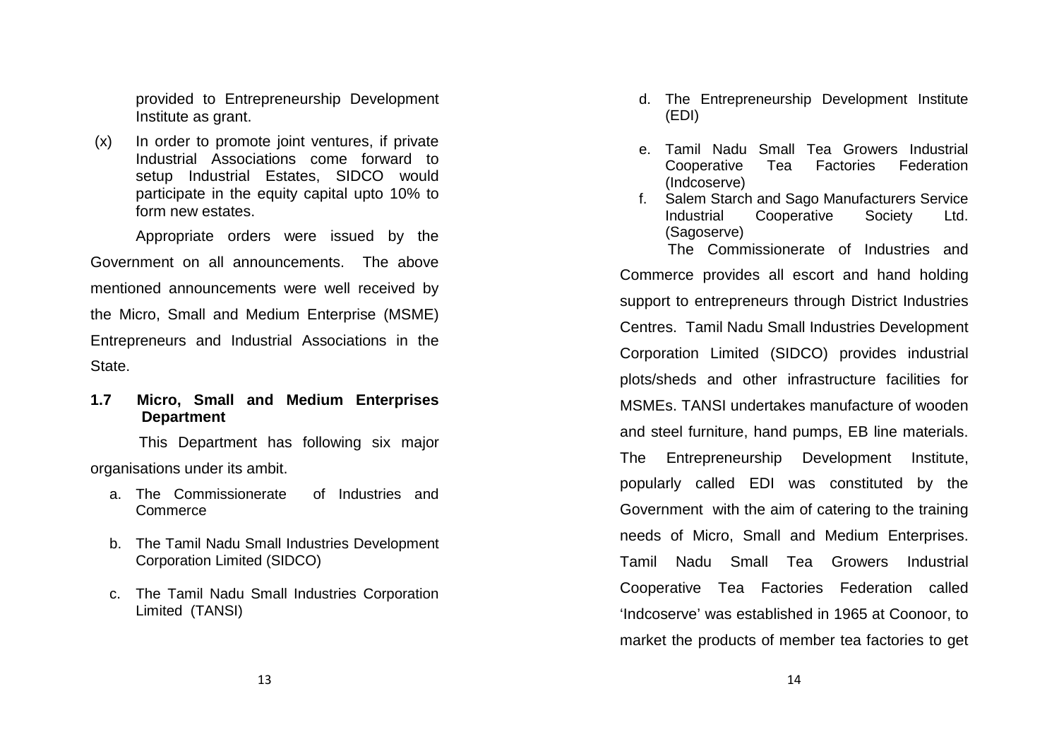provided to Entrepreneurship Development Institute as grant.

(x) In order to promote joint ventures, if private Industrial Associations come forward to setup Industrial Estates, SIDCO would participate in the equity capital upto 10% to form new estates.

Appropriate orders were issued by the Government on all announcements. The above mentioned announcements were well received by the Micro, Small and Medium Enterprise (MSME) Entrepreneurs and Industrial Associations in the State.

**1.7 Micro, Small and Medium Enterprises Department**

This Department has following six major organisations under its ambit.

a. The Commissionerate of Industries and Commerce

b. The Tamil Nadu Small Industries Development Corporation Limited (SIDCO)

c. The Tamil Nadu Small Industries Corporation Limited (TANSI)

d. The Entrepreneurship Development Institute (EDI)

e. Tamil Nadu Small Tea Growers Industrial Cooperative Tea Factories Federation (Indcoserve)

f. Salem Starch and Sago Manufacturers Service Industrial Cooperative Society Ltd. (Sagoserve)

The Commissionerate of Industries and Commerce provides all escort and hand holding support to entrepreneurs through District Industries Centres. Tamil Nadu Small Industries Development Corporation Limited (SIDCO) provides industrial plots/sheds and other infrastructure facilities for MSMEs. TANSI undertakes manufacture of wooden and steel furniture, hand pumps, EB line materials. The Entrepreneurship Development Institute, popularly called EDI was constituted by the Government with the aim of catering to the training needs of Micro, Small and Medium Enterprises. Tamil Nadu Small Tea Growers Industrial Cooperative Tea Factories Federation called 'Indcoserve' was established in 1965 at Coonoor, to market the products of member tea factories to get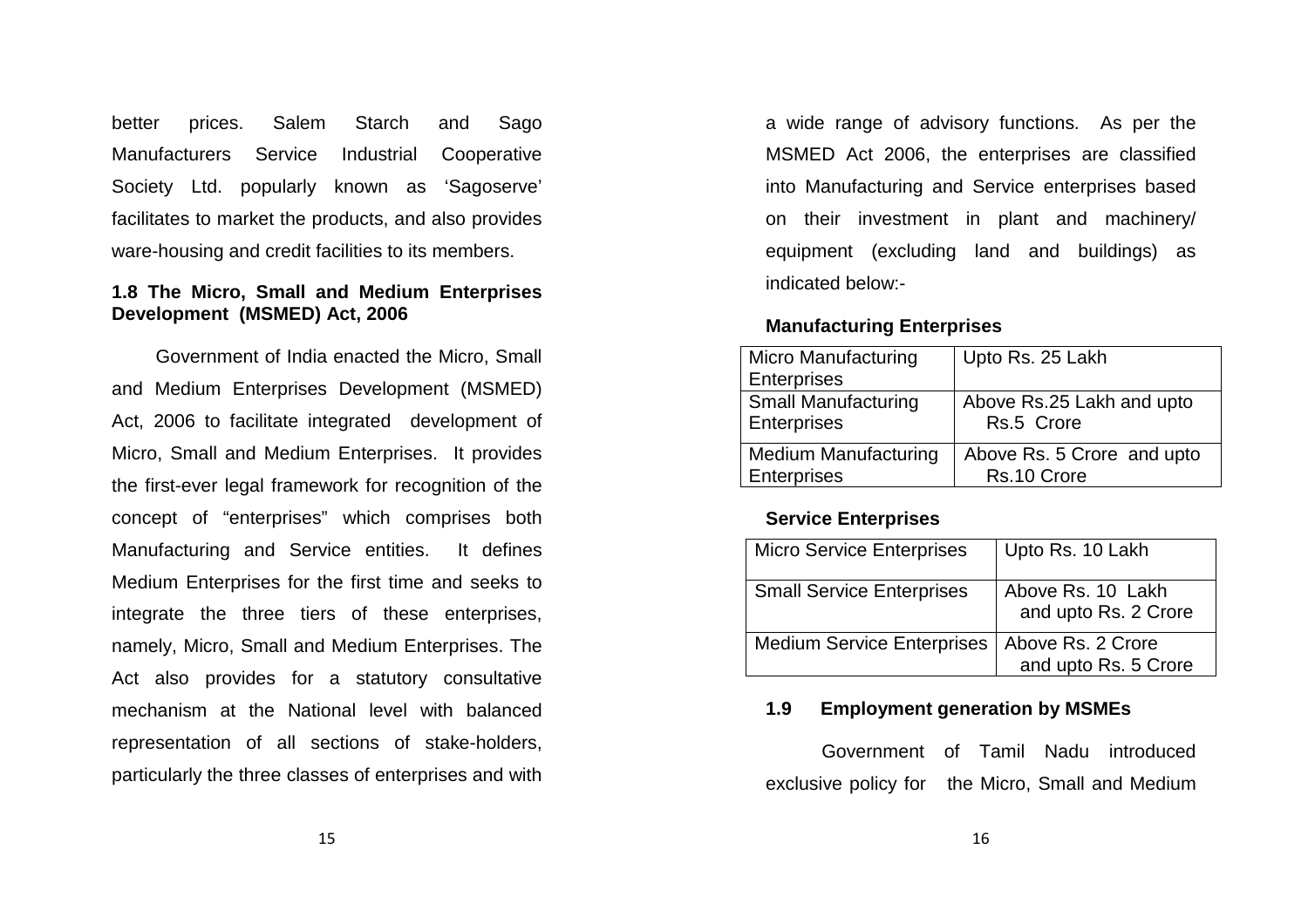better prices. Salem Starch and Sago Manufacturers Service Industrial Cooperative Society Ltd. popularly known as 'Sagoserve' facilitates to market the products, and also provides ware-housing and credit facilities to its members.

### 1.8 The Micro, Small and Medium Enterprises Development (MSMED) Act, 2006

Government of India enacted the Micro, Small and Medium Enterprises Development (MSMED) Act, 2006 to facilitate integrated development of Micro, Small and Medium Enterprises. It provides the first-ever legal framework for recognition of the concept of "enterprises" which comprises both Manufacturing and Service entities. It defines Medium Enterprises for the first time and seeks to integrate the three tiers of these enterprises, namely, Micro, Small and Medium Enterprises. The Act also provides for a statutory consultative mechanism at the National level with balanced representation of all sections of stake-holders, particularly the three classes of enterprises and with a wide range of advisory functions. As per the MSMED Act 2006, the enterprises are classified into Manufacturing and Service enterprises based on their investment in plant and machinery/ equipment (excluding land and buildings) as indicated below:-

**Manufacturing Enterprises**

| Enterprise | Investment |
|---|---|
| Micro Manufacturing Enterprises | Upto Rs. 25 Lakh |
| Small Manufacturing Enterprises | Above Rs.25 Lakh and upto Rs.5 Crore |
| Medium Manufacturing Enterprises | Above Rs. 5 Crore and upto Rs.10 Crore |

**Service Enterprises**

| Enterprise | Investment |
|---|---|
| Micro Service Enterprises | Upto Rs. 10 Lakh |
| Small Service Enterprises | Above Rs. 10 Lakh and upto Rs. 2 Crore |
| Medium Service Enterprises | Above Rs. 2 Crore and upto Rs. 5 Crore |

### 1.9 Employment generation by MSMEs

Government of Tamil Nadu introduced exclusive policy for the Micro, Small and Medium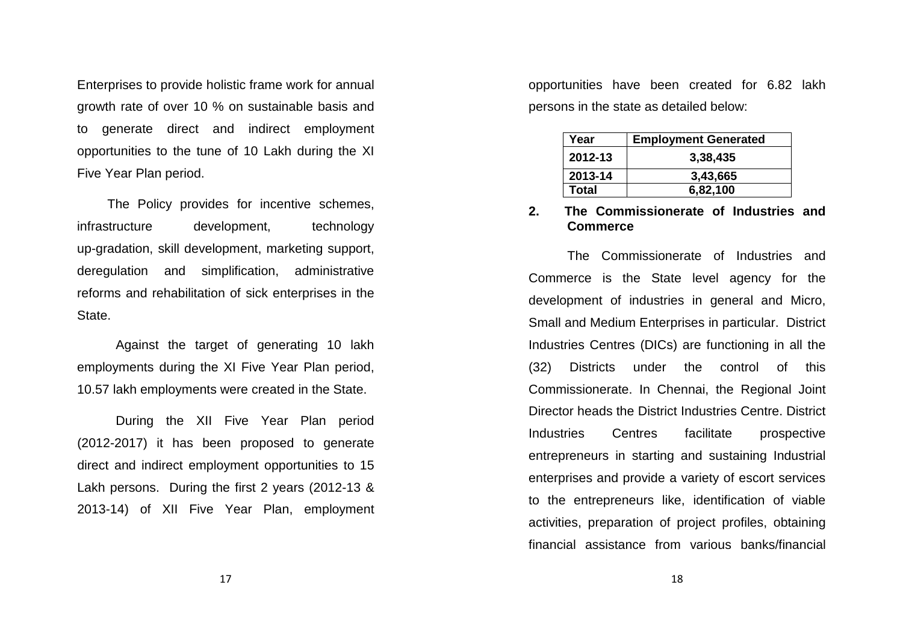Enterprises to provide holistic frame work for annual growth rate of over 10 % on sustainable basis and to generate direct and indirect employment opportunities to the tune of 10 Lakh during the XI Five Year Plan period.

The Policy provides for incentive schemes, infrastructure development, technology up-gradation, skill development, marketing support, deregulation and simplification, administrative reforms and rehabilitation of sick enterprises in the State.

Against the target of generating 10 lakh employments during the XI Five Year Plan period, 10.57 lakh employments were created in the State.

During the XII Five Year Plan period (2012-2017) it has been proposed to generate direct and indirect employment opportunities to 15 Lakh persons. During the first 2 years (2012-13 & 2013-14) of XII Five Year Plan, employment opportunities have been created for 6.82 lakh persons in the state as detailed below:

| Year | Employment Generated |
|---|---|
| 2012-13 | 3,38,435 |
| 2013-14 | 3,43,665 |
| Total | 6,82,100 |

## 2. The Commissionerate of Industries and Commerce

The Commissionerate of Industries and Commerce is the State level agency for the development of industries in general and Micro, Small and Medium Enterprises in particular. District Industries Centres (DICs) are functioning in all the (32) Districts under the control of this Commissionerate. In Chennai, the Regional Joint Director heads the District Industries Centre. District Industries Centres facilitate prospective entrepreneurs in starting and sustaining Industrial enterprises and provide a variety of escort services to the entrepreneurs like, identification of viable activities, preparation of project profiles, obtaining financial assistance from various banks/financial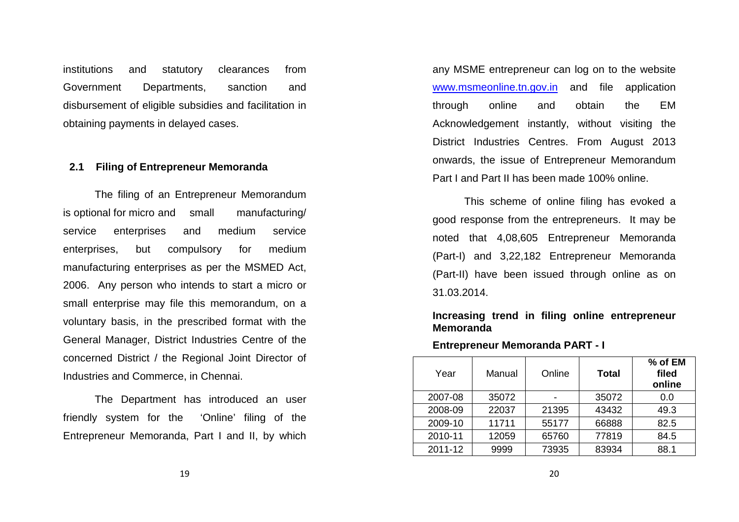institutions and statutory clearances from Government Departments, sanction and disbursement of eligible subsidies and facilitation in obtaining payments in delayed cases.

## 2.1 Filing of Entrepreneur Memoranda

The filing of an Entrepreneur Memorandum is optional for micro and small manufacturing/ service enterprises and medium service enterprises, but compulsory for medium manufacturing enterprises as per the MSMED Act, 2006. Any person who intends to start a micro or small enterprise may file this memorandum, on a voluntary basis, in the prescribed format with the General Manager, District Industries Centre of the concerned District / the Regional Joint Director of Industries and Commerce, in Chennai.

The Department has introduced an user friendly system for the 'Online' filing of the Entrepreneur Memoranda, Part I and II, by which any MSME entrepreneur can log on to the website [www.msmeonline.tn.gov.in](http://www.msmeonline.tn.gov.in) and file application through online and obtain the EM Acknowledgement instantly, without visiting the District Industries Centres. From August 2013 onwards, the issue of Entrepreneur Memorandum Part I and Part II has been made 100% online.

This scheme of online filing has evoked a good response from the entrepreneurs. It may be noted that 4,08,605 Entrepreneur Memoranda (Part-I) and 3,22,182 Entrepreneur Memoranda (Part-II) have been issued through online as on 31.03.2014.

**Increasing trend in filing online entrepreneur Memoranda**

**Entrepreneur Memoranda PART - I**

| Year | Manual | Online | **Total** | **% of EM filed online** |
|---|---|---|---|---|
| 2007-08 | 35072 | - | 35072 | 0.0 |
| 2008-09 | 22037 | 21395 | 43432 | 49.3 |
| 2009-10 | 11711 | 55177 | 66888 | 82.5 |
| 2010-11 | 12059 | 65760 | 77819 | 84.5 |
| 2011-12 | 9999 | 73935 | 83934 | 88.1 |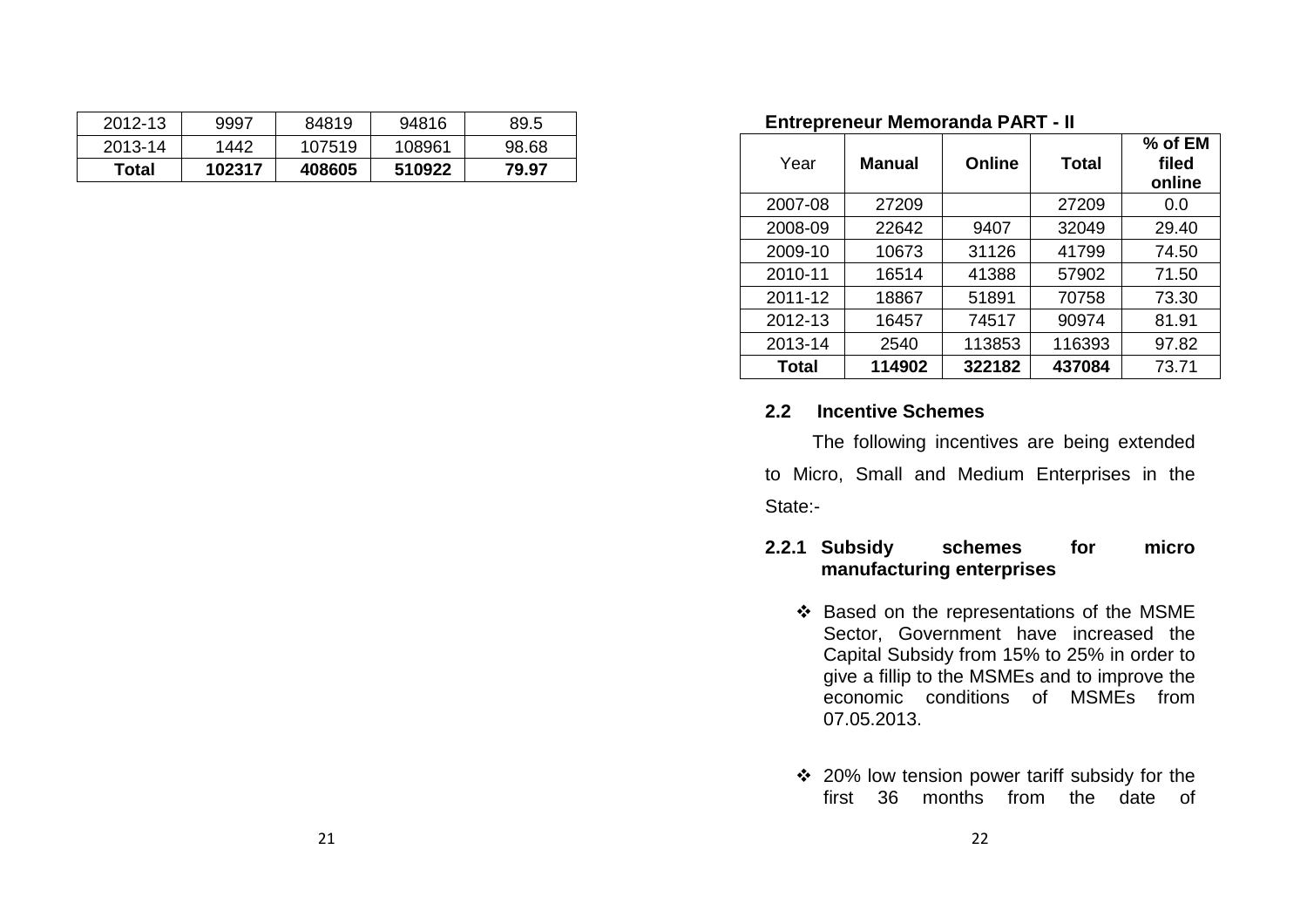| 2012-13 | 9997 | 84819 | 94816 | 89.5 |
|---|---|---|---|---|
| 2013-14 | 1442 | 107519 | 108961 | 98.68 |
| **Total** | **102317** | **408605** | **510922** | **79.97** |

**Entrepreneur Memoranda PART - II**

| Year | **Manual** | **Online** | **Total** | **% of EM filed online** |
|---|---|---|---|---|
| 2007-08 | 27209 | | 27209 | 0.0 |
| 2008-09 | 22642 | 9407 | 32049 | 29.40 |
| 2009-10 | 10673 | 31126 | 41799 | 74.50 |
| 2010-11 | 16514 | 41388 | 57902 | 71.50 |
| 2011-12 | 18867 | 51891 | 70758 | 73.30 |
| 2012-13 | 16457 | 74517 | 90974 | 81.91 |
| 2013-14 | 2540 | 113853 | 116393 | 97.82 |
| **Total** | **114902** | **322182** | **437084** | 73.71 |

## 2.2 Incentive Schemes

The following incentives are being extended to Micro, Small and Medium Enterprises in the State:-

### 2.2.1 Subsidy schemes for micro manufacturing enterprises

- ❖ Based on the representations of the MSME Sector, Government have increased the Capital Subsidy from 15% to 25% in order to give a fillip to the MSMEs and to improve the economic conditions of MSMEs from 07.05.2013.

- ❖ 20% low tension power tariff subsidy for the first 36 months from the date of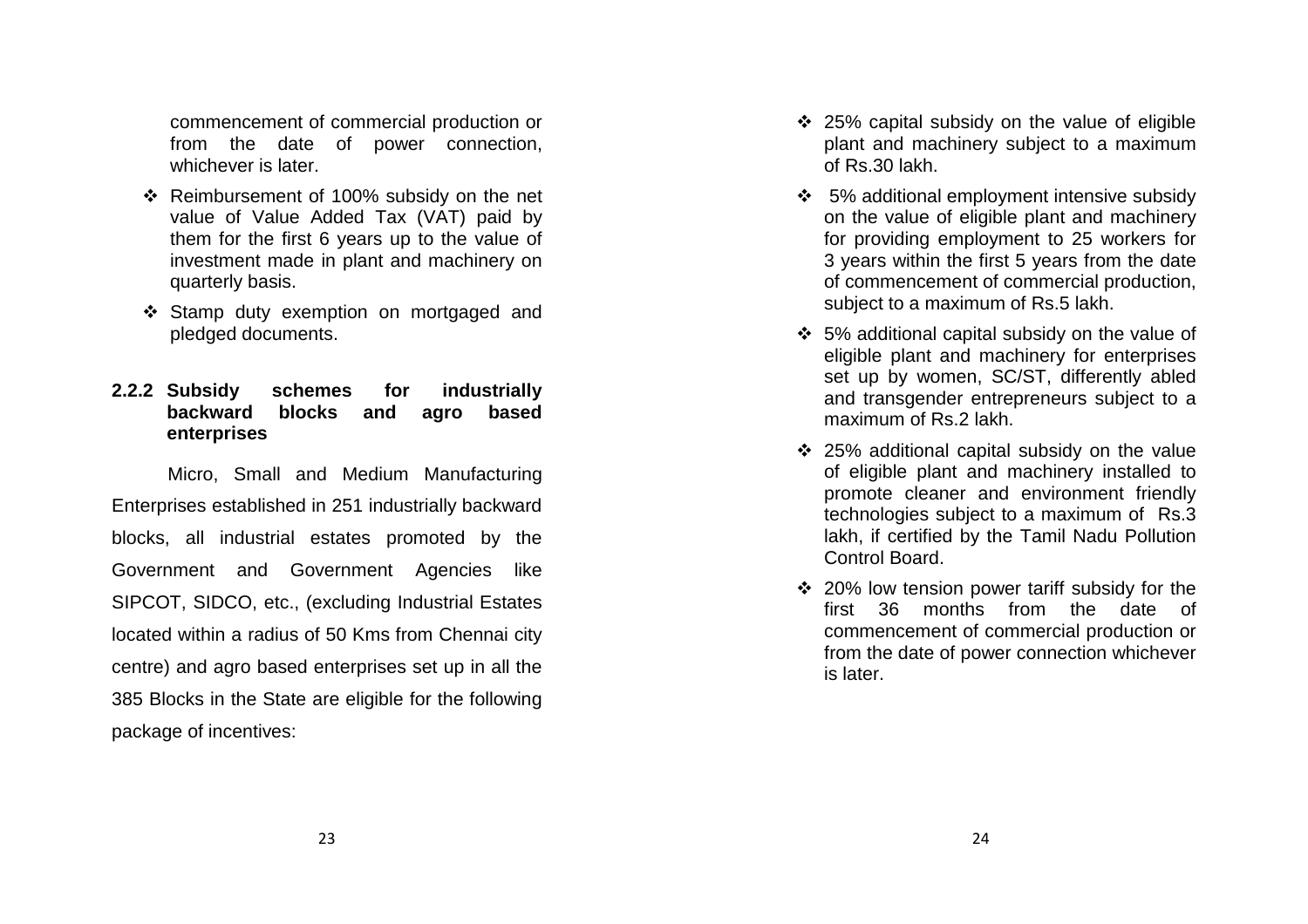commencement of commercial production or from the date of power connection, whichever is later.

- Reimbursement of 100% subsidy on the net value of Value Added Tax (VAT) paid by them for the first 6 years up to the value of investment made in plant and machinery on quarterly basis.
- Stamp duty exemption on mortgaged and pledged documents.

### 2.2.2 Subsidy schemes for industrially backward blocks and agro based enterprises

Micro, Small and Medium Manufacturing Enterprises established in 251 industrially backward blocks, all industrial estates promoted by the Government and Government Agencies like SIPCOT, SIDCO, etc., (excluding Industrial Estates located within a radius of 50 Kms from Chennai city centre) and agro based enterprises set up in all the 385 Blocks in the State are eligible for the following package of incentives:

- 25% capital subsidy on the value of eligible plant and machinery subject to a maximum of Rs.30 lakh.
- 5% additional employment intensive subsidy on the value of eligible plant and machinery for providing employment to 25 workers for 3 years within the first 5 years from the date of commencement of commercial production, subject to a maximum of Rs.5 lakh.
- 5% additional capital subsidy on the value of eligible plant and machinery for enterprises set up by women, SC/ST, differently abled and transgender entrepreneurs subject to a maximum of Rs.2 lakh.
- 25% additional capital subsidy on the value of eligible plant and machinery installed to promote cleaner and environment friendly technologies subject to a maximum of Rs.3 lakh, if certified by the Tamil Nadu Pollution Control Board.
- 20% low tension power tariff subsidy for the first 36 months from the date of commencement of commercial production or from the date of power connection whichever is later.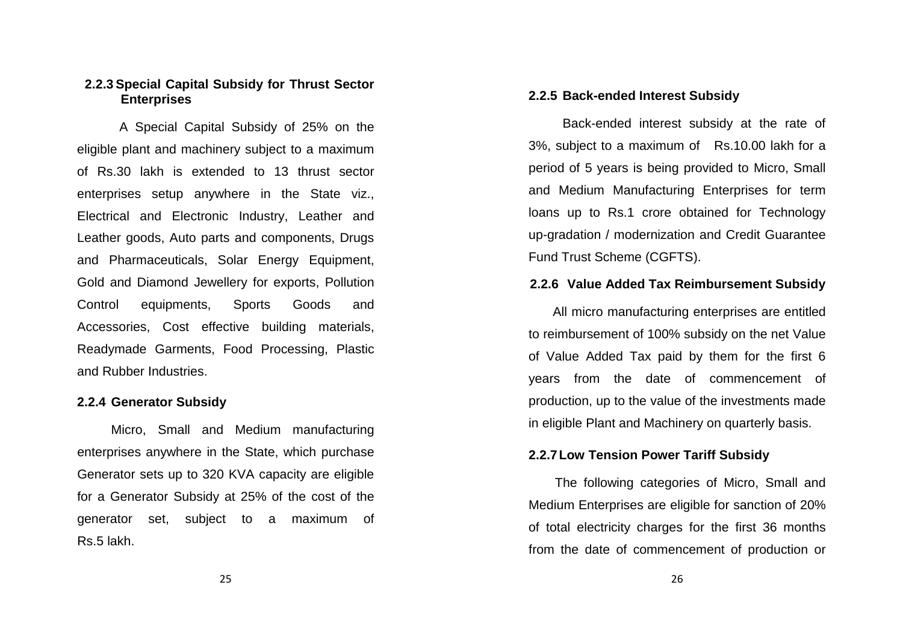### 2.2.3 Special Capital Subsidy for Thrust Sector Enterprises

A Special Capital Subsidy of 25% on the eligible plant and machinery subject to a maximum of Rs.30 lakh is extended to 13 thrust sector enterprises setup anywhere in the State viz., Electrical and Electronic Industry, Leather and Leather goods, Auto parts and components, Drugs and Pharmaceuticals, Solar Energy Equipment, Gold and Diamond Jewellery for exports, Pollution Control equipments, Sports Goods and Accessories, Cost effective building materials, Readymade Garments, Food Processing, Plastic and Rubber Industries.

### 2.2.4 Generator Subsidy

Micro, Small and Medium manufacturing enterprises anywhere in the State, which purchase Generator sets up to 320 KVA capacity are eligible for a Generator Subsidy at 25% of the cost of the generator set, subject to a maximum of Rs.5 lakh.

### 2.2.5 Back-ended Interest Subsidy

Back-ended interest subsidy at the rate of 3%, subject to a maximum of Rs.10.00 lakh for a period of 5 years is being provided to Micro, Small and Medium Manufacturing Enterprises for term loans up to Rs.1 crore obtained for Technology up-gradation / modernization and Credit Guarantee Fund Trust Scheme (CGFTS).

### 2.2.6 Value Added Tax Reimbursement Subsidy

All micro manufacturing enterprises are entitled to reimbursement of 100% subsidy on the net Value of Value Added Tax paid by them for the first 6 years from the date of commencement of production, up to the value of the investments made in eligible Plant and Machinery on quarterly basis.

### 2.2.7 Low Tension Power Tariff Subsidy

The following categories of Micro, Small and Medium Enterprises are eligible for sanction of 20% of total electricity charges for the first 36 months from the date of commencement of production or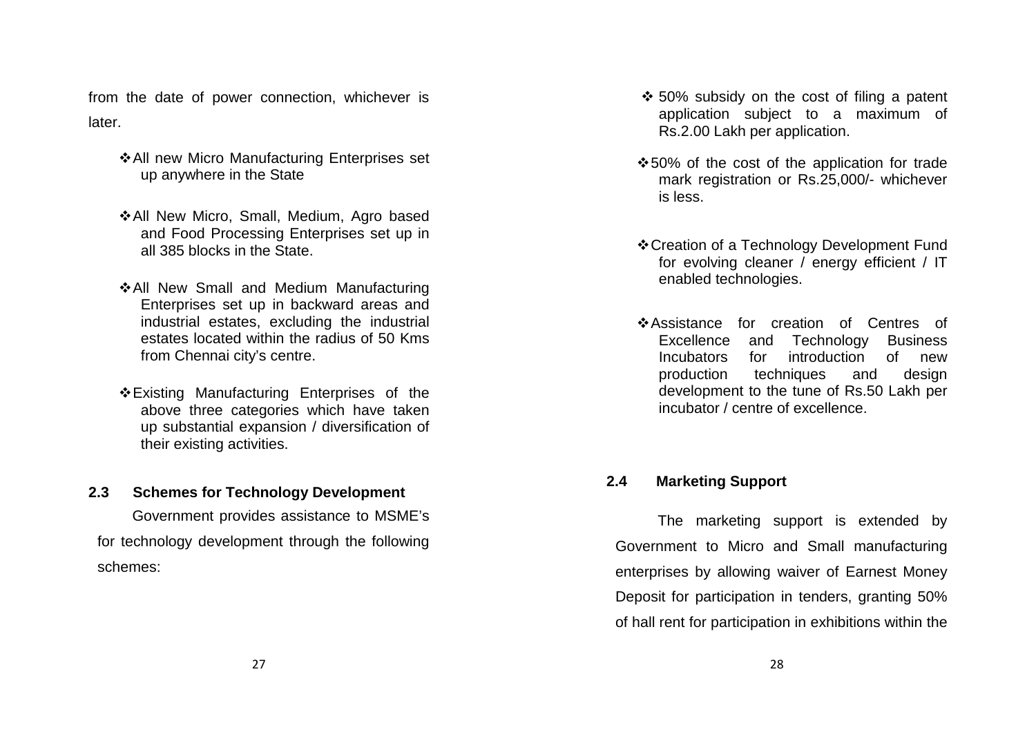from the date of power connection, whichever is later.

- All new Micro Manufacturing Enterprises set up anywhere in the State

- All New Micro, Small, Medium, Agro based and Food Processing Enterprises set up in all 385 blocks in the State.

- All New Small and Medium Manufacturing Enterprises set up in backward areas and industrial estates, excluding the industrial estates located within the radius of 50 Kms from Chennai city's centre.

- Existing Manufacturing Enterprises of the above three categories which have taken up substantial expansion / diversification of their existing activities.

### 2.3 Schemes for Technology Development

Government provides assistance to MSME's for technology development through the following schemes:

- 50% subsidy on the cost of filing a patent application subject to a maximum of Rs.2.00 Lakh per application.

- 50% of the cost of the application for trade mark registration or Rs.25,000/- whichever is less.

- Creation of a Technology Development Fund for evolving cleaner / energy efficient / IT enabled technologies.

- Assistance for creation of Centres of Excellence and Technology Business Incubators for introduction of new production techniques and design development to the tune of Rs.50 Lakh per incubator / centre of excellence.

### 2.4 Marketing Support

The marketing support is extended by Government to Micro and Small manufacturing enterprises by allowing waiver of Earnest Money Deposit for participation in tenders, granting 50% of hall rent for participation in exhibitions within the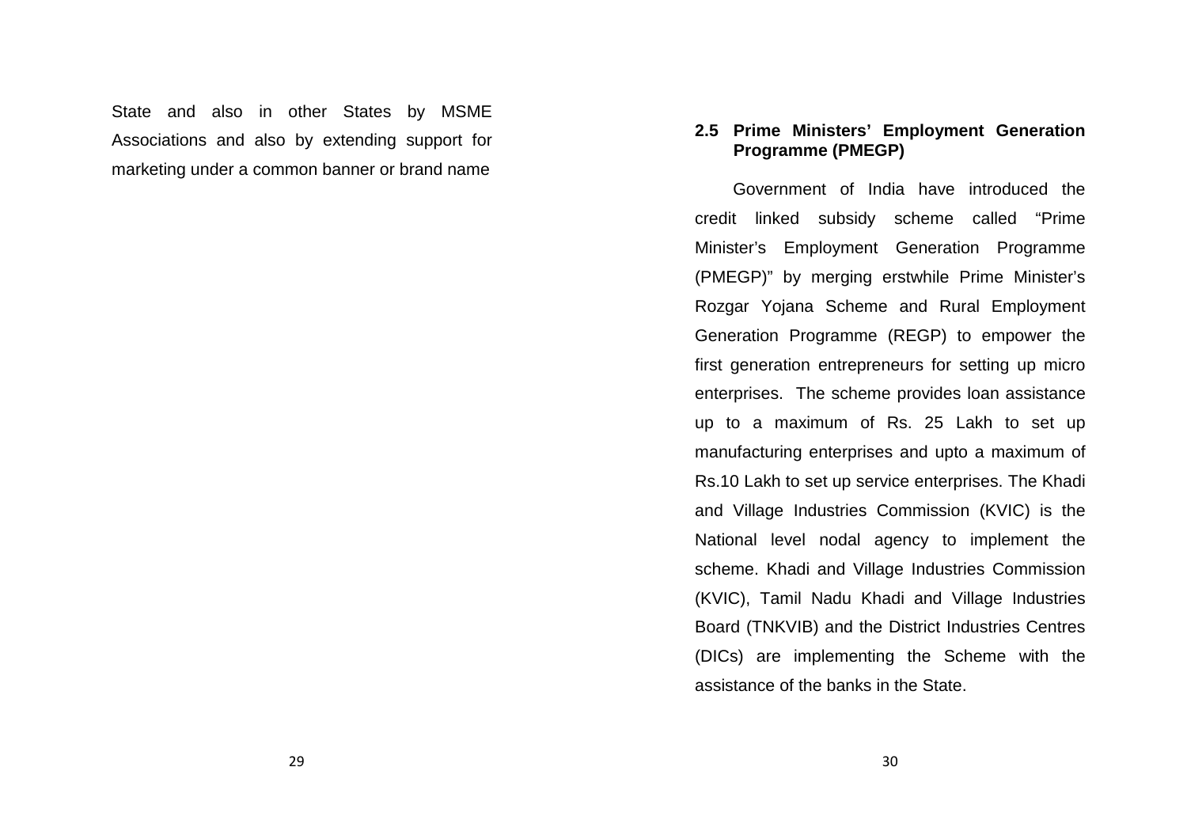State and also in other States by MSME Associations and also by extending support for marketing under a common banner or brand name

### 2.5 Prime Ministers' Employment Generation Programme (PMEGP)

Government of India have introduced the credit linked subsidy scheme called "Prime Minister's Employment Generation Programme (PMEGP)" by merging erstwhile Prime Minister's Rozgar Yojana Scheme and Rural Employment Generation Programme (REGP) to empower the first generation entrepreneurs for setting up micro enterprises. The scheme provides loan assistance up to a maximum of Rs. 25 Lakh to set up manufacturing enterprises and upto a maximum of Rs.10 Lakh to set up service enterprises. The Khadi and Village Industries Commission (KVIC) is the National level nodal agency to implement the scheme. Khadi and Village Industries Commission (KVIC), Tamil Nadu Khadi and Village Industries Board (TNKVIB) and the District Industries Centres (DICs) are implementing the Scheme with the assistance of the banks in the State.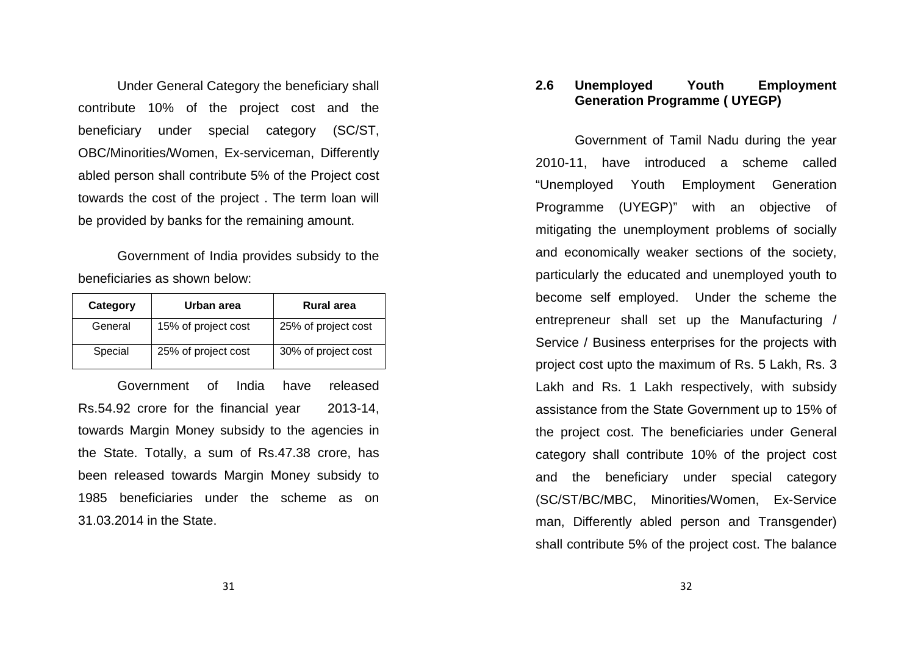Under General Category the beneficiary shall contribute 10% of the project cost and the beneficiary under special category (SC/ST, OBC/Minorities/Women, Ex-serviceman, Differently abled person shall contribute 5% of the Project cost towards the cost of the project . The term loan will be provided by banks for the remaining amount.

Government of India provides subsidy to the beneficiaries as shown below:

| Category | Urban area | Rural area |
|---|---|---|
| General | 15% of project cost | 25% of project cost |
| Special | 25% of project cost | 30% of project cost |

Government of India have released Rs.54.92 crore for the financial year 2013-14, towards Margin Money subsidy to the agencies in the State. Totally, a sum of Rs.47.38 crore, has been released towards Margin Money subsidy to 1985 beneficiaries under the scheme as on 31.03.2014 in the State.

## 2.6 Unemployed Youth Employment Generation Programme ( UYEGP)

Government of Tamil Nadu during the year 2010-11, have introduced a scheme called "Unemployed Youth Employment Generation Programme (UYEGP)" with an objective of mitigating the unemployment problems of socially and economically weaker sections of the society, particularly the educated and unemployed youth to become self employed. Under the scheme the entrepreneur shall set up the Manufacturing / Service / Business enterprises for the projects with project cost upto the maximum of Rs. 5 Lakh, Rs. 3 Lakh and Rs. 1 Lakh respectively, with subsidy assistance from the State Government up to 15% of the project cost. The beneficiaries under General category shall contribute 10% of the project cost and the beneficiary under special category (SC/ST/BC/MBC, Minorities/Women, Ex-Service man, Differently abled person and Transgender) shall contribute 5% of the project cost. The balance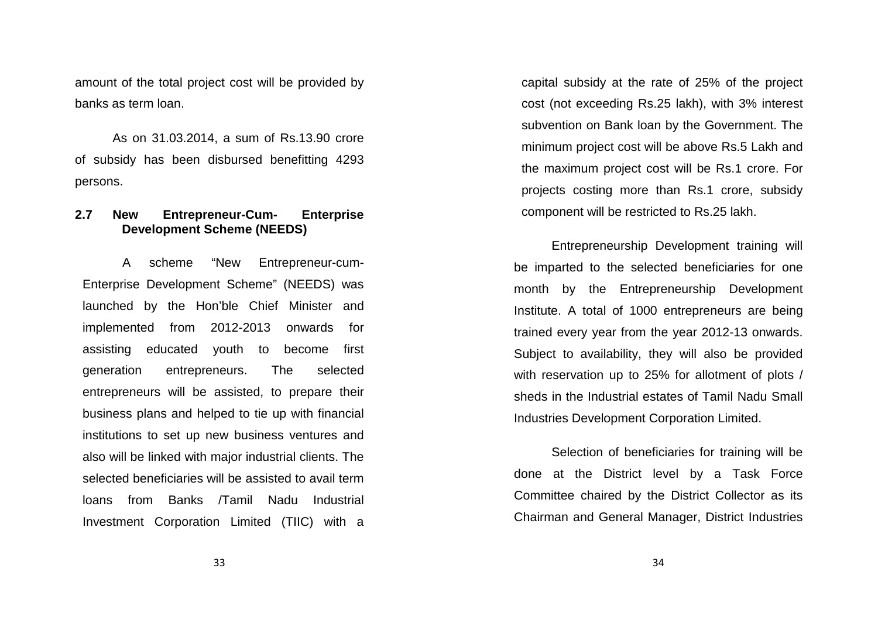amount of the total project cost will be provided by banks as term loan.

As on 31.03.2014, a sum of Rs.13.90 crore of subsidy has been disbursed benefitting 4293 persons.

**2.7 New Entrepreneur-Cum- Enterprise Development Scheme (NEEDS)**

A scheme “New Entrepreneur-cum-Enterprise Development Scheme” (NEEDS) was launched by the Hon’ble Chief Minister and implemented from 2012-2013 onwards for assisting educated youth to become first generation entrepreneurs. The selected entrepreneurs will be assisted, to prepare their business plans and helped to tie up with financial institutions to set up new business ventures and also will be linked with major industrial clients. The selected beneficiaries will be assisted to avail term loans from Banks /Tamil Nadu Industrial Investment Corporation Limited (TIIC) with a capital subsidy at the rate of 25% of the project cost (not exceeding Rs.25 lakh), with 3% interest subvention on Bank loan by the Government. The minimum project cost will be above Rs.5 Lakh and the maximum project cost will be Rs.1 crore. For projects costing more than Rs.1 crore, subsidy component will be restricted to Rs.25 lakh.

Entrepreneurship Development training will be imparted to the selected beneficiaries for one month by the Entrepreneurship Development Institute. A total of 1000 entrepreneurs are being trained every year from the year 2012-13 onwards. Subject to availability, they will also be provided with reservation up to 25% for allotment of plots / sheds in the Industrial estates of Tamil Nadu Small Industries Development Corporation Limited.

Selection of beneficiaries for training will be done at the District level by a Task Force Committee chaired by the District Collector as its Chairman and General Manager, District Industries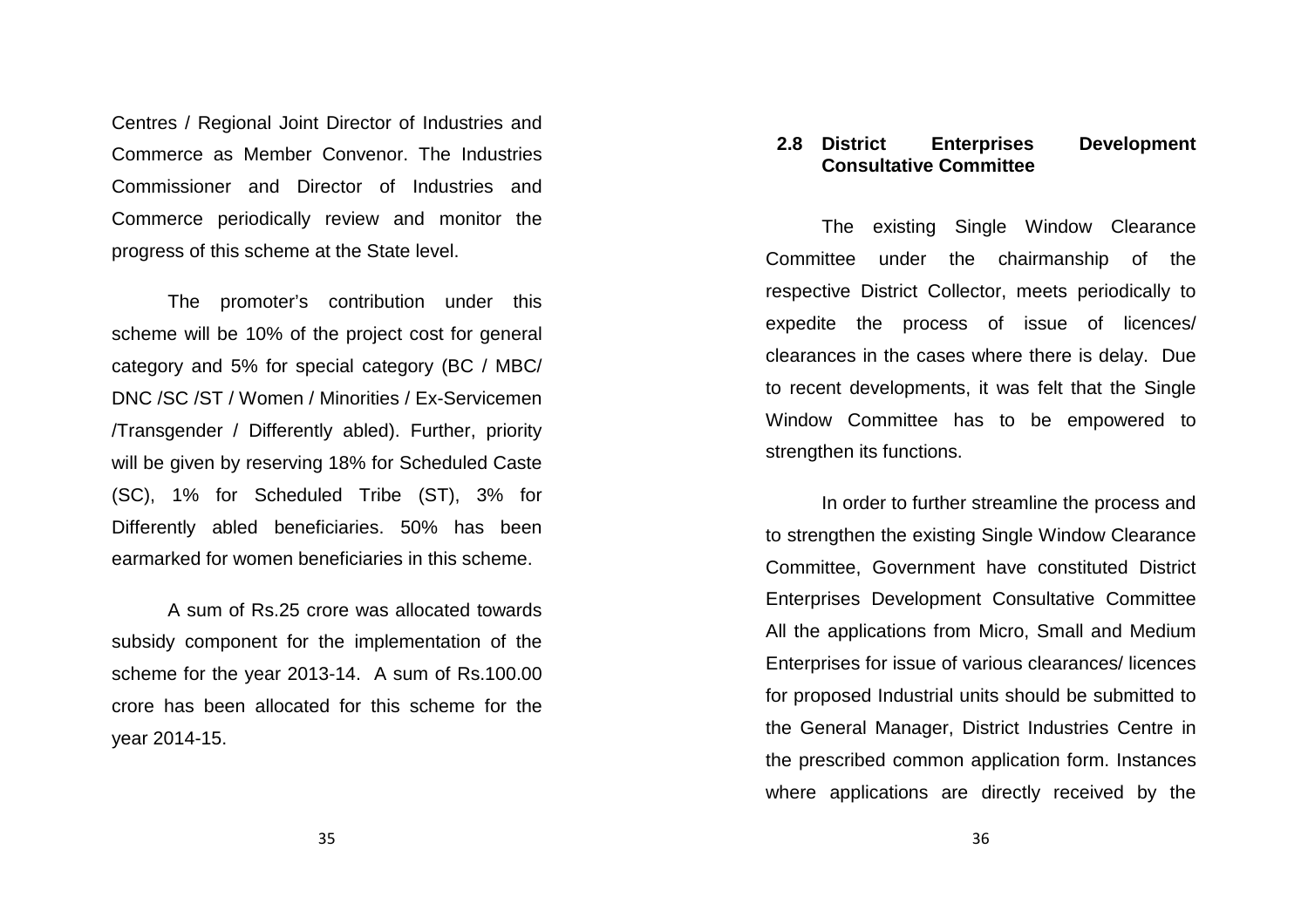Centres / Regional Joint Director of Industries and Commerce as Member Convenor. The Industries Commissioner and Director of Industries and Commerce periodically review and monitor the progress of this scheme at the State level.

The promoter's contribution under this scheme will be 10% of the project cost for general category and 5% for special category (BC / MBC/ DNC /SC /ST / Women / Minorities / Ex-Servicemen /Transgender / Differently abled). Further, priority will be given by reserving 18% for Scheduled Caste (SC), 1% for Scheduled Tribe (ST), 3% for Differently abled beneficiaries. 50% has been earmarked for women beneficiaries in this scheme.

A sum of Rs.25 crore was allocated towards subsidy component for the implementation of the scheme for the year 2013-14. A sum of Rs.100.00 crore has been allocated for this scheme for the year 2014-15.

### 2.8 District Enterprises Development Consultative Committee

The existing Single Window Clearance Committee under the chairmanship of the respective District Collector, meets periodically to expedite the process of issue of licences/ clearances in the cases where there is delay. Due to recent developments, it was felt that the Single Window Committee has to be empowered to strengthen its functions.

In order to further streamline the process and to strengthen the existing Single Window Clearance Committee, Government have constituted District Enterprises Development Consultative Committee All the applications from Micro, Small and Medium Enterprises for issue of various clearances/ licences for proposed Industrial units should be submitted to the General Manager, District Industries Centre in the prescribed common application form. Instances where applications are directly received by the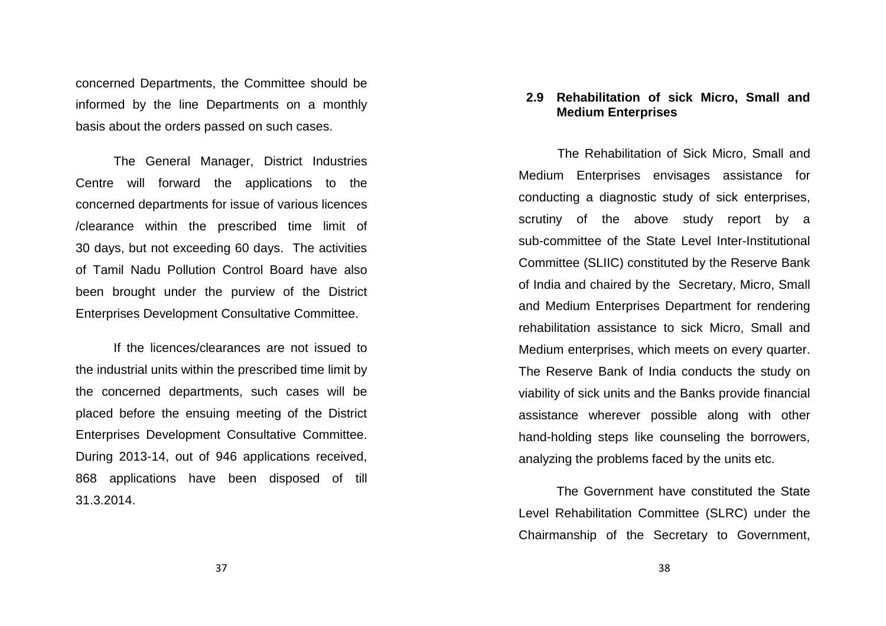concerned Departments, the Committee should be informed by the line Departments on a monthly basis about the orders passed on such cases.

The General Manager, District Industries Centre will forward the applications to the concerned departments for issue of various licences /clearance within the prescribed time limit of 30 days, but not exceeding 60 days. The activities of Tamil Nadu Pollution Control Board have also been brought under the purview of the District Enterprises Development Consultative Committee.

If the licences/clearances are not issued to the industrial units within the prescribed time limit by the concerned departments, such cases will be placed before the ensuing meeting of the District Enterprises Development Consultative Committee. During 2013-14, out of 946 applications received, 868 applications have been disposed of till 31.3.2014.

## 2.9 Rehabilitation of sick Micro, Small and Medium Enterprises

The Rehabilitation of Sick Micro, Small and Medium Enterprises envisages assistance for conducting a diagnostic study of sick enterprises, scrutiny of the above study report by a sub-committee of the State Level Inter-Institutional Committee (SLIIC) constituted by the Reserve Bank of India and chaired by the Secretary, Micro, Small and Medium Enterprises Department for rendering rehabilitation assistance to sick Micro, Small and Medium enterprises, which meets on every quarter. The Reserve Bank of India conducts the study on viability of sick units and the Banks provide financial assistance wherever possible along with other hand-holding steps like counseling the borrowers, analyzing the problems faced by the units etc.

The Government have constituted the State Level Rehabilitation Committee (SLRC) under the Chairmanship of the Secretary to Government,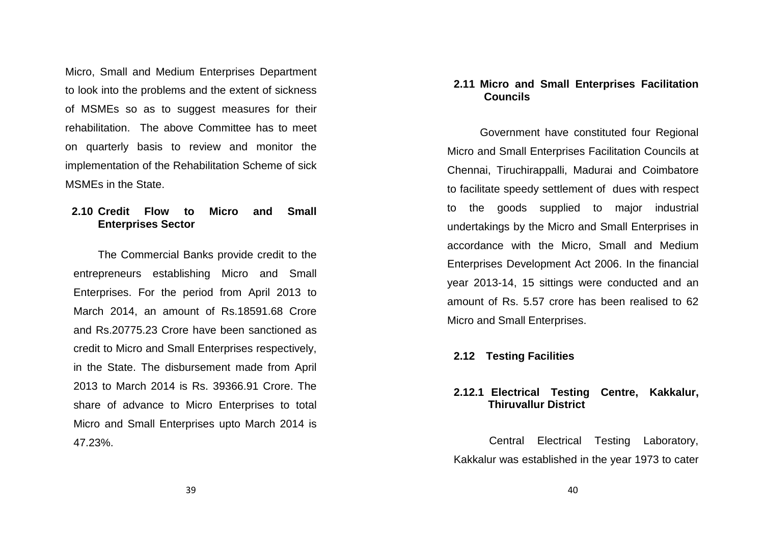Micro, Small and Medium Enterprises Department to look into the problems and the extent of sickness of MSMEs so as to suggest measures for their rehabilitation. The above Committee has to meet on quarterly basis to review and monitor the implementation of the Rehabilitation Scheme of sick MSMEs in the State.

## 2.10 Credit Flow to Micro and Small Enterprises Sector

The Commercial Banks provide credit to the entrepreneurs establishing Micro and Small Enterprises. For the period from April 2013 to March 2014, an amount of Rs.18591.68 Crore and Rs.20775.23 Crore have been sanctioned as credit to Micro and Small Enterprises respectively, in the State. The disbursement made from April 2013 to March 2014 is Rs. 39366.91 Crore. The share of advance to Micro Enterprises to total Micro and Small Enterprises upto March 2014 is 47.23%.

## 2.11 Micro and Small Enterprises Facilitation Councils

Government have constituted four Regional Micro and Small Enterprises Facilitation Councils at Chennai, Tiruchirappalli, Madurai and Coimbatore to facilitate speedy settlement of dues with respect to the goods supplied to major industrial undertakings by the Micro and Small Enterprises in accordance with the Micro, Small and Medium Enterprises Development Act 2006. In the financial year 2013-14, 15 sittings were conducted and an amount of Rs. 5.57 crore has been realised to 62 Micro and Small Enterprises.

## 2.12 Testing Facilities

### 2.12.1 Electrical Testing Centre, Kakkalur, Thiruvallur District

Central Electrical Testing Laboratory, Kakkalur was established in the year 1973 to cater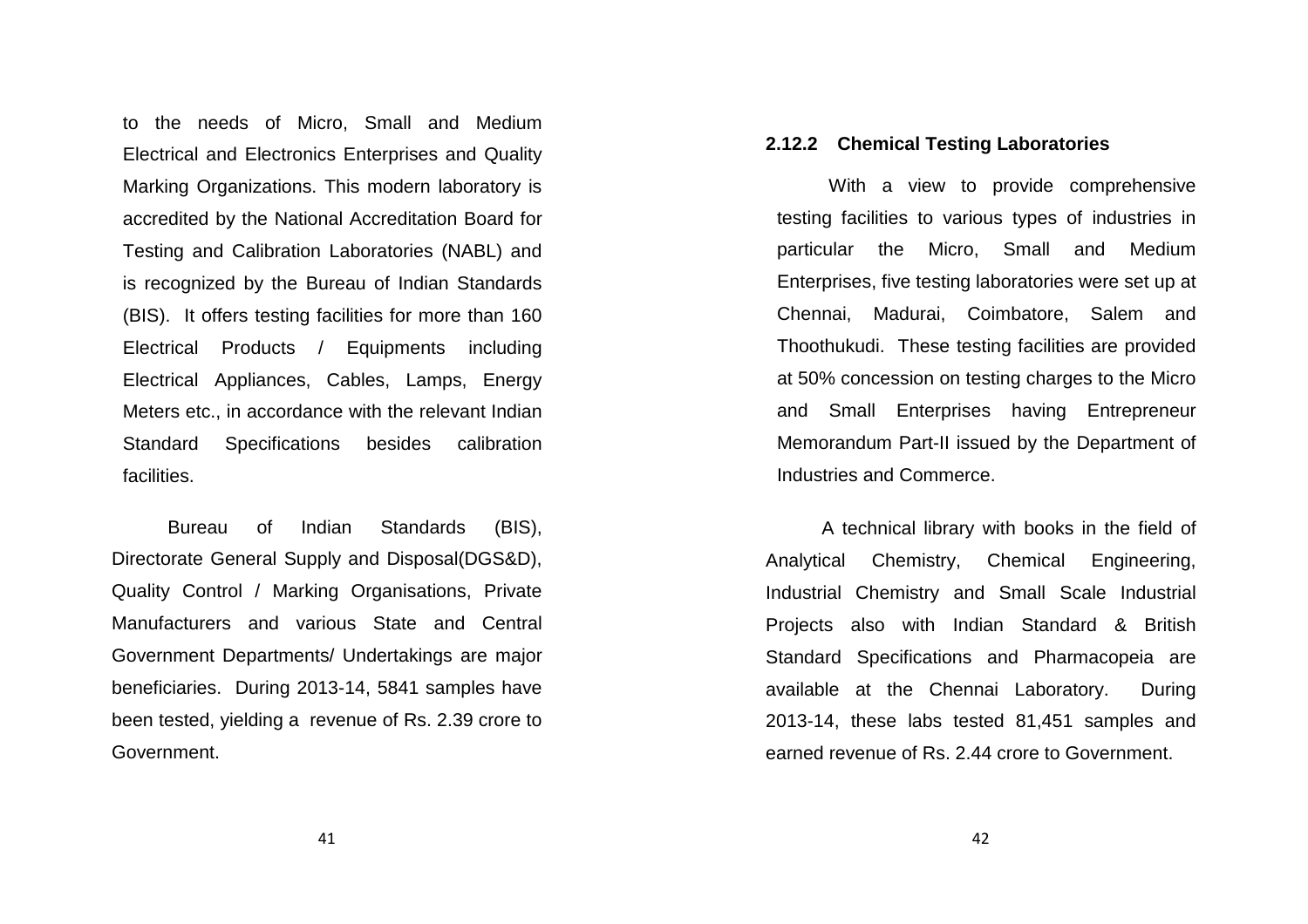to the needs of Micro, Small and Medium Electrical and Electronics Enterprises and Quality Marking Organizations. This modern laboratory is accredited by the National Accreditation Board for Testing and Calibration Laboratories (NABL) and is recognized by the Bureau of Indian Standards (BIS). It offers testing facilities for more than 160 Electrical Products / Equipments including Electrical Appliances, Cables, Lamps, Energy Meters etc., in accordance with the relevant Indian Standard Specifications besides calibration facilities.

Bureau of Indian Standards (BIS), Directorate General Supply and Disposal(DGS&D), Quality Control / Marking Organisations, Private Manufacturers and various State and Central Government Departments/ Undertakings are major beneficiaries. During 2013-14, 5841 samples have been tested, yielding a revenue of Rs. 2.39 crore to Government.

### 2.12.2 Chemical Testing Laboratories

With a view to provide comprehensive testing facilities to various types of industries in particular the Micro, Small and Medium Enterprises, five testing laboratories were set up at Chennai, Madurai, Coimbatore, Salem and Thoothukudi. These testing facilities are provided at 50% concession on testing charges to the Micro and Small Enterprises having Entrepreneur Memorandum Part-II issued by the Department of Industries and Commerce.

A technical library with books in the field of Analytical Chemistry, Chemical Engineering, Industrial Chemistry and Small Scale Industrial Projects also with Indian Standard & British Standard Specifications and Pharmacopeia are available at the Chennai Laboratory. During 2013-14, these labs tested 81,451 samples and earned revenue of Rs. 2.44 crore to Government.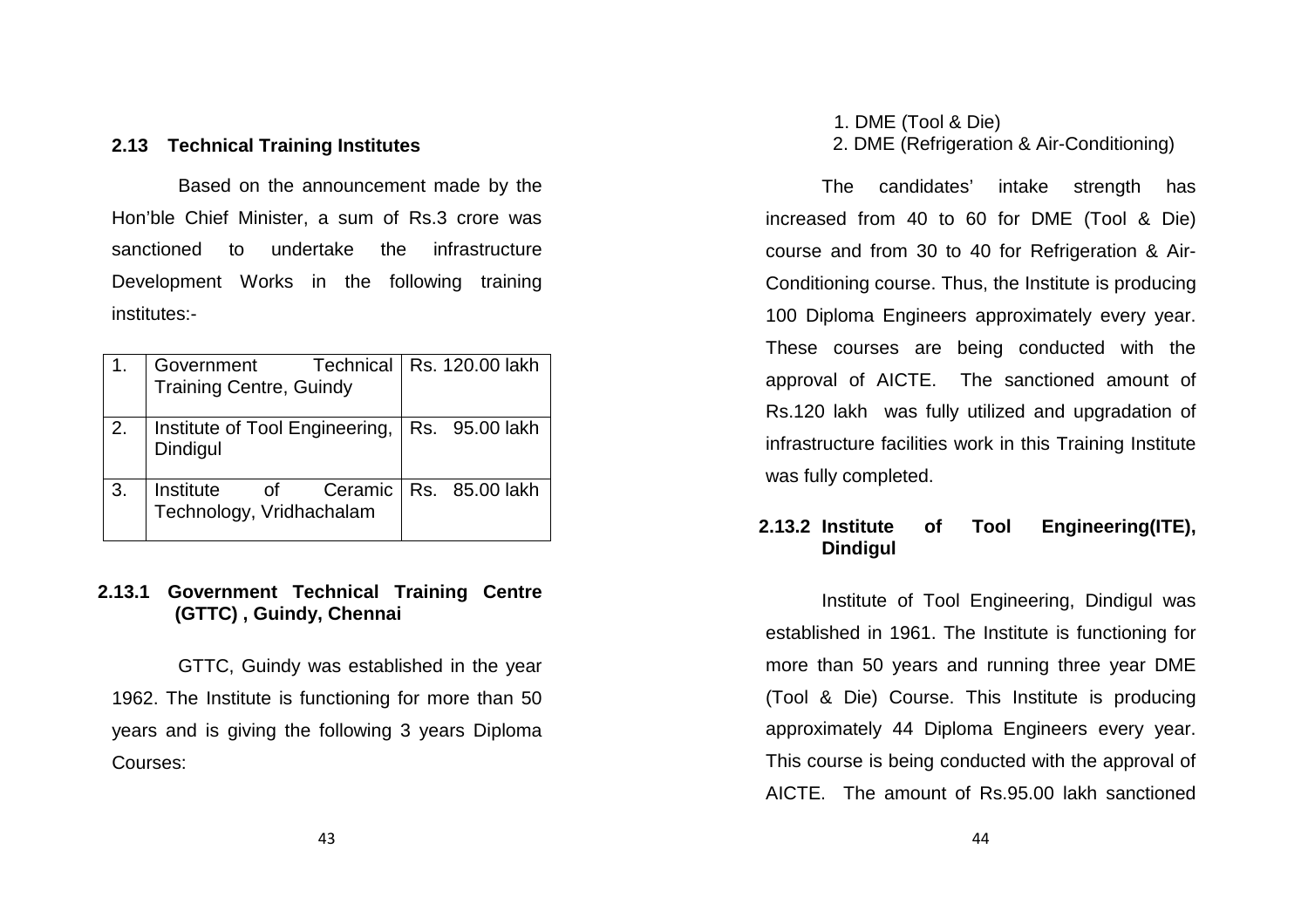### 2.13 Technical Training Institutes

Based on the announcement made by the Hon'ble Chief Minister, a sum of Rs.3 crore was sanctioned to undertake the infrastructure Development Works in the following training institutes:-

| | | |
|---|---|---|
| 1. | Government Technical Training Centre, Guindy | Rs. 120.00 lakh |
| 2. | Institute of Tool Engineering, Dindigul | Rs. 95.00 lakh |
| 3. | Institute of Ceramic Technology, Vridhachalam | Rs. 85.00 lakh |

#### 2.13.1 Government Technical Training Centre (GTTC) , Guindy, Chennai

GTTC, Guindy was established in the year 1962. The Institute is functioning for more than 50 years and is giving the following 3 years Diploma Courses:

1. DME (Tool & Die)
2. DME (Refrigeration & Air-Conditioning)

The candidates' intake strength has increased from 40 to 60 for DME (Tool & Die) course and from 30 to 40 for Refrigeration & Air-Conditioning course. Thus, the Institute is producing 100 Diploma Engineers approximately every year. These courses are being conducted with the approval of AICTE. The sanctioned amount of Rs.120 lakh was fully utilized and upgradation of infrastructure facilities work in this Training Institute was fully completed.

#### 2.13.2 Institute of Tool Engineering(ITE), Dindigul

Institute of Tool Engineering, Dindigul was established in 1961. The Institute is functioning for more than 50 years and running three year DME (Tool & Die) Course. This Institute is producing approximately 44 Diploma Engineers every year. This course is being conducted with the approval of AICTE. The amount of Rs.95.00 lakh sanctioned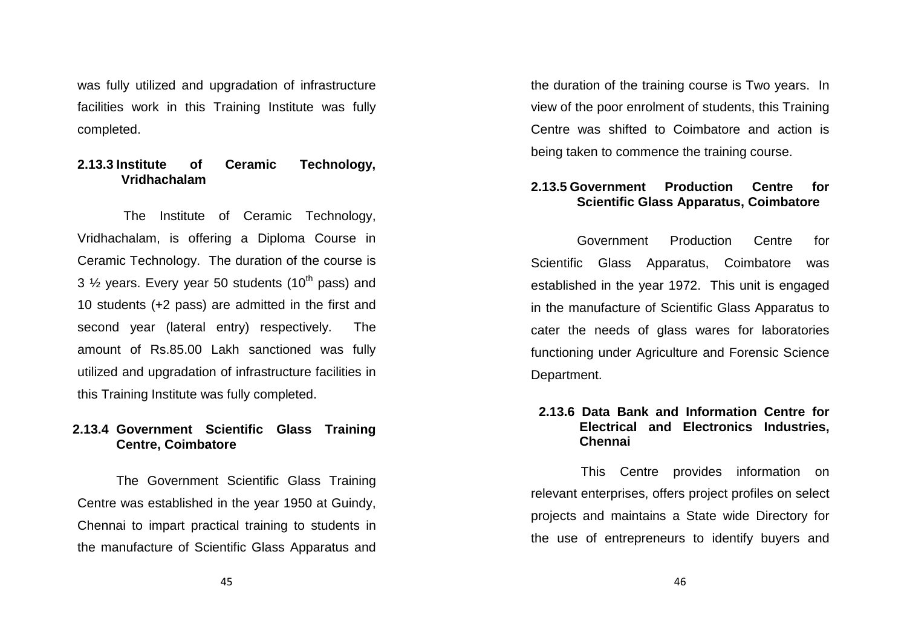was fully utilized and upgradation of infrastructure facilities work in this Training Institute was fully completed.

### 2.13.3 Institute of Ceramic Technology, Vridhachalam

The Institute of Ceramic Technology, Vridhachalam, is offering a Diploma Course in Ceramic Technology. The duration of the course is 3 ½ years. Every year 50 students (10$^{th}$ pass) and 10 students (+2 pass) are admitted in the first and second year (lateral entry) respectively. The amount of Rs.85.00 Lakh sanctioned was fully utilized and upgradation of infrastructure facilities in this Training Institute was fully completed.

### 2.13.4 Government Scientific Glass Training Centre, Coimbatore

The Government Scientific Glass Training Centre was established in the year 1950 at Guindy, Chennai to impart practical training to students in the manufacture of Scientific Glass Apparatus and the duration of the training course is Two years. In view of the poor enrolment of students, this Training Centre was shifted to Coimbatore and action is being taken to commence the training course.

### 2.13.5 Government Production Centre for Scientific Glass Apparatus, Coimbatore

Government Production Centre for Scientific Glass Apparatus, Coimbatore was established in the year 1972. This unit is engaged in the manufacture of Scientific Glass Apparatus to cater the needs of glass wares for laboratories functioning under Agriculture and Forensic Science Department.

### 2.13.6 Data Bank and Information Centre for Electrical and Electronics Industries, Chennai

This Centre provides information on relevant enterprises, offers project profiles on select projects and maintains a State wide Directory for the use of entrepreneurs to identify buyers and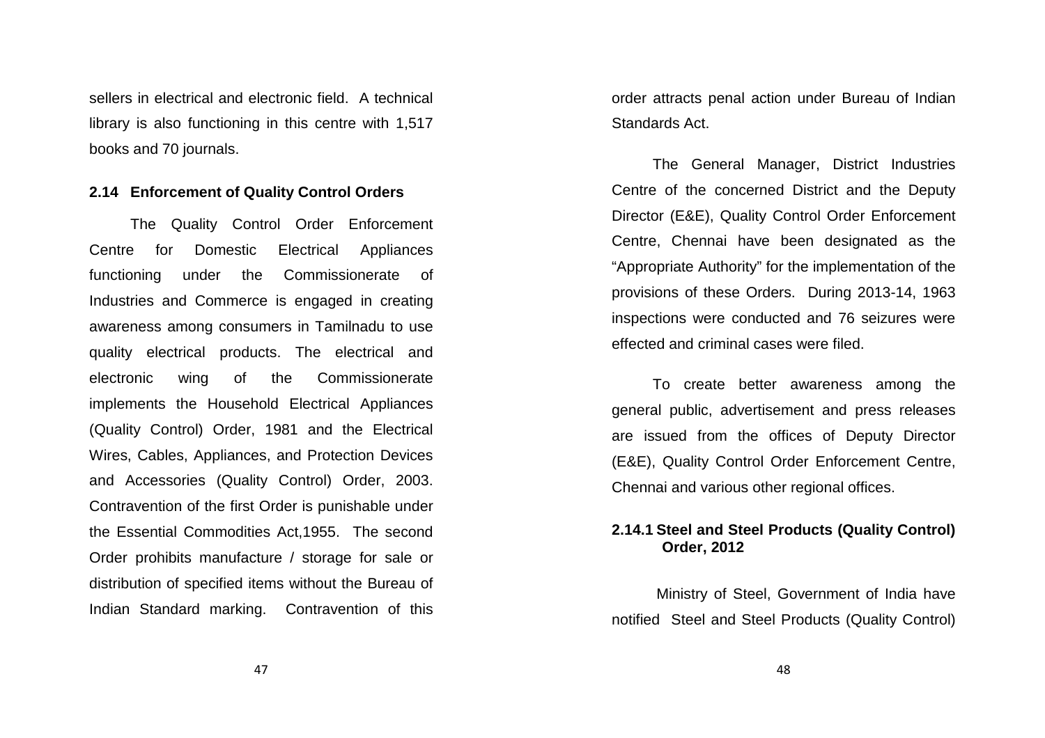sellers in electrical and electronic field. A technical library is also functioning in this centre with 1,517 books and 70 journals.

### 2.14 Enforcement of Quality Control Orders

The Quality Control Order Enforcement Centre for Domestic Electrical Appliances functioning under the Commissionerate of Industries and Commerce is engaged in creating awareness among consumers in Tamilnadu to use quality electrical products. The electrical and electronic wing of the Commissionerate implements the Household Electrical Appliances (Quality Control) Order, 1981 and the Electrical Wires, Cables, Appliances, and Protection Devices and Accessories (Quality Control) Order, 2003. Contravention of the first Order is punishable under the Essential Commodities Act,1955. The second Order prohibits manufacture / storage for sale or distribution of specified items without the Bureau of Indian Standard marking. Contravention of this order attracts penal action under Bureau of Indian Standards Act.

The General Manager, District Industries Centre of the concerned District and the Deputy Director (E&E), Quality Control Order Enforcement Centre, Chennai have been designated as the "Appropriate Authority" for the implementation of the provisions of these Orders. During 2013-14, 1963 inspections were conducted and 76 seizures were effected and criminal cases were filed.

To create better awareness among the general public, advertisement and press releases are issued from the offices of Deputy Director (E&E), Quality Control Order Enforcement Centre, Chennai and various other regional offices.

#### 2.14.1 Steel and Steel Products (Quality Control) Order, 2012

Ministry of Steel, Government of India have notified Steel and Steel Products (Quality Control)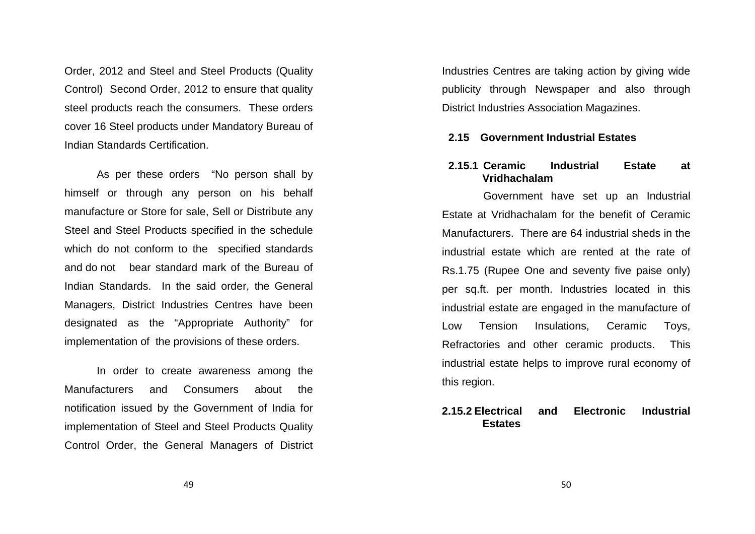Order, 2012 and Steel and Steel Products (Quality Control) Second Order, 2012 to ensure that quality steel products reach the consumers. These orders cover 16 Steel products under Mandatory Bureau of Indian Standards Certification.

As per these orders "No person shall by himself or through any person on his behalf manufacture or Store for sale, Sell or Distribute any Steel and Steel Products specified in the schedule which do not conform to the specified standards and do not bear standard mark of the Bureau of Indian Standards. In the said order, the General Managers, District Industries Centres have been designated as the "Appropriate Authority" for implementation of the provisions of these orders.

In order to create awareness among the Manufacturers and Consumers about the notification issued by the Government of India for implementation of Steel and Steel Products Quality Control Order, the General Managers of District Industries Centres are taking action by giving wide publicity through Newspaper and also through District Industries Association Magazines.

## 2.15 Government Industrial Estates

### 2.15.1 Ceramic Industrial Estate at Vridhachalam

Government have set up an Industrial Estate at Vridhachalam for the benefit of Ceramic Manufacturers. There are 64 industrial sheds in the industrial estate which are rented at the rate of Rs.1.75 (Rupee One and seventy five paise only) per sq.ft. per month. Industries located in this industrial estate are engaged in the manufacture of Low Tension Insulations, Ceramic Toys, Refractories and other ceramic products. This industrial estate helps to improve rural economy of this region.

### 2.15.2 Electrical and Electronic Industrial Estates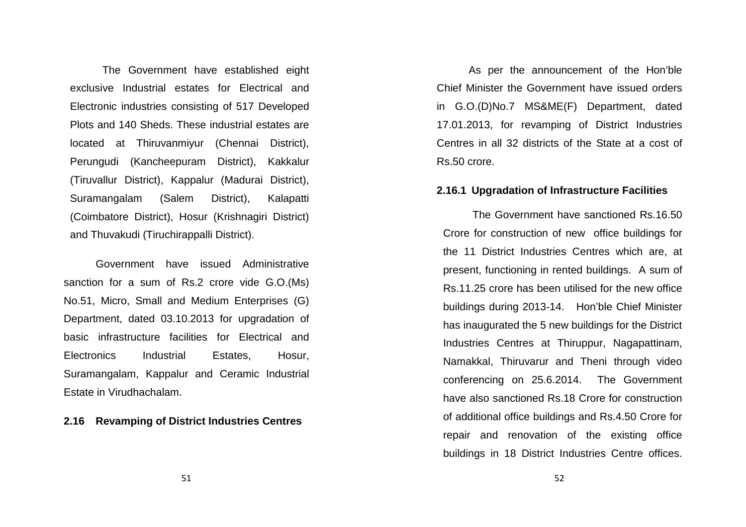The Government have established eight exclusive Industrial estates for Electrical and Electronic industries consisting of 517 Developed Plots and 140 Sheds. These industrial estates are located at Thiruvanmiyur (Chennai District), Perungudi (Kancheepuram District), Kakkalur (Tiruvallur District), Kappalur (Madurai District), Suramangalam (Salem District), Kalapatti (Coimbatore District), Hosur (Krishnagiri District) and Thuvakudi (Tiruchirappalli District).

Government have issued Administrative sanction for a sum of Rs.2 crore vide G.O.(Ms) No.51, Micro, Small and Medium Enterprises (G) Department, dated 03.10.2013 for upgradation of basic infrastructure facilities for Electrical and Electronics Industrial Estates, Hosur, Suramangalam, Kappalur and Ceramic Industrial Estate in Virudhachalam.

**2.16 Revamping of District Industries Centres**

As per the announcement of the Hon'ble Chief Minister the Government have issued orders in G.O.(D)No.7 MS&ME(F) Department, dated 17.01.2013, for revamping of District Industries Centres in all 32 districts of the State at a cost of Rs.50 crore.

**2.16.1 Upgradation of Infrastructure Facilities**

The Government have sanctioned Rs.16.50 Crore for construction of new office buildings for the 11 District Industries Centres which are, at present, functioning in rented buildings. A sum of Rs.11.25 crore has been utilised for the new office buildings during 2013-14. Hon'ble Chief Minister has inaugurated the 5 new buildings for the District Industries Centres at Thiruppur, Nagapattinam, Namakkal, Thiruvarur and Theni through video conferencing on 25.6.2014. The Government have also sanctioned Rs.18 Crore for construction of additional office buildings and Rs.4.50 Crore for repair and renovation of the existing office buildings in 18 District Industries Centre offices.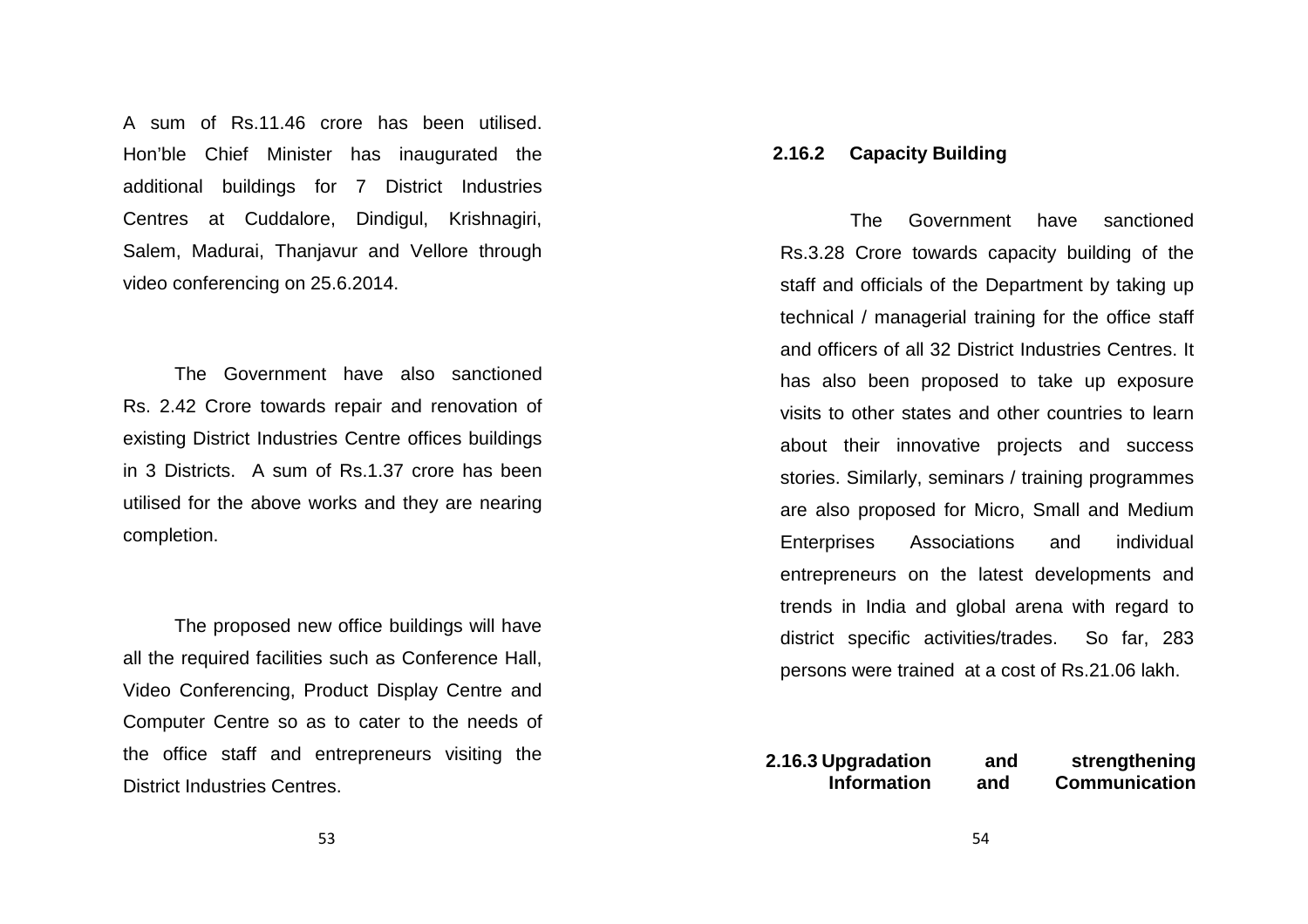A sum of Rs.11.46 crore has been utilised. Hon'ble Chief Minister has inaugurated the additional buildings for 7 District Industries Centres at Cuddalore, Dindigul, Krishnagiri, Salem, Madurai, Thanjavur and Vellore through video conferencing on 25.6.2014.

The Government have also sanctioned Rs. 2.42 Crore towards repair and renovation of existing District Industries Centre offices buildings in 3 Districts. A sum of Rs.1.37 crore has been utilised for the above works and they are nearing completion.

The proposed new office buildings will have all the required facilities such as Conference Hall, Video Conferencing, Product Display Centre and Computer Centre so as to cater to the needs of the office staff and entrepreneurs visiting the District Industries Centres.

**2.16.2 Capacity Building**

The Government have sanctioned Rs.3.28 Crore towards capacity building of the staff and officials of the Department by taking up technical / managerial training for the office staff and officers of all 32 District Industries Centres. It has also been proposed to take up exposure visits to other states and other countries to learn about their innovative projects and success stories. Similarly, seminars / training programmes are also proposed for Micro, Small and Medium Enterprises Associations and individual entrepreneurs on the latest developments and trends in India and global arena with regard to district specific activities/trades. So far, 283 persons were trained at a cost of Rs.21.06 lakh.

**2.16.3 Upgradation and strengthening Information and Communication**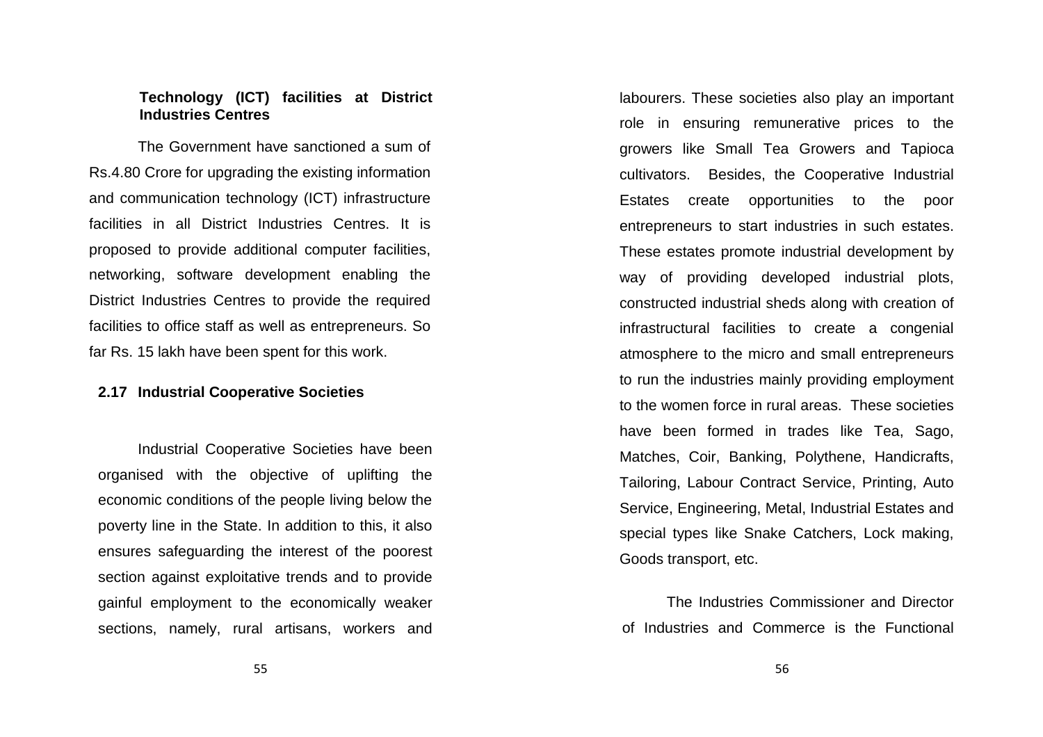**Technology (ICT) facilities at District Industries Centres**

The Government have sanctioned a sum of Rs.4.80 Crore for upgrading the existing information and communication technology (ICT) infrastructure facilities in all District Industries Centres. It is proposed to provide additional computer facilities, networking, software development enabling the District Industries Centres to provide the required facilities to office staff as well as entrepreneurs. So far Rs. 15 lakh have been spent for this work.

## 2.17 Industrial Cooperative Societies

Industrial Cooperative Societies have been organised with the objective of uplifting the economic conditions of the people living below the poverty line in the State. In addition to this, it also ensures safeguarding the interest of the poorest section against exploitative trends and to provide gainful employment to the economically weaker sections, namely, rural artisans, workers and labourers. These societies also play an important role in ensuring remunerative prices to the growers like Small Tea Growers and Tapioca cultivators. Besides, the Cooperative Industrial Estates create opportunities to the poor entrepreneurs to start industries in such estates. These estates promote industrial development by way of providing developed industrial plots, constructed industrial sheds along with creation of infrastructural facilities to create a congenial atmosphere to the micro and small entrepreneurs to run the industries mainly providing employment to the women force in rural areas. These societies have been formed in trades like Tea, Sago, Matches, Coir, Banking, Polythene, Handicrafts, Tailoring, Labour Contract Service, Printing, Auto Service, Engineering, Metal, Industrial Estates and special types like Snake Catchers, Lock making, Goods transport, etc.

The Industries Commissioner and Director of Industries and Commerce is the Functional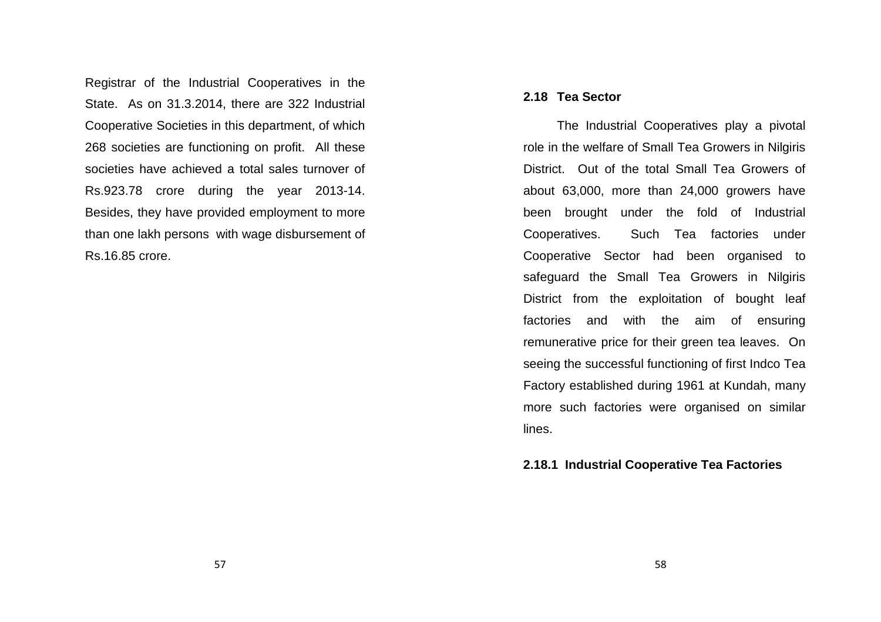Registrar of the Industrial Cooperatives in the State. As on 31.3.2014, there are 322 Industrial Cooperative Societies in this department, of which 268 societies are functioning on profit. All these societies have achieved a total sales turnover of Rs.923.78 crore during the year 2013-14. Besides, they have provided employment to more than one lakh persons with wage disbursement of Rs.16.85 crore.

## 2.18 Tea Sector

The Industrial Cooperatives play a pivotal role in the welfare of Small Tea Growers in Nilgiris District. Out of the total Small Tea Growers of about 63,000, more than 24,000 growers have been brought under the fold of Industrial Cooperatives. Such Tea factories under Cooperative Sector had been organised to safeguard the Small Tea Growers in Nilgiris District from the exploitation of bought leaf factories and with the aim of ensuring remunerative price for their green tea leaves. On seeing the successful functioning of first Indco Tea Factory established during 1961 at Kundah, many more such factories were organised on similar lines.

### 2.18.1 Industrial Cooperative Tea Factories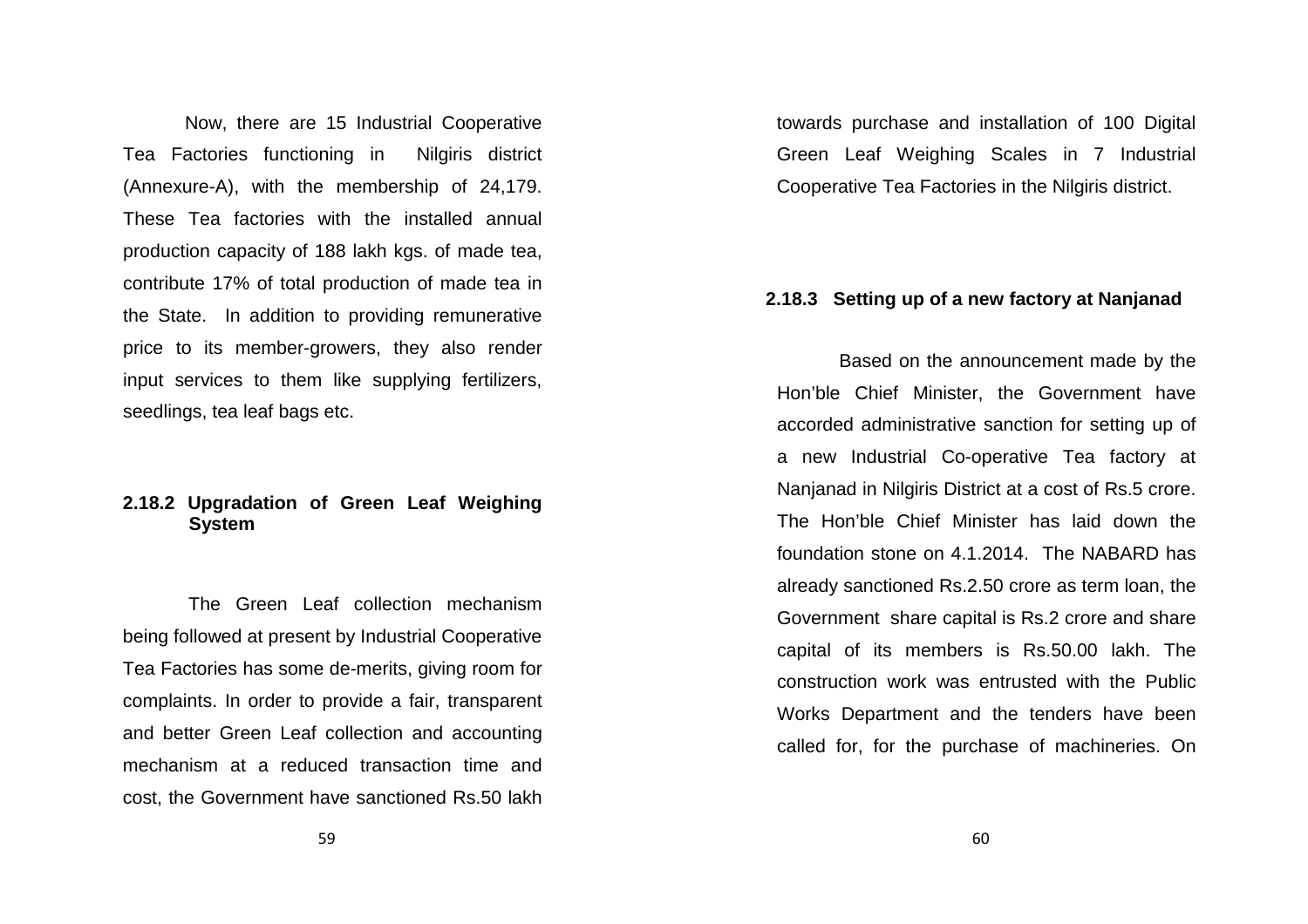Now, there are 15 Industrial Cooperative Tea Factories functioning in Nilgiris district (Annexure-A), with the membership of 24,179. These Tea factories with the installed annual production capacity of 188 lakh kgs. of made tea, contribute 17% of total production of made tea in the State. In addition to providing remunerative price to its member-growers, they also render input services to them like supplying fertilizers, seedlings, tea leaf bags etc.

### 2.18.2 Upgradation of Green Leaf Weighing System

The Green Leaf collection mechanism being followed at present by Industrial Cooperative Tea Factories has some de-merits, giving room for complaints. In order to provide a fair, transparent and better Green Leaf collection and accounting mechanism at a reduced transaction time and cost, the Government have sanctioned Rs.50 lakh towards purchase and installation of 100 Digital Green Leaf Weighing Scales in 7 Industrial Cooperative Tea Factories in the Nilgiris district.

### 2.18.3 Setting up of a new factory at Nanjanad

Based on the announcement made by the Hon'ble Chief Minister, the Government have accorded administrative sanction for setting up of a new Industrial Co-operative Tea factory at Nanjanad in Nilgiris District at a cost of Rs.5 crore. The Hon'ble Chief Minister has laid down the foundation stone on 4.1.2014. The NABARD has already sanctioned Rs.2.50 crore as term loan, the Government share capital is Rs.2 crore and share capital of its members is Rs.50.00 lakh. The construction work was entrusted with the Public Works Department and the tenders have been called for, for the purchase of machineries. On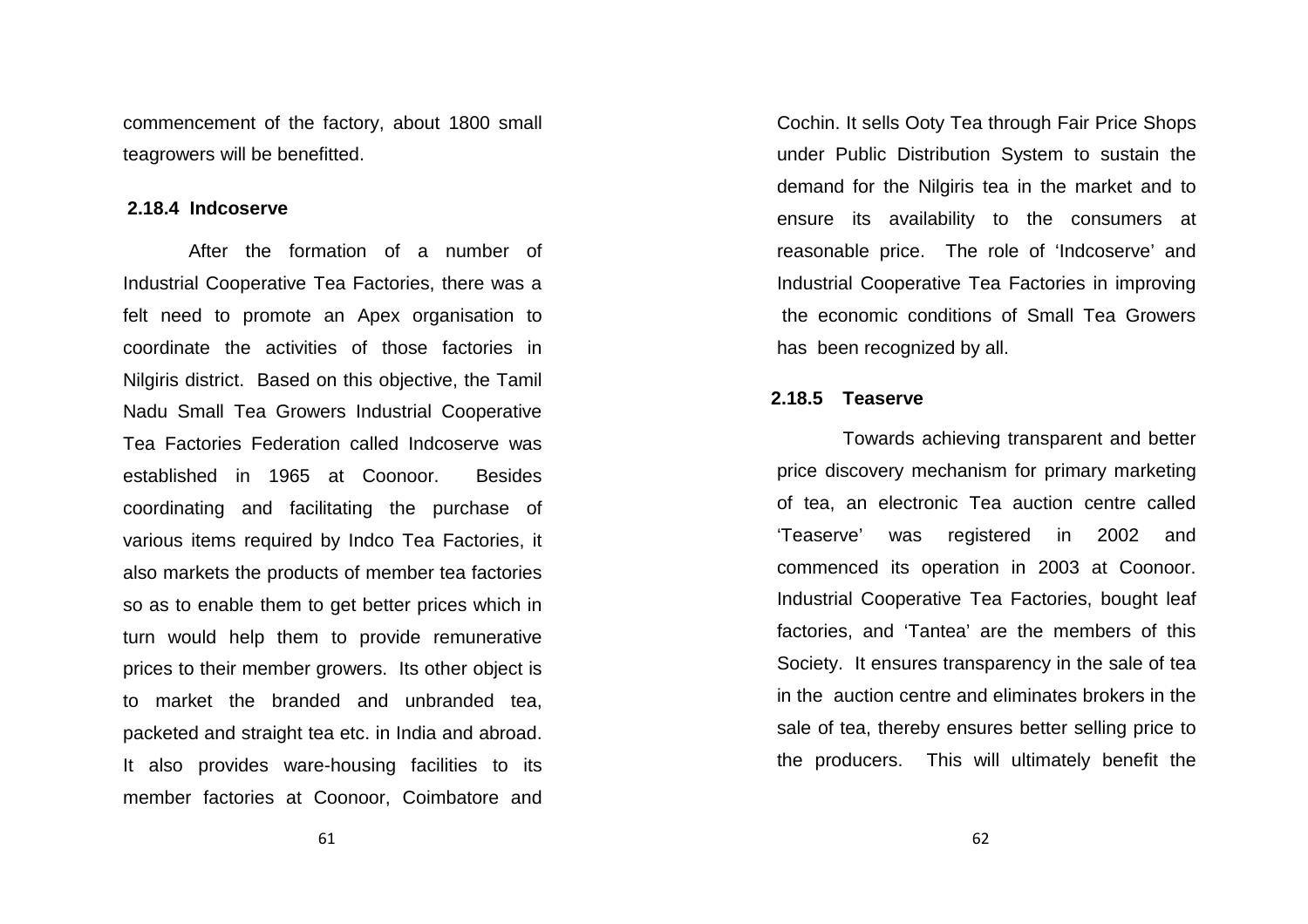commencement of the factory, about 1800 small teagrowers will be benefitted.

### 2.18.4 Indcoserve

After the formation of a number of Industrial Cooperative Tea Factories, there was a felt need to promote an Apex organisation to coordinate the activities of those factories in Nilgiris district. Based on this objective, the Tamil Nadu Small Tea Growers Industrial Cooperative Tea Factories Federation called Indcoserve was established in 1965 at Coonoor. Besides coordinating and facilitating the purchase of various items required by Indco Tea Factories, it also markets the products of member tea factories so as to enable them to get better prices which in turn would help them to provide remunerative prices to their member growers. Its other object is to market the branded and unbranded tea, packeted and straight tea etc. in India and abroad. It also provides ware-housing facilities to its member factories at Coonoor, Coimbatore and Cochin. It sells Ooty Tea through Fair Price Shops under Public Distribution System to sustain the demand for the Nilgiris tea in the market and to ensure its availability to the consumers at reasonable price. The role of 'Indcoserve' and Industrial Cooperative Tea Factories in improving the economic conditions of Small Tea Growers has been recognized by all.

### 2.18.5 Teaserve

Towards achieving transparent and better price discovery mechanism for primary marketing of tea, an electronic Tea auction centre called 'Teaserve' was registered in 2002 and commenced its operation in 2003 at Coonoor. Industrial Cooperative Tea Factories, bought leaf factories, and 'Tantea' are the members of this Society. It ensures transparency in the sale of tea in the auction centre and eliminates brokers in the sale of tea, thereby ensures better selling price to the producers. This will ultimately benefit the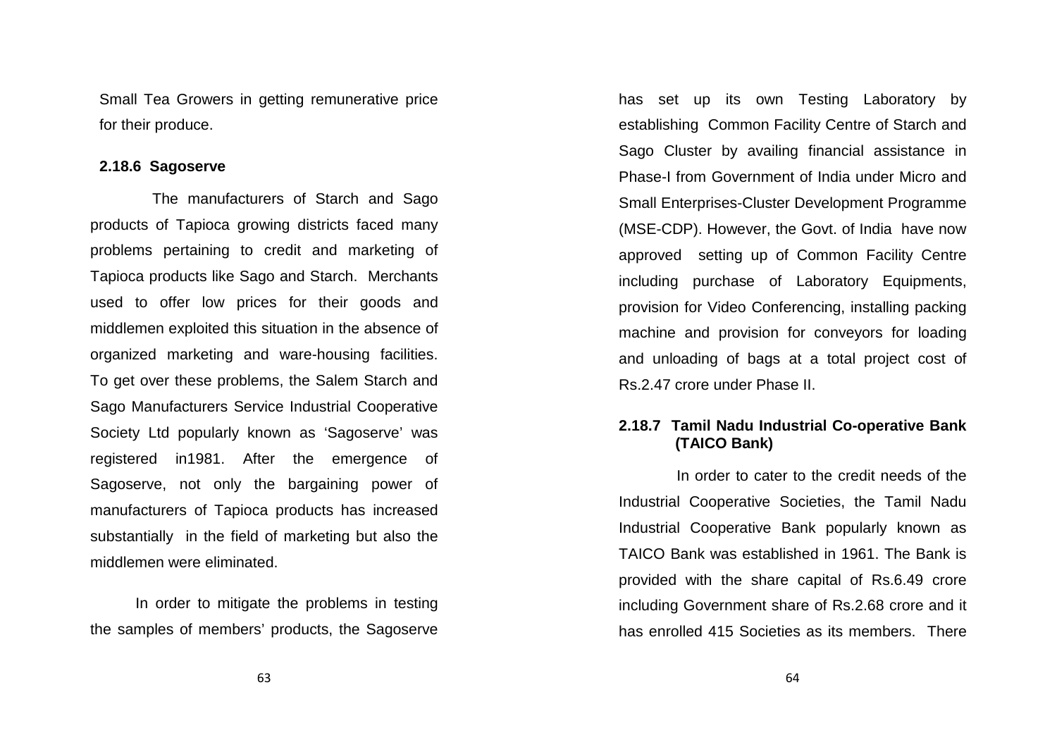Small Tea Growers in getting remunerative price for their produce.

### 2.18.6 Sagoserve

The manufacturers of Starch and Sago products of Tapioca growing districts faced many problems pertaining to credit and marketing of Tapioca products like Sago and Starch. Merchants used to offer low prices for their goods and middlemen exploited this situation in the absence of organized marketing and ware-housing facilities. To get over these problems, the Salem Starch and Sago Manufacturers Service Industrial Cooperative Society Ltd popularly known as 'Sagoserve' was registered in1981. After the emergence of Sagoserve, not only the bargaining power of manufacturers of Tapioca products has increased substantially in the field of marketing but also the middlemen were eliminated.

In order to mitigate the problems in testing the samples of members' products, the Sagoserve has set up its own Testing Laboratory by establishing Common Facility Centre of Starch and Sago Cluster by availing financial assistance in Phase-I from Government of India under Micro and Small Enterprises-Cluster Development Programme (MSE-CDP). However, the Govt. of India have now approved setting up of Common Facility Centre including purchase of Laboratory Equipments, provision for Video Conferencing, installing packing machine and provision for conveyors for loading and unloading of bags at a total project cost of Rs.2.47 crore under Phase II.

### 2.18.7 Tamil Nadu Industrial Co-operative Bank (TAICO Bank)

In order to cater to the credit needs of the Industrial Cooperative Societies, the Tamil Nadu Industrial Cooperative Bank popularly known as TAICO Bank was established in 1961. The Bank is provided with the share capital of Rs.6.49 crore including Government share of Rs.2.68 crore and it has enrolled 415 Societies as its members. There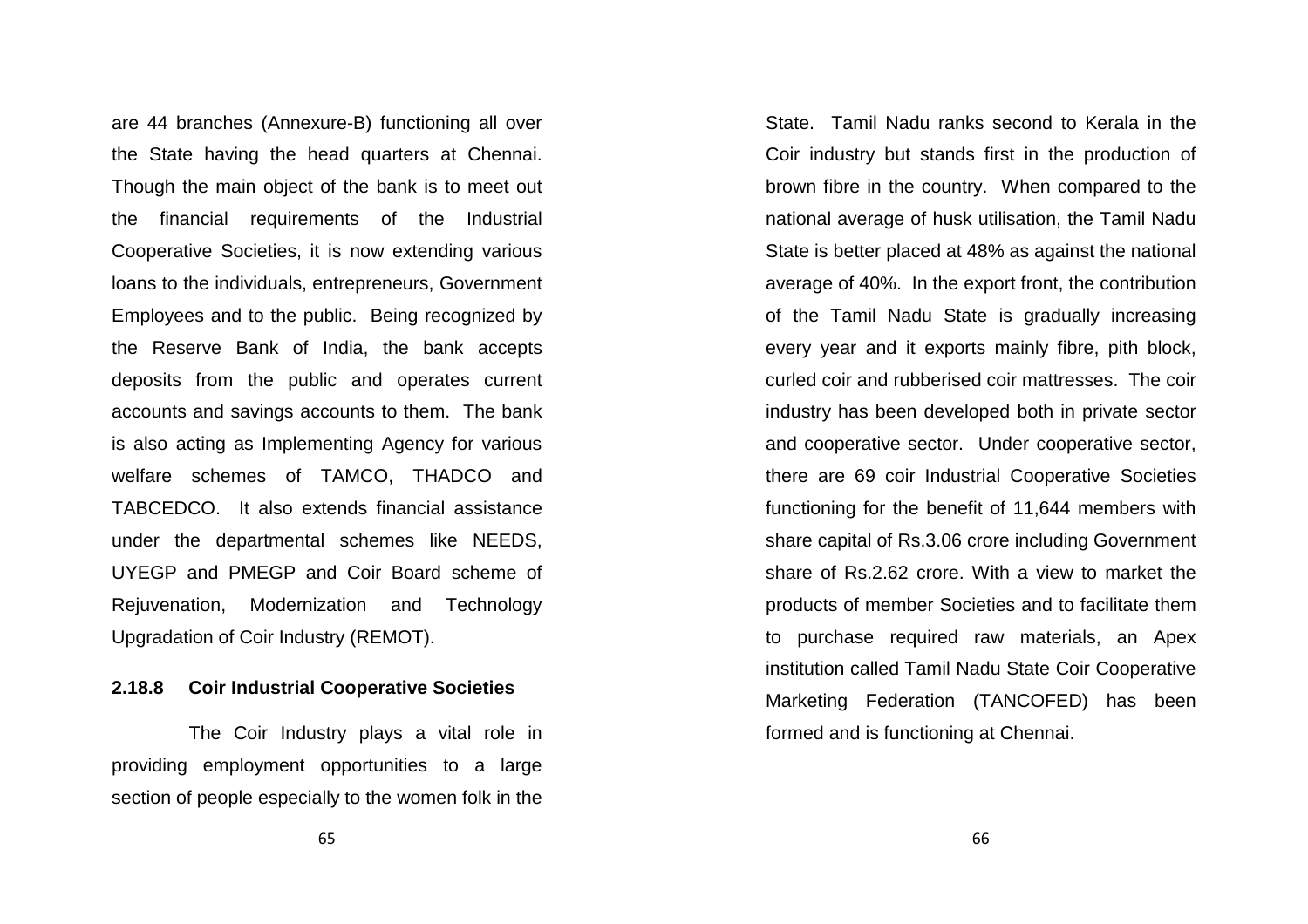are 44 branches (Annexure-B) functioning all over the State having the head quarters at Chennai. Though the main object of the bank is to meet out the financial requirements of the Industrial Cooperative Societies, it is now extending various loans to the individuals, entrepreneurs, Government Employees and to the public. Being recognized by the Reserve Bank of India, the bank accepts deposits from the public and operates current accounts and savings accounts to them. The bank is also acting as Implementing Agency for various welfare schemes of TAMCO, THADCO and TABCEDCO. It also extends financial assistance under the departmental schemes like NEEDS, UYEGP and PMEGP and Coir Board scheme of Rejuvenation, Modernization and Technology Upgradation of Coir Industry (REMOT).

### 2.18.8 Coir Industrial Cooperative Societies

The Coir Industry plays a vital role in providing employment opportunities to a large section of people especially to the women folk in the State. Tamil Nadu ranks second to Kerala in the Coir industry but stands first in the production of brown fibre in the country. When compared to the national average of husk utilisation, the Tamil Nadu State is better placed at 48% as against the national average of 40%. In the export front, the contribution of the Tamil Nadu State is gradually increasing every year and it exports mainly fibre, pith block, curled coir and rubberised coir mattresses. The coir industry has been developed both in private sector and cooperative sector. Under cooperative sector, there are 69 coir Industrial Cooperative Societies functioning for the benefit of 11,644 members with share capital of Rs.3.06 crore including Government share of Rs.2.62 crore. With a view to market the products of member Societies and to facilitate them to purchase required raw materials, an Apex institution called Tamil Nadu State Coir Cooperative Marketing Federation (TANCOFED) has been formed and is functioning at Chennai.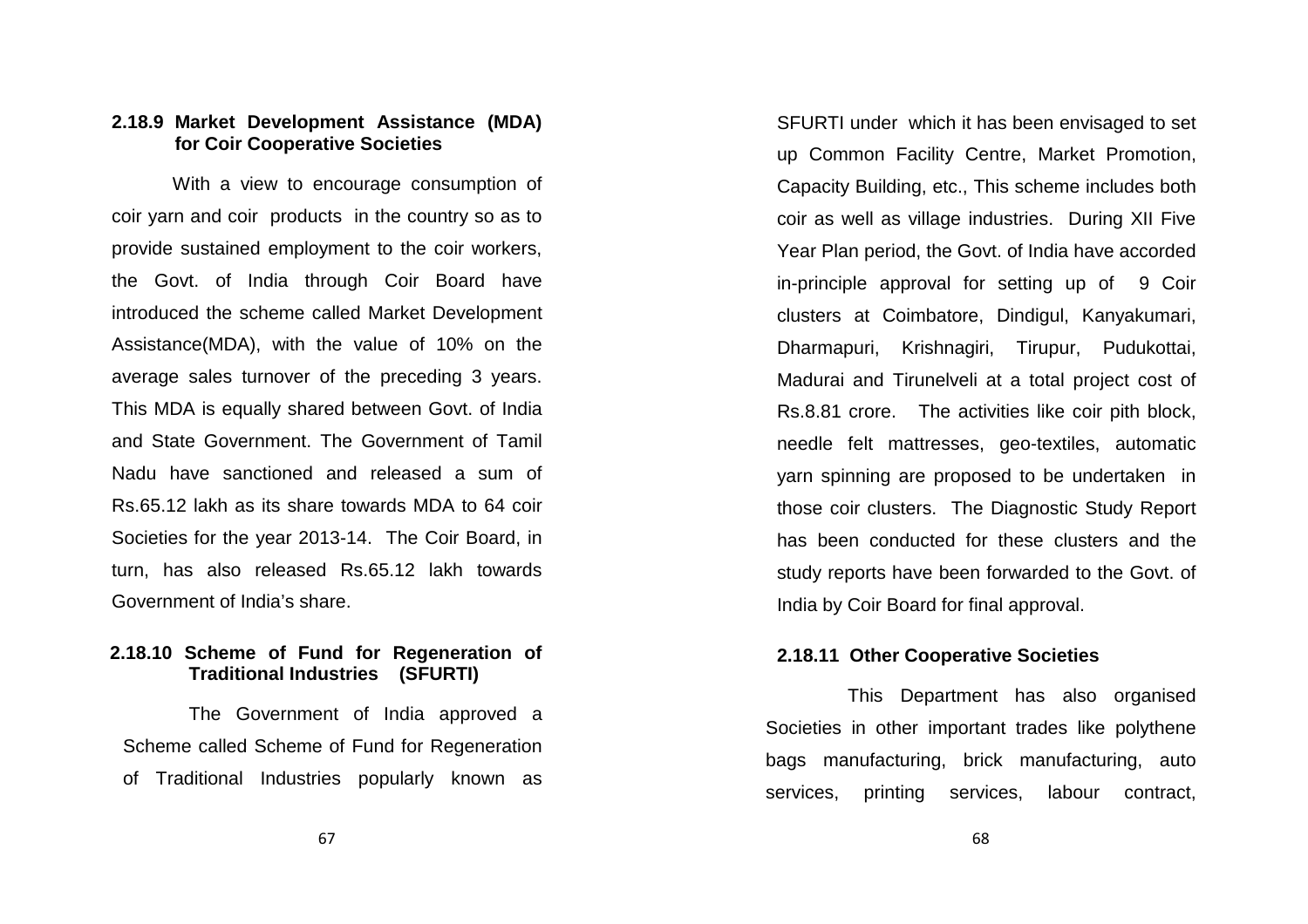### 2.18.9 Market Development Assistance (MDA) for Coir Cooperative Societies

With a view to encourage consumption of coir yarn and coir products in the country so as to provide sustained employment to the coir workers, the Govt. of India through Coir Board have introduced the scheme called Market Development Assistance(MDA), with the value of 10% on the average sales turnover of the preceding 3 years. This MDA is equally shared between Govt. of India and State Government. The Government of Tamil Nadu have sanctioned and released a sum of Rs.65.12 lakh as its share towards MDA to 64 coir Societies for the year 2013-14. The Coir Board, in turn, has also released Rs.65.12 lakh towards Government of India's share.

### 2.18.10 Scheme of Fund for Regeneration of Traditional Industries (SFURTI)

The Government of India approved a Scheme called Scheme of Fund for Regeneration of Traditional Industries popularly known as SFURTI under which it has been envisaged to set up Common Facility Centre, Market Promotion, Capacity Building, etc., This scheme includes both coir as well as village industries. During XII Five Year Plan period, the Govt. of India have accorded in-principle approval for setting up of 9 Coir clusters at Coimbatore, Dindigul, Kanyakumari, Dharmapuri, Krishnagiri, Tirupur, Pudukottai, Madurai and Tirunelveli at a total project cost of Rs.8.81 crore. The activities like coir pith block, needle felt mattresses, geo-textiles, automatic yarn spinning are proposed to be undertaken in those coir clusters. The Diagnostic Study Report has been conducted for these clusters and the study reports have been forwarded to the Govt. of India by Coir Board for final approval.

### 2.18.11 Other Cooperative Societies

This Department has also organised Societies in other important trades like polythene bags manufacturing, brick manufacturing, auto services, printing services, labour contract,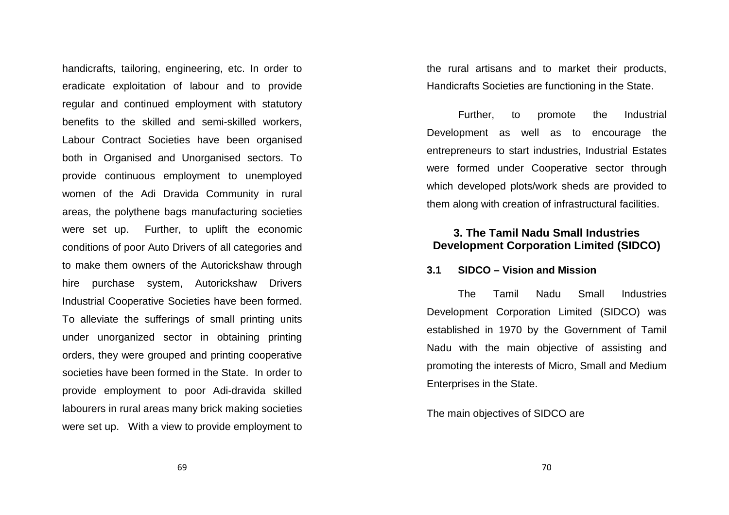handicrafts, tailoring, engineering, etc. In order to eradicate exploitation of labour and to provide regular and continued employment with statutory benefits to the skilled and semi-skilled workers, Labour Contract Societies have been organised both in Organised and Unorganised sectors. To provide continuous employment to unemployed women of the Adi Dravida Community in rural areas, the polythene bags manufacturing societies were set up. Further, to uplift the economic conditions of poor Auto Drivers of all categories and to make them owners of the Autorickshaw through hire purchase system, Autorickshaw Drivers Industrial Cooperative Societies have been formed. To alleviate the sufferings of small printing units under unorganized sector in obtaining printing orders, they were grouped and printing cooperative societies have been formed in the State. In order to provide employment to poor Adi-dravida skilled labourers in rural areas many brick making societies were set up. With a view to provide employment to the rural artisans and to market their products, Handicrafts Societies are functioning in the State.

Further, to promote the Industrial Development as well as to encourage the entrepreneurs to start industries, Industrial Estates were formed under Cooperative sector through which developed plots/work sheds are provided to them along with creation of infrastructural facilities.

## 3. The Tamil Nadu Small Industries Development Corporation Limited (SIDCO)

### 3.1 SIDCO – Vision and Mission

The Tamil Nadu Small Industries Development Corporation Limited (SIDCO) was established in 1970 by the Government of Tamil Nadu with the main objective of assisting and promoting the interests of Micro, Small and Medium Enterprises in the State.

The main objectives of SIDCO are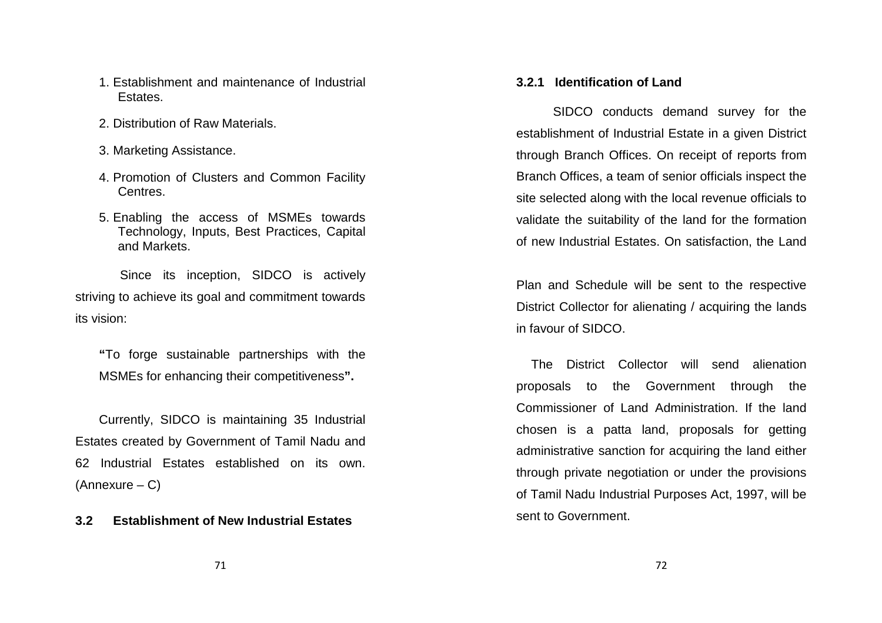1. Establishment and maintenance of Industrial Estates.
2. Distribution of Raw Materials.
3. Marketing Assistance.
4. Promotion of Clusters and Common Facility Centres.
5. Enabling the access of MSMEs towards Technology, Inputs, Best Practices, Capital and Markets.

Since its inception, SIDCO is actively striving to achieve its goal and commitment towards its vision:

**"**To forge sustainable partnerships with the MSMEs for enhancing their competitiveness**".**

Currently, SIDCO is maintaining 35 Industrial Estates created by Government of Tamil Nadu and 62 Industrial Estates established on its own. (Annexure – C)

### 3.2 Establishment of New Industrial Estates

#### 3.2.1 Identification of Land

SIDCO conducts demand survey for the establishment of Industrial Estate in a given District through Branch Offices. On receipt of reports from Branch Offices, a team of senior officials inspect the site selected along with the local revenue officials to validate the suitability of the land for the formation of new Industrial Estates. On satisfaction, the Land Plan and Schedule will be sent to the respective District Collector for alienating / acquiring the lands in favour of SIDCO.

The District Collector will send alienation proposals to the Government through the Commissioner of Land Administration. If the land chosen is a patta land, proposals for getting administrative sanction for acquiring the land either through private negotiation or under the provisions of Tamil Nadu Industrial Purposes Act, 1997, will be sent to Government.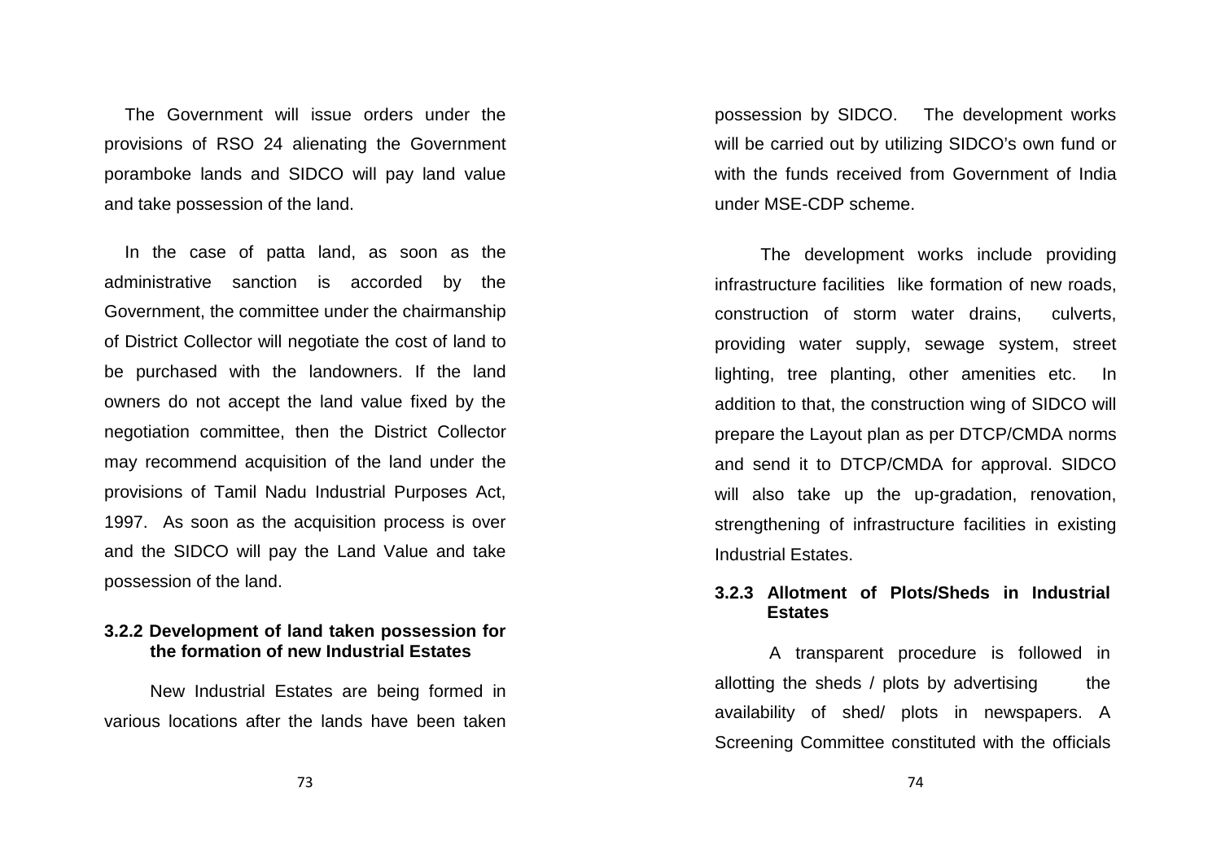The Government will issue orders under the provisions of RSO 24 alienating the Government poramboke lands and SIDCO will pay land value and take possession of the land.

In the case of patta land, as soon as the administrative sanction is accorded by the Government, the committee under the chairmanship of District Collector will negotiate the cost of land to be purchased with the landowners. If the land owners do not accept the land value fixed by the negotiation committee, then the District Collector may recommend acquisition of the land under the provisions of Tamil Nadu Industrial Purposes Act, 1997. As soon as the acquisition process is over and the SIDCO will pay the Land Value and take possession of the land.

**3.2.2 Development of land taken possession for the formation of new Industrial Estates**

New Industrial Estates are being formed in various locations after the lands have been taken possession by SIDCO. The development works will be carried out by utilizing SIDCO's own fund or with the funds received from Government of India under MSE-CDP scheme.

The development works include providing infrastructure facilities like formation of new roads, construction of storm water drains, culverts, providing water supply, sewage system, street lighting, tree planting, other amenities etc. In addition to that, the construction wing of SIDCO will prepare the Layout plan as per DTCP/CMDA norms and send it to DTCP/CMDA for approval. SIDCO will also take up the up-gradation, renovation, strengthening of infrastructure facilities in existing Industrial Estates.

**3.2.3 Allotment of Plots/Sheds in Industrial Estates**

A transparent procedure is followed in allotting the sheds / plots by advertising the availability of shed/ plots in newspapers. A Screening Committee constituted with the officials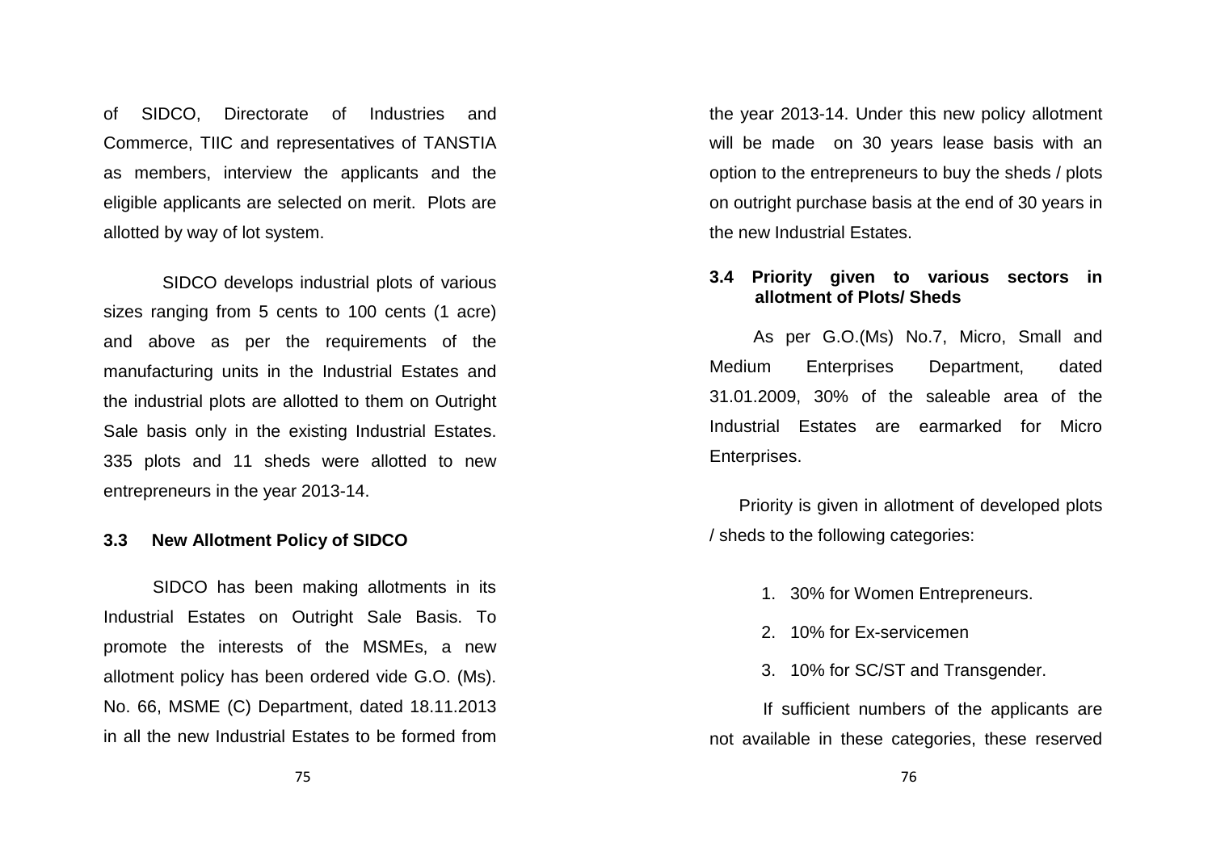of SIDCO, Directorate of Industries and Commerce, TIIC and representatives of TANSTIA as members, interview the applicants and the eligible applicants are selected on merit. Plots are allotted by way of lot system.

SIDCO develops industrial plots of various sizes ranging from 5 cents to 100 cents (1 acre) and above as per the requirements of the manufacturing units in the Industrial Estates and the industrial plots are allotted to them on Outright Sale basis only in the existing Industrial Estates. 335 plots and 11 sheds were allotted to new entrepreneurs in the year 2013-14.

### 3.3 New Allotment Policy of SIDCO

SIDCO has been making allotments in its Industrial Estates on Outright Sale Basis. To promote the interests of the MSMEs, a new allotment policy has been ordered vide G.O. (Ms). No. 66, MSME (C) Department, dated 18.11.2013 in all the new Industrial Estates to be formed from the year 2013-14. Under this new policy allotment will be made on 30 years lease basis with an option to the entrepreneurs to buy the sheds / plots on outright purchase basis at the end of 30 years in the new Industrial Estates.

### 3.4 Priority given to various sectors in allotment of Plots/ Sheds

As per G.O.(Ms) No.7, Micro, Small and Medium Enterprises Department, dated 31.01.2009, 30% of the saleable area of the Industrial Estates are earmarked for Micro Enterprises.

Priority is given in allotment of developed plots / sheds to the following categories:

1. 30% for Women Entrepreneurs.
2. 10% for Ex-servicemen
3. 10% for SC/ST and Transgender.

If sufficient numbers of the applicants are not available in these categories, these reserved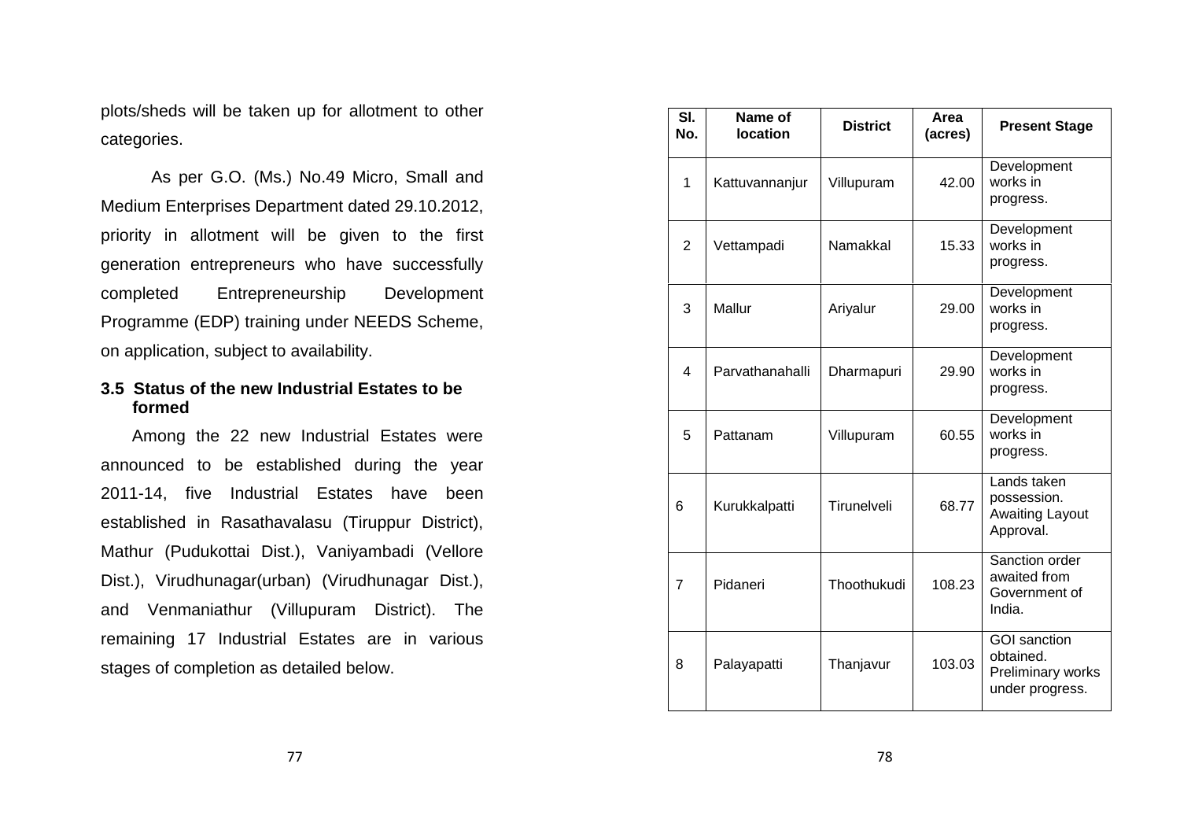plots/sheds will be taken up for allotment to other categories.

As per G.O. (Ms.) No.49 Micro, Small and Medium Enterprises Department dated 29.10.2012, priority in allotment will be given to the first generation entrepreneurs who have successfully completed Entrepreneurship Development Programme (EDP) training under NEEDS Scheme, on application, subject to availability.

### 3.5 Status of the new Industrial Estates to be formed

Among the 22 new Industrial Estates were announced to be established during the year 2011-14, five Industrial Estates have been established in Rasathavalasu (Tiruppur District), Mathur (Pudukottai Dist.), Vaniyambadi (Vellore Dist.), Virudhunagar(urban) (Virudhunagar Dist.), and Venmaniathur (Villupuram District). The remaining 17 Industrial Estates are in various stages of completion as detailed below.

| Sl. No. | Name of location | District | Area (acres) | Present Stage |
|---|---|---|---|---|
| 1 | Kattuvannanjur | Villupuram | 42.00 | Development works in progress. |
| 2 | Vettampadi | Namakkal | 15.33 | Development works in progress. |
| 3 | Mallur | Ariyalur | 29.00 | Development works in progress. |
| 4 | Parvathanahalli | Dharmapuri | 29.90 | Development works in progress. |
| 5 | Pattanam | Villupuram | 60.55 | Development works in progress. |
| 6 | Kurukkalpatti | Tirunelveli | 68.77 | Lands taken possession. Awaiting Layout Approval. |
| 7 | Pidaneri | Thoothukudi | 108.23 | Sanction order awaited from Government of India. |
| 8 | Palayapatti | Thanjavur | 103.03 | GOI sanction obtained. Preliminary works under progress. |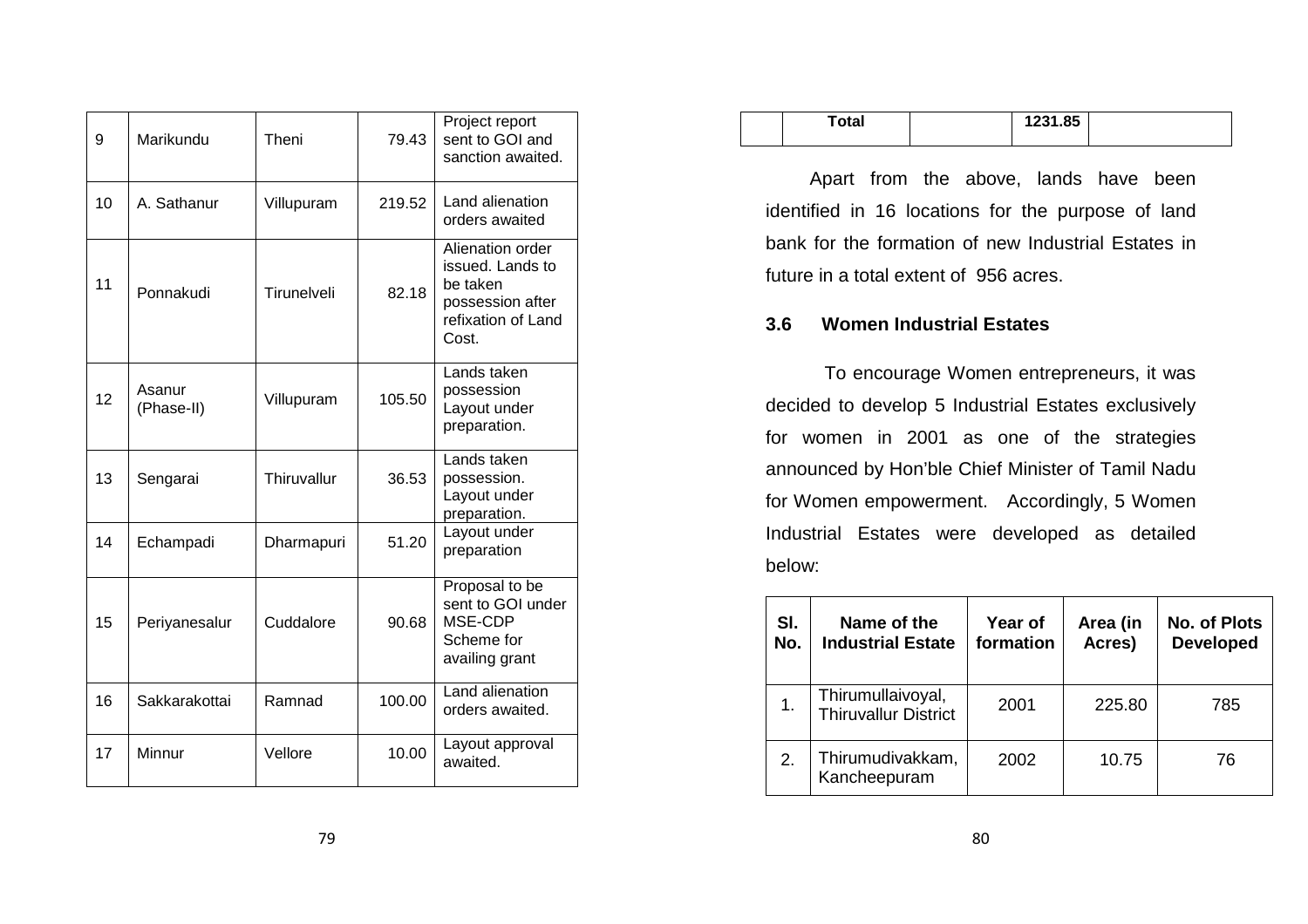| | | | | |
|---|---|---|---|---|
| 9 | Marikundu | Theni | 79.43 | Project report sent to GOI and sanction awaited. |
| 10 | A. Sathanur | Villupuram | 219.52 | Land alienation orders awaited |
| 11 | Ponnakudi | Tirunelveli | 82.18 | Alienation order issued. Lands to be taken possession after refixation of Land Cost. |
| 12 | Asanur (Phase-II) | Villupuram | 105.50 | Lands taken possession Layout under preparation. |
| 13 | Sengarai | Thiruvallur | 36.53 | Lands taken possession. Layout under preparation. |
| 14 | Echampadi | Dharmapuri | 51.20 | Layout under preparation |
| 15 | Periyanesalur | Cuddalore | 90.68 | Proposal to be sent to GOI under MSE-CDP Scheme for availing grant |
| 16 | Sakkarakottai | Ramnad | 100.00 | Land alienation orders awaited. |
| 17 | Minnur | Vellore | 10.00 | Layout approval awaited. |
| | **Total** | | **1231.85** | |

Apart from the above, lands have been identified in 16 locations for the purpose of land bank for the formation of new Industrial Estates in future in a total extent of 956 acres.

### 3.6 Women Industrial Estates

To encourage Women entrepreneurs, it was decided to develop 5 Industrial Estates exclusively for women in 2001 as one of the strategies announced by Hon'ble Chief Minister of Tamil Nadu for Women empowerment. Accordingly, 5 Women Industrial Estates were developed as detailed below:

| Sl. No. | Name of the Industrial Estate | Year of formation | Area (in Acres) | No. of Plots Developed |
|---|---|---|---|---|
| 1. | Thirumullaivoyal, Thiruvallur District | 2001 | 225.80 | 785 |
| 2. | Thirumudivakkam, Kancheepuram | 2002 | 10.75 | 76 |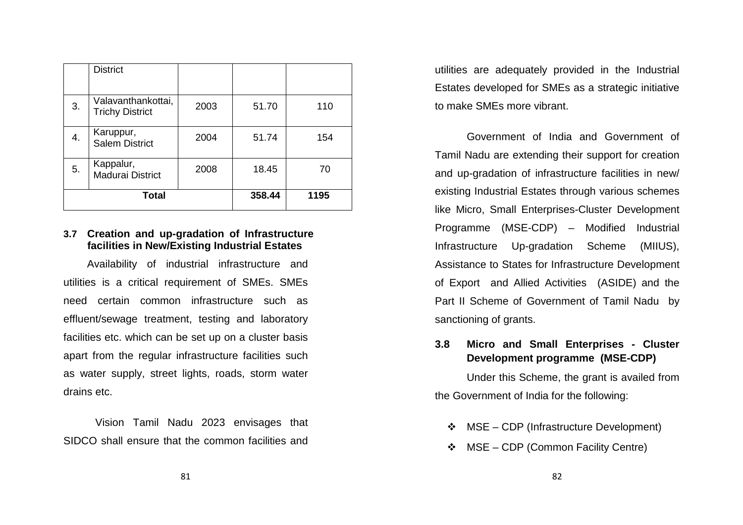| | District | | | |
|---|---|---|---|---|
| 3. | Valavanthankottai, Trichy District | 2003 | 51.70 | 110 |
| 4. | Karuppur, Salem District | 2004 | 51.74 | 154 |
| 5. | Kappalur, Madurai District | 2008 | 18.45 | 70 |
| **Total** | | | **358.44** | **1195** |

### 3.7 Creation and up-gradation of Infrastructure facilities in New/Existing Industrial Estates

Availability of industrial infrastructure and utilities is a critical requirement of SMEs. SMEs need certain common infrastructure such as effluent/sewage treatment, testing and laboratory facilities etc. which can be set up on a cluster basis apart from the regular infrastructure facilities such as water supply, street lights, roads, storm water drains etc.

Vision Tamil Nadu 2023 envisages that SIDCO shall ensure that the common facilities and utilities are adequately provided in the Industrial Estates developed for SMEs as a strategic initiative to make SMEs more vibrant.

Government of India and Government of Tamil Nadu are extending their support for creation and up-gradation of infrastructure facilities in new/ existing Industrial Estates through various schemes like Micro, Small Enterprises-Cluster Development Programme (MSE-CDP) – Modified Industrial Infrastructure Up-gradation Scheme (MIIUS), Assistance to States for Infrastructure Development of Export and Allied Activities (ASIDE) and the Part II Scheme of Government of Tamil Nadu by sanctioning of grants.

### 3.8 Micro and Small Enterprises - Cluster Development programme (MSE-CDP)

Under this Scheme, the grant is availed from the Government of India for the following:

- MSE – CDP (Infrastructure Development)
- MSE – CDP (Common Facility Centre)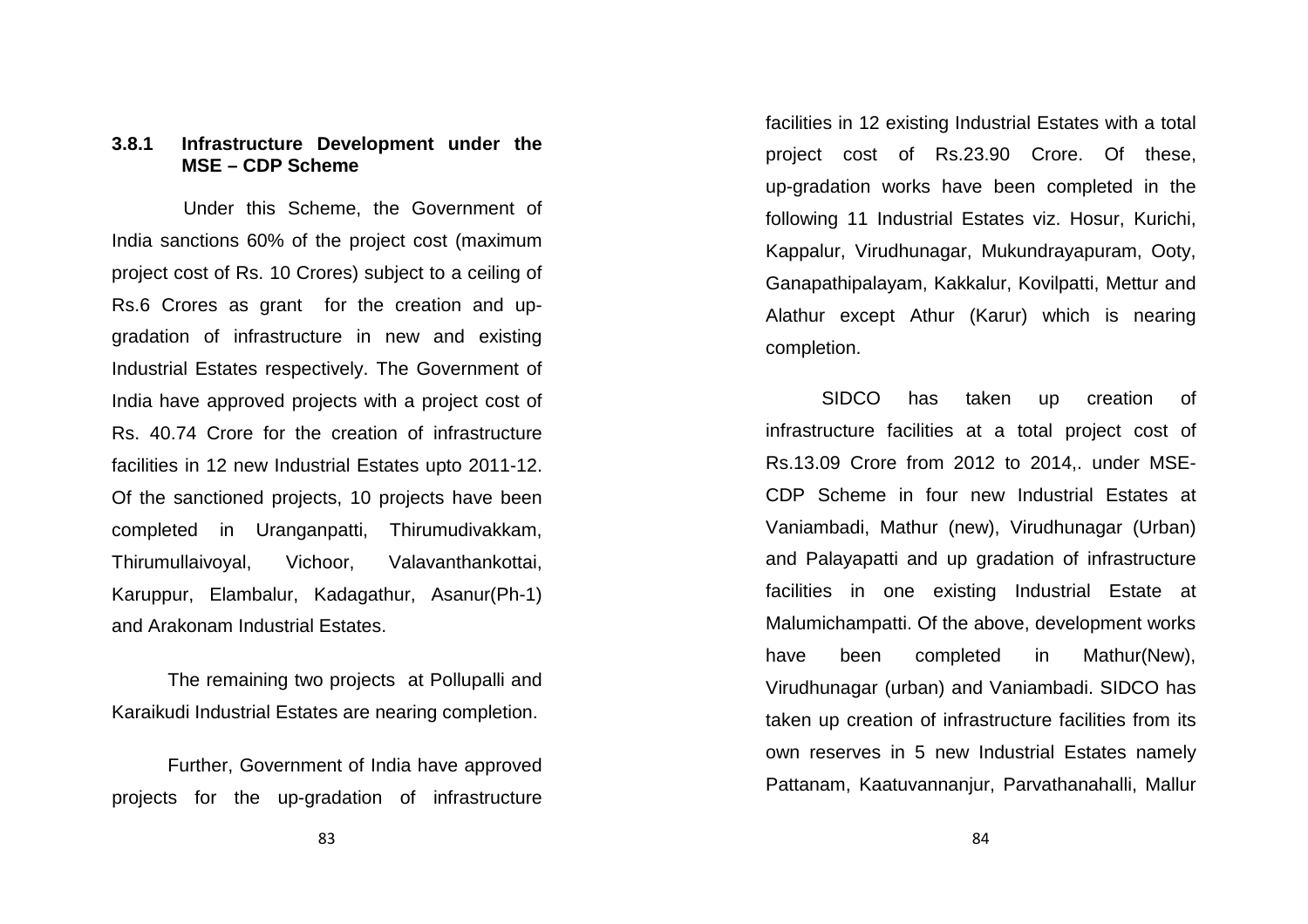### 3.8.1 Infrastructure Development under the MSE – CDP Scheme

Under this Scheme, the Government of India sanctions 60% of the project cost (maximum project cost of Rs. 10 Crores) subject to a ceiling of Rs.6 Crores as grant for the creation and up-gradation of infrastructure in new and existing Industrial Estates respectively. The Government of India have approved projects with a project cost of Rs. 40.74 Crore for the creation of infrastructure facilities in 12 new Industrial Estates upto 2011-12. Of the sanctioned projects, 10 projects have been completed in Uranganpatti, Thirumudivakkam, Thirumullaivoyal, Vichoor, Valavanthankottai, Karuppur, Elambalur, Kadagathur, Asanur(Ph-1) and Arakonam Industrial Estates.

The remaining two projects at Pollupalli and Karaikudi Industrial Estates are nearing completion.

Further, Government of India have approved projects for the up-gradation of infrastructure facilities in 12 existing Industrial Estates with a total project cost of Rs.23.90 Crore. Of these, up-gradation works have been completed in the following 11 Industrial Estates viz. Hosur, Kurichi, Kappalur, Virudhunagar, Mukundrayapuram, Ooty, Ganapathipalayam, Kakkalur, Kovilpatti, Mettur and Alathur except Athur (Karur) which is nearing completion.

SIDCO has taken up creation of infrastructure facilities at a total project cost of Rs.13.09 Crore from 2012 to 2014,. under MSE-CDP Scheme in four new Industrial Estates at Vaniambadi, Mathur (new), Virudhunagar (Urban) and Palayapatti and up gradation of infrastructure facilities in one existing Industrial Estate at Malumichampatti. Of the above, development works have been completed in Mathur(New), Virudhunagar (urban) and Vaniambadi. SIDCO has taken up creation of infrastructure facilities from its own reserves in 5 new Industrial Estates namely Pattanam, Kaatuvannanjur, Parvathanahalli, Mallur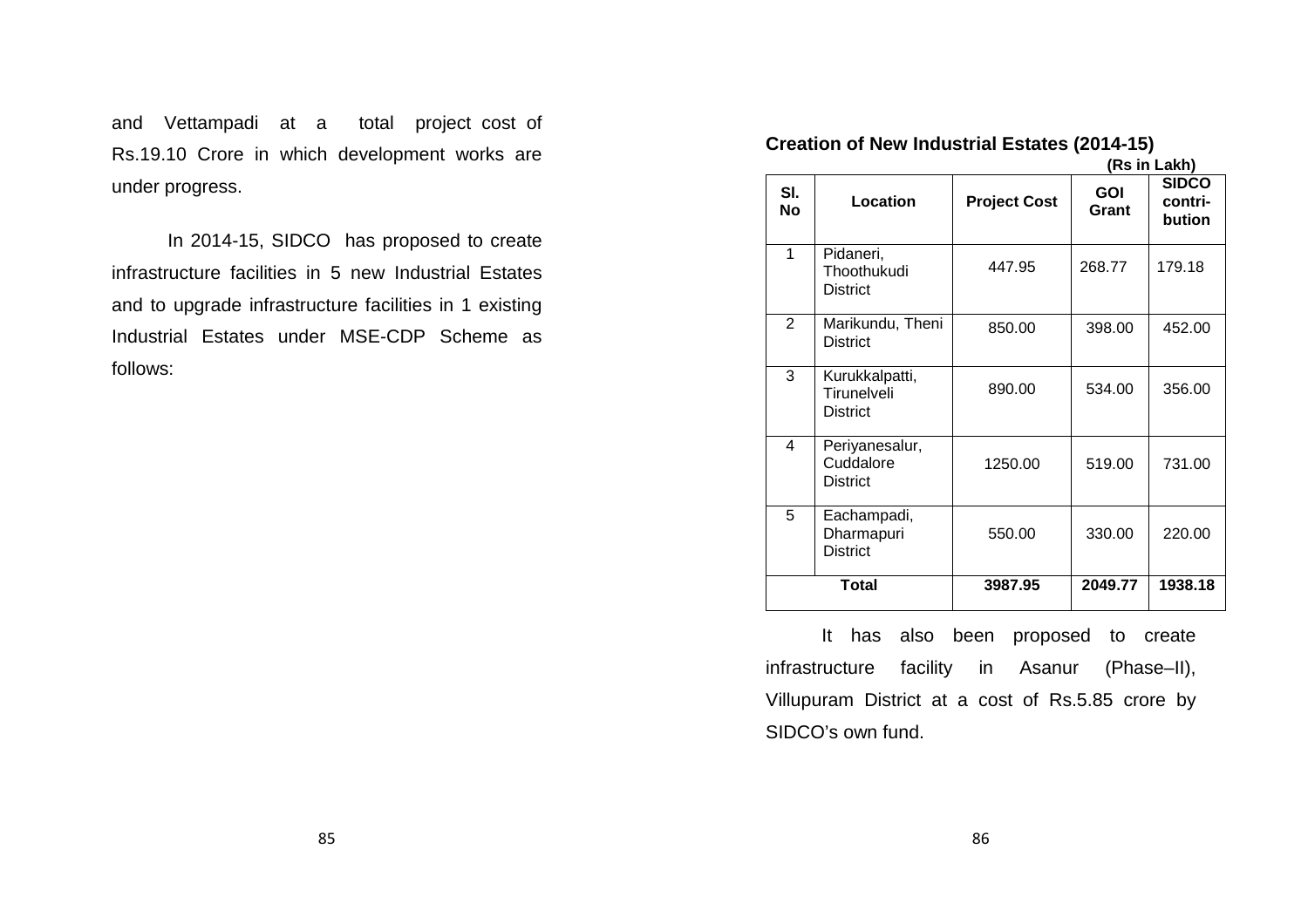and Vettampadi at a total project cost of Rs.19.10 Crore in which development works are under progress.

In 2014-15, SIDCO has proposed to create infrastructure facilities in 5 new Industrial Estates and to upgrade infrastructure facilities in 1 existing Industrial Estates under MSE-CDP Scheme as follows:

**Creation of New Industrial Estates (2014-15)**

**(Rs in Lakh)**

| Sl. No | Location | Project Cost | GOI Grant | SIDCO contri-bution |
|---|---|---|---|---|
| 1 | Pidaneri, Thoothukudi District | 447.95 | 268.77 | 179.18 |
| 2 | Marikundu, Theni District | 850.00 | 398.00 | 452.00 |
| 3 | Kurukkalpatti, Tirunelveli District | 890.00 | 534.00 | 356.00 |
| 4 | Periyanesalur, Cuddalore District | 1250.00 | 519.00 | 731.00 |
| 5 | Eachampadi, Dharmapuri District | 550.00 | 330.00 | 220.00 |
| **Total** | | **3987.95** | **2049.77** | **1938.18** |

It has also been proposed to create infrastructure facility in Asanur (Phase–II), Villupuram District at a cost of Rs.5.85 crore by SIDCO's own fund.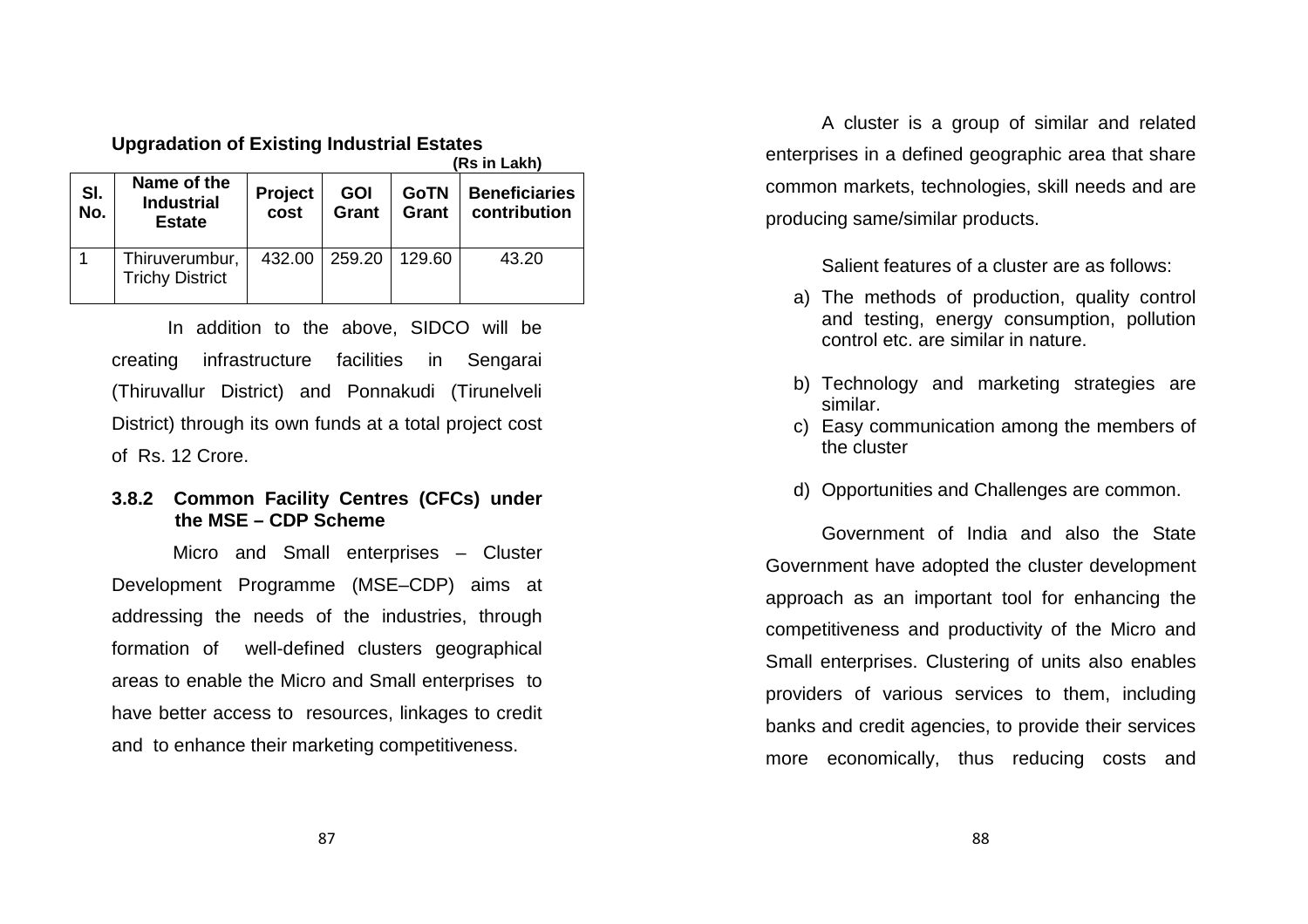**Upgradation of Existing Industrial Estates**

**(Rs in Lakh)**

| Sl. No. | Name of the Industrial Estate | Project cost | GOI Grant | GoTN Grant | Beneficiaries contribution |
|---|---|---|---|---|---|
| 1 | Thiruverumbur, Trichy District | 432.00 | 259.20 | 129.60 | 43.20 |

In addition to the above, SIDCO will be creating infrastructure facilities in Sengarai (Thiruvallur District) and Ponnakudi (Tirunelveli District) through its own funds at a total project cost of Rs. 12 Crore.

### 3.8.2 Common Facility Centres (CFCs) under the MSE – CDP Scheme

Micro and Small enterprises – Cluster Development Programme (MSE–CDP) aims at addressing the needs of the industries, through formation of well-defined clusters geographical areas to enable the Micro and Small enterprises to have better access to resources, linkages to credit and to enhance their marketing competitiveness.

A cluster is a group of similar and related enterprises in a defined geographic area that share common markets, technologies, skill needs and are producing same/similar products.

Salient features of a cluster are as follows:

a) The methods of production, quality control and testing, energy consumption, pollution control etc. are similar in nature.

b) Technology and marketing strategies are similar.

c) Easy communication among the members of the cluster

d) Opportunities and Challenges are common.

Government of India and also the State Government have adopted the cluster development approach as an important tool for enhancing the competitiveness and productivity of the Micro and Small enterprises. Clustering of units also enables providers of various services to them, including banks and credit agencies, to provide their services more economically, thus reducing costs and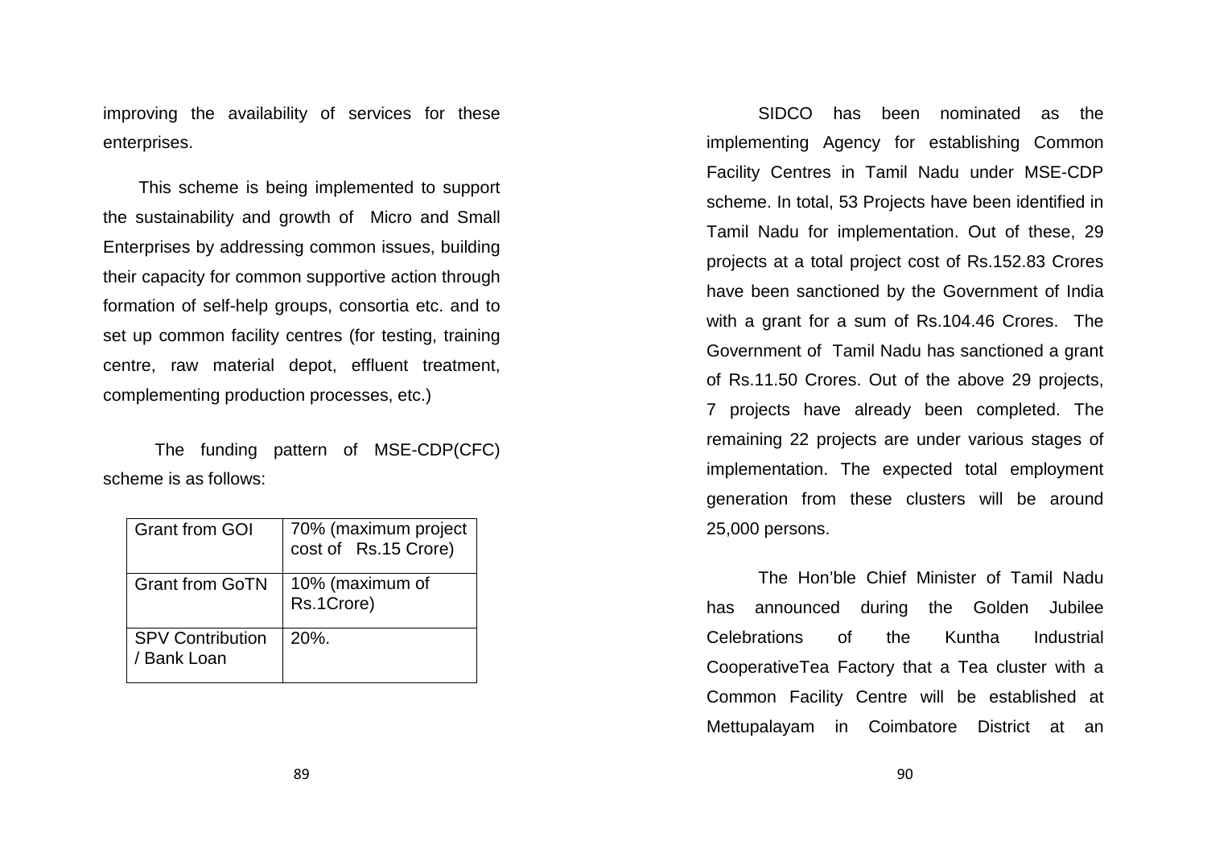improving the availability of services for these enterprises.

This scheme is being implemented to support the sustainability and growth of Micro and Small Enterprises by addressing common issues, building their capacity for common supportive action through formation of self-help groups, consortia etc. and to set up common facility centres (for testing, training centre, raw material depot, effluent treatment, complementing production processes, etc.)

The funding pattern of MSE-CDP(CFC) scheme is as follows:

| Grant from GOI | 70% (maximum project cost of Rs.15 Crore) |
|---|---|
| Grant from GoTN | 10% (maximum of Rs.1Crore) |
| SPV Contribution / Bank Loan | 20%. |

SIDCO has been nominated as the implementing Agency for establishing Common Facility Centres in Tamil Nadu under MSE-CDP scheme. In total, 53 Projects have been identified in Tamil Nadu for implementation. Out of these, 29 projects at a total project cost of Rs.152.83 Crores have been sanctioned by the Government of India with a grant for a sum of Rs.104.46 Crores. The Government of Tamil Nadu has sanctioned a grant of Rs.11.50 Crores. Out of the above 29 projects, 7 projects have already been completed. The remaining 22 projects are under various stages of implementation. The expected total employment generation from these clusters will be around 25,000 persons.

The Hon'ble Chief Minister of Tamil Nadu has announced during the Golden Jubilee Celebrations of the Kuntha Industrial CooperativeTea Factory that a Tea cluster with a Common Facility Centre will be established at Mettupalayam in Coimbatore District at an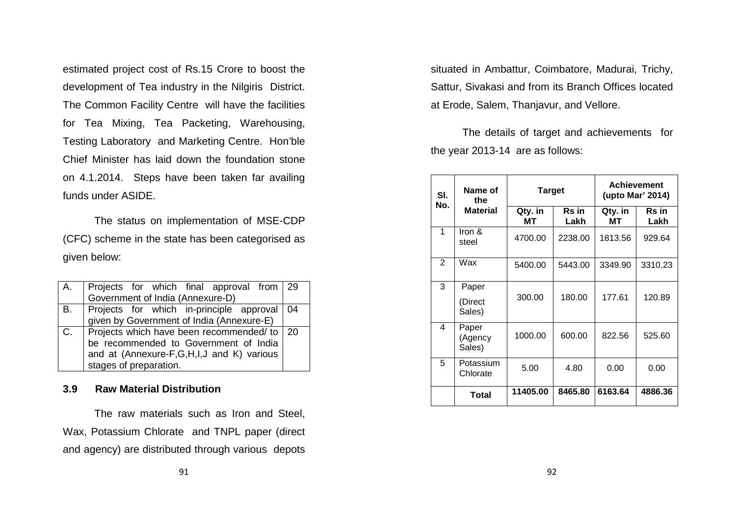estimated project cost of Rs.15 Crore to boost the development of Tea industry in the Nilgiris District. The Common Facility Centre will have the facilities for Tea Mixing, Tea Packeting, Warehousing, Testing Laboratory and Marketing Centre. Hon'ble Chief Minister has laid down the foundation stone on 4.1.2014. Steps have been taken far availing funds under ASIDE.

The status on implementation of MSE-CDP (CFC) scheme in the state has been categorised as given below:

| | | |
|---|---|---|
| A. | Projects for which final approval from Government of India (Annexure-D) | 29 |
| B. | Projects for which in-principle approval given by Government of India (Annexure-E) | 04 |
| C. | Projects which have been recommended/ to be recommended to Government of India and at (Annexure-F,G,H,I,J and K) various stages of preparation. | 20 |

### 3.9 Raw Material Distribution

The raw materials such as Iron and Steel, Wax, Potassium Chlorate and TNPL paper (direct and agency) are distributed through various depots situated in Ambattur, Coimbatore, Madurai, Trichy, Sattur, Sivakasi and from its Branch Offices located at Erode, Salem, Thanjavur, and Vellore.

The details of target and achievements for the year 2013-14 are as follows:

| Sl. No. | Name of the Material | Target | | Achievement (upto Mar' 2014) | |
|---|---|---|---|---|---|
| | | Qty. in MT | Rs in Lakh | Qty. in MT | Rs in Lakh |
| 1 | Iron & steel | 4700.00 | 2238.00 | 1813.56 | 929.64 |
| 2 | Wax | 5400.00 | 5443.00 | 3349.90 | 3310.23 |
| 3 | Paper (Direct Sales) | 300.00 | 180.00 | 177.61 | 120.89 |
| 4 | Paper (Agency Sales) | 1000.00 | 600.00 | 822.56 | 525.60 |
| 5 | Potassium Chlorate | 5.00 | 4.80 | 0.00 | 0.00 |
| | **Total** | **11405.00** | **8465.80** | **6163.64** | **4886.36** |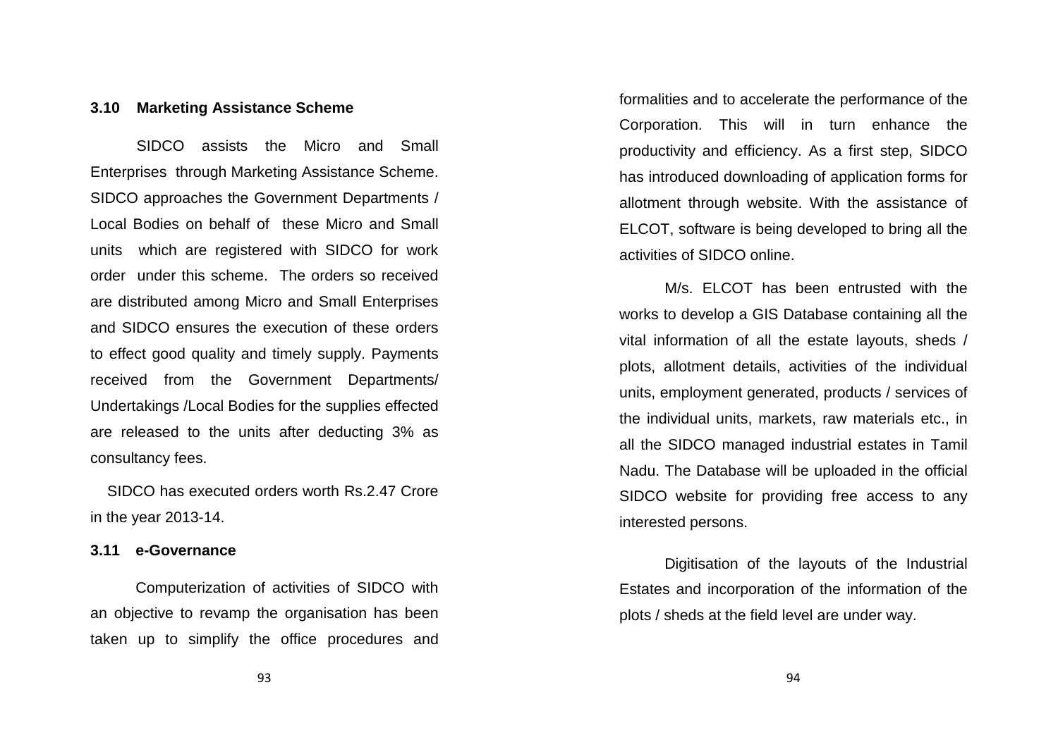### 3.10 Marketing Assistance Scheme

SIDCO assists the Micro and Small Enterprises through Marketing Assistance Scheme. SIDCO approaches the Government Departments / Local Bodies on behalf of these Micro and Small units which are registered with SIDCO for work order under this scheme. The orders so received are distributed among Micro and Small Enterprises and SIDCO ensures the execution of these orders to effect good quality and timely supply. Payments received from the Government Departments/ Undertakings /Local Bodies for the supplies effected are released to the units after deducting 3% as consultancy fees.

SIDCO has executed orders worth Rs.2.47 Crore in the year 2013-14.

### 3.11 e-Governance

Computerization of activities of SIDCO with an objective to revamp the organisation has been taken up to simplify the office procedures and formalities and to accelerate the performance of the Corporation. This will in turn enhance the productivity and efficiency. As a first step, SIDCO has introduced downloading of application forms for allotment through website. With the assistance of ELCOT, software is being developed to bring all the activities of SIDCO online.

M/s. ELCOT has been entrusted with the works to develop a GIS Database containing all the vital information of all the estate layouts, sheds / plots, allotment details, activities of the individual units, employment generated, products / services of the individual units, markets, raw materials etc., in all the SIDCO managed industrial estates in Tamil Nadu. The Database will be uploaded in the official SIDCO website for providing free access to any interested persons.

Digitisation of the layouts of the Industrial Estates and incorporation of the information of the plots / sheds at the field level are under way.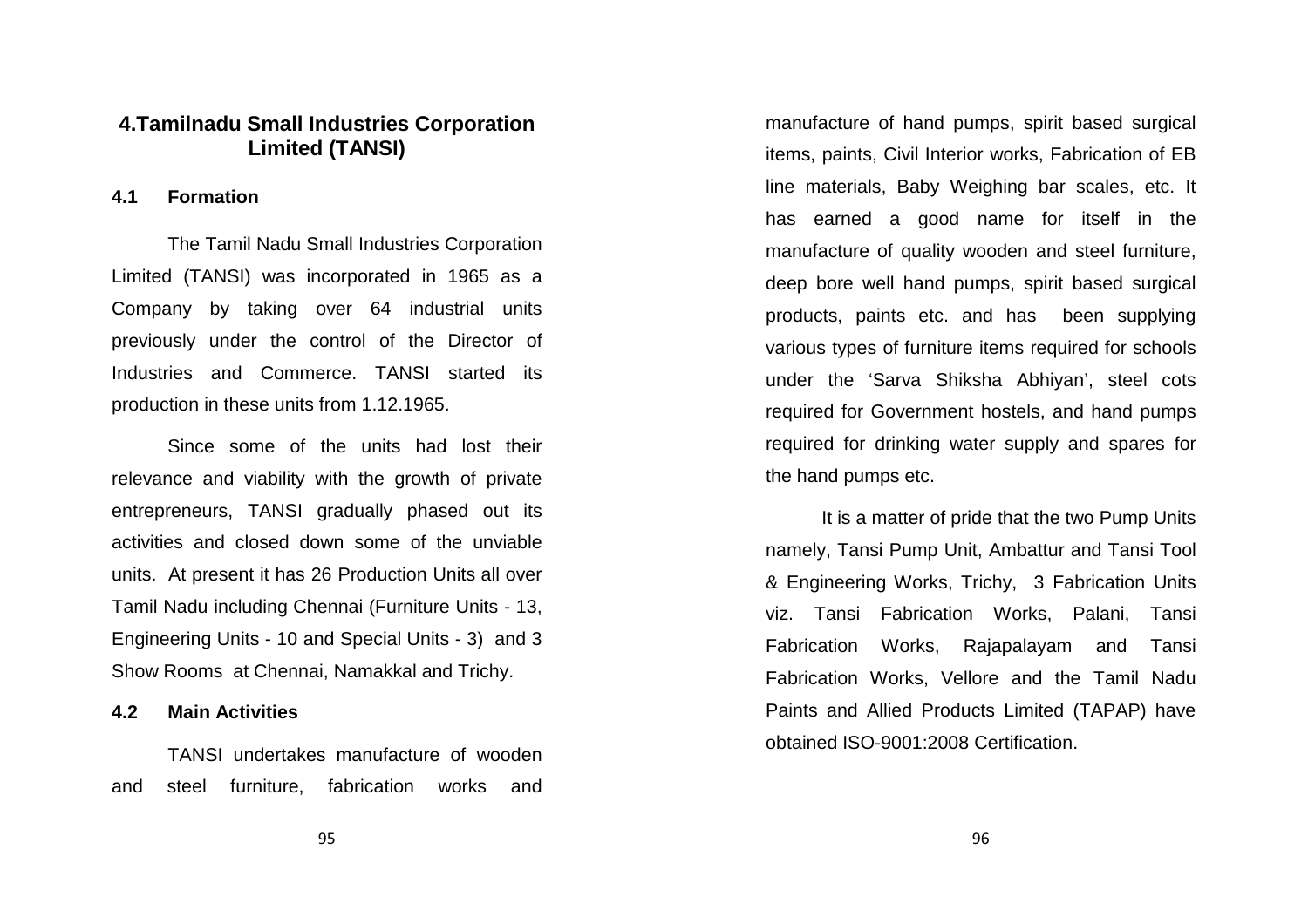## 4.Tamilnadu Small Industries Corporation Limited (TANSI)

### 4.1 Formation

The Tamil Nadu Small Industries Corporation Limited (TANSI) was incorporated in 1965 as a Company by taking over 64 industrial units previously under the control of the Director of Industries and Commerce. TANSI started its production in these units from 1.12.1965.

Since some of the units had lost their relevance and viability with the growth of private entrepreneurs, TANSI gradually phased out its activities and closed down some of the unviable units. At present it has 26 Production Units all over Tamil Nadu including Chennai (Furniture Units - 13, Engineering Units - 10 and Special Units - 3) and 3 Show Rooms at Chennai, Namakkal and Trichy.

### 4.2 Main Activities

TANSI undertakes manufacture of wooden and steel furniture, fabrication works and manufacture of hand pumps, spirit based surgical items, paints, Civil Interior works, Fabrication of EB line materials, Baby Weighing bar scales, etc. It has earned a good name for itself in the manufacture of quality wooden and steel furniture, deep bore well hand pumps, spirit based surgical products, paints etc. and has been supplying various types of furniture items required for schools under the 'Sarva Shiksha Abhiyan', steel cots required for Government hostels, and hand pumps required for drinking water supply and spares for the hand pumps etc.

It is a matter of pride that the two Pump Units namely, Tansi Pump Unit, Ambattur and Tansi Tool & Engineering Works, Trichy, 3 Fabrication Units viz. Tansi Fabrication Works, Palani, Tansi Fabrication Works, Rajapalayam and Tansi Fabrication Works, Vellore and the Tamil Nadu Paints and Allied Products Limited (TAPAP) have obtained ISO-9001:2008 Certification.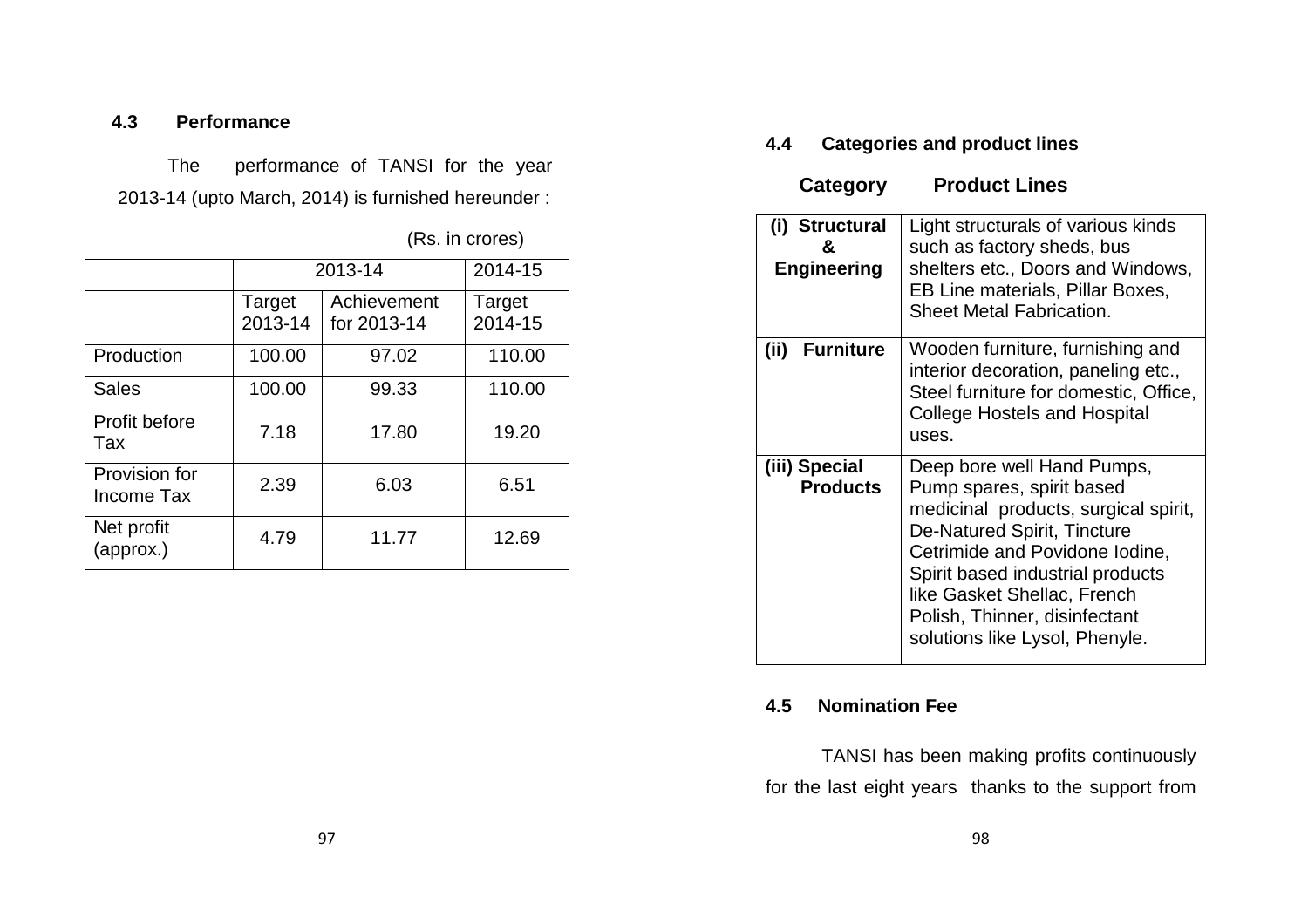### 4.3 Performance

The performance of TANSI for the year 2013-14 (upto March, 2014) is furnished hereunder :

(Rs. in crores)

| | 2013-14 | | 2014-15 |
|---|---|---|---|
| | Target 2013-14 | Achievement for 2013-14 | Target 2014-15 |
| Production | 100.00 | 97.02 | 110.00 |
| Sales | 100.00 | 99.33 | 110.00 |
| Profit before Tax | 7.18 | 17.80 | 19.20 |
| Provision for Income Tax | 2.39 | 6.03 | 6.51 |
| Net profit (approx.) | 4.79 | 11.77 | 12.69 |

### 4.4 Categories and product lines

| Category | Product Lines |
|---|---|
| **(i) Structural & Engineering** | Light structurals of various kinds such as factory sheds, bus shelters etc., Doors and Windows, EB Line materials, Pillar Boxes, Sheet Metal Fabrication. |
| **(ii) Furniture** | Wooden furniture, furnishing and interior decoration, paneling etc., Steel furniture for domestic, Office, College Hostels and Hospital uses. |
| **(iii) Special Products** | Deep bore well Hand Pumps, Pump spares, spirit based medicinal products, surgical spirit, De-Natured Spirit, Tincture Cetrimide and Povidone Iodine, Spirit based industrial products like Gasket Shellac, French Polish, Thinner, disinfectant solutions like Lysol, Phenyle. |

### 4.5 Nomination Fee

TANSI has been making profits continuously for the last eight years thanks to the support from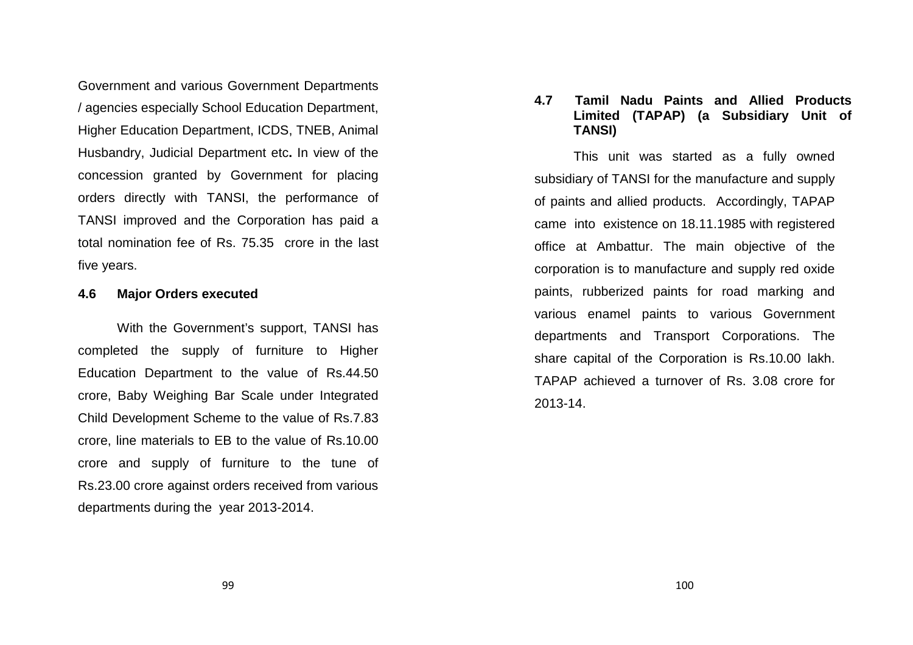Government and various Government Departments / agencies especially School Education Department, Higher Education Department, ICDS, TNEB, Animal Husbandry, Judicial Department etc**.** In view of the concession granted by Government for placing orders directly with TANSI, the performance of TANSI improved and the Corporation has paid a total nomination fee of Rs. 75.35 crore in the last five years.

### 4.6 Major Orders executed

With the Government's support, TANSI has completed the supply of furniture to Higher Education Department to the value of Rs.44.50 crore, Baby Weighing Bar Scale under Integrated Child Development Scheme to the value of Rs.7.83 crore, line materials to EB to the value of Rs.10.00 crore and supply of furniture to the tune of Rs.23.00 crore against orders received from various departments during the year 2013-2014.

### 4.7 Tamil Nadu Paints and Allied Products Limited (TAPAP) (a Subsidiary Unit of TANSI)

This unit was started as a fully owned subsidiary of TANSI for the manufacture and supply of paints and allied products. Accordingly, TAPAP came into existence on 18.11.1985 with registered office at Ambattur. The main objective of the corporation is to manufacture and supply red oxide paints, rubberized paints for road marking and various enamel paints to various Government departments and Transport Corporations. The share capital of the Corporation is Rs.10.00 lakh. TAPAP achieved a turnover of Rs. 3.08 crore for 2013-14.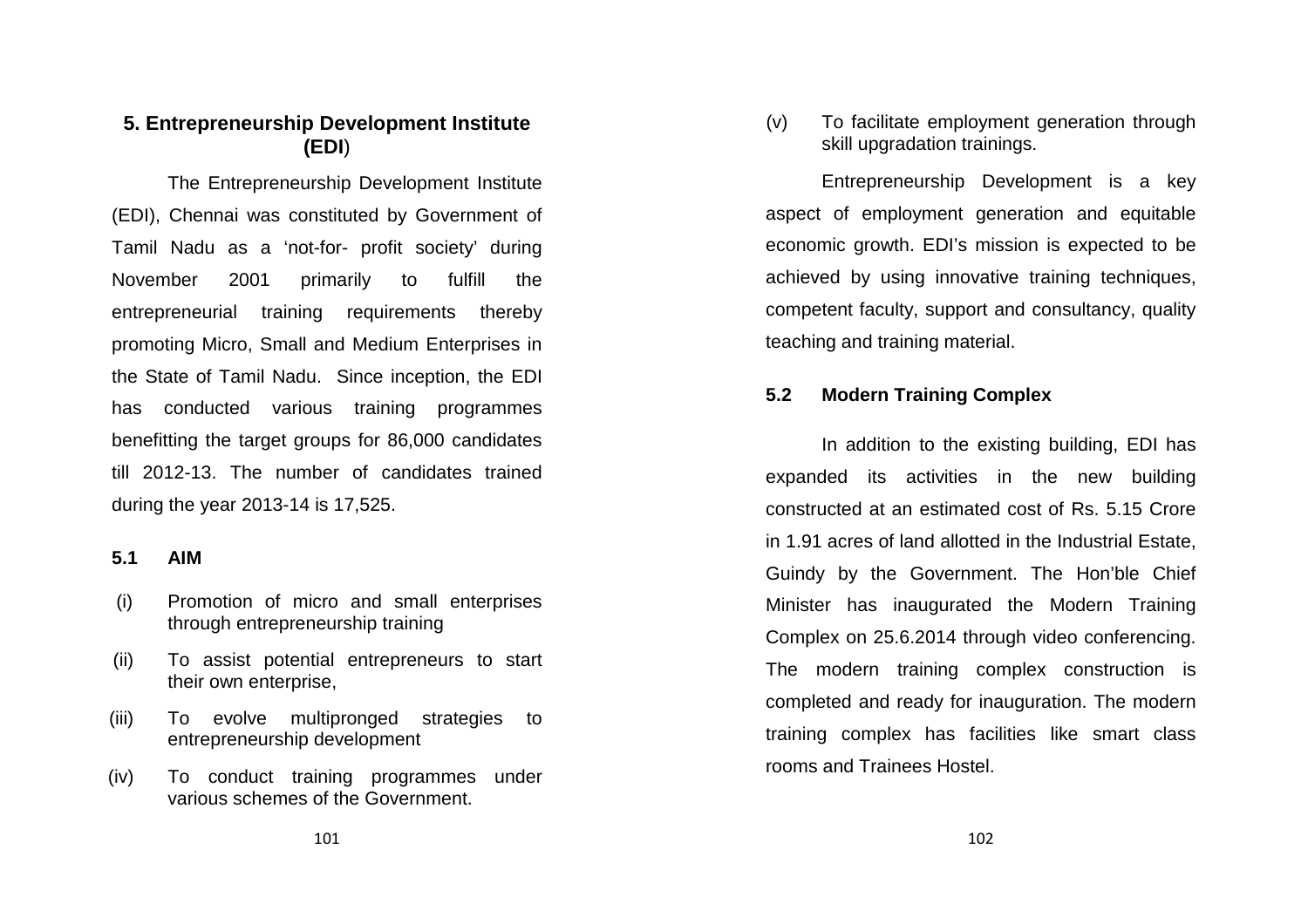## 5. Entrepreneurship Development Institute (EDI)

The Entrepreneurship Development Institute (EDI), Chennai was constituted by Government of Tamil Nadu as a 'not-for- profit society' during November 2001 primarily to fulfill the entrepreneurial training requirements thereby promoting Micro, Small and Medium Enterprises in the State of Tamil Nadu. Since inception, the EDI has conducted various training programmes benefitting the target groups for 86,000 candidates till 2012-13. The number of candidates trained during the year 2013-14 is 17,525.

### 5.1 AIM

(i) Promotion of micro and small enterprises through entrepreneurship training

(ii) To assist potential entrepreneurs to start their own enterprise,

(iii) To evolve multipronged strategies to entrepreneurship development

(iv) To conduct training programmes under various schemes of the Government.

(v) To facilitate employment generation through skill upgradation trainings.

Entrepreneurship Development is a key aspect of employment generation and equitable economic growth. EDI's mission is expected to be achieved by using innovative training techniques, competent faculty, support and consultancy, quality teaching and training material.

### 5.2 Modern Training Complex

In addition to the existing building, EDI has expanded its activities in the new building constructed at an estimated cost of Rs. 5.15 Crore in 1.91 acres of land allotted in the Industrial Estate, Guindy by the Government. The Hon'ble Chief Minister has inaugurated the Modern Training Complex on 25.6.2014 through video conferencing. The modern training complex construction is completed and ready for inauguration. The modern training complex has facilities like smart class rooms and Trainees Hostel.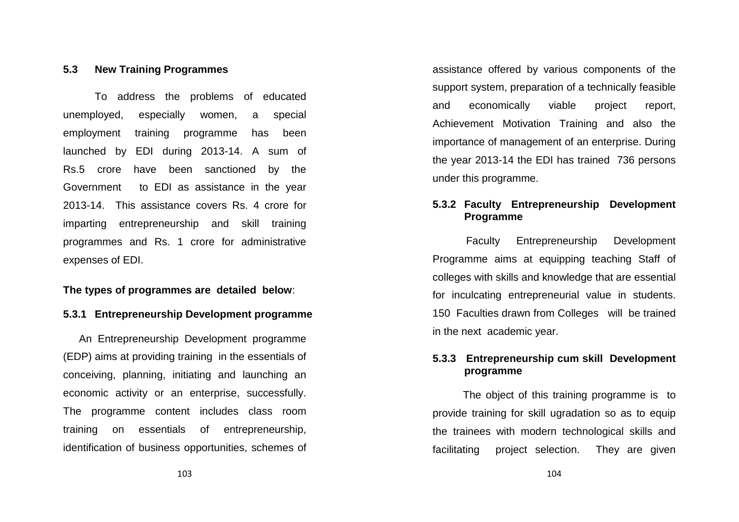## 5.3 New Training Programmes

To address the problems of educated unemployed, especially women, a special employment training programme has been launched by EDI during 2013-14. A sum of Rs.5 crore have been sanctioned by the Government to EDI as assistance in the year 2013-14. This assistance covers Rs. 4 crore for imparting entrepreneurship and skill training programmes and Rs. 1 crore for administrative expenses of EDI.

**The types of programmes are detailed below**:

### 5.3.1 Entrepreneurship Development programme

An Entrepreneurship Development programme (EDP) aims at providing training in the essentials of conceiving, planning, initiating and launching an economic activity or an enterprise, successfully. The programme content includes class room training on essentials of entrepreneurship, identification of business opportunities, schemes of assistance offered by various components of the support system, preparation of a technically feasible and economically viable project report, Achievement Motivation Training and also the importance of management of an enterprise. During the year 2013-14 the EDI has trained 736 persons under this programme.

### 5.3.2 Faculty Entrepreneurship Development Programme

Faculty Entrepreneurship Development Programme aims at equipping teaching Staff of colleges with skills and knowledge that are essential for inculcating entrepreneurial value in students. 150 Faculties drawn from Colleges will be trained in the next academic year.

### 5.3.3 Entrepreneurship cum skill Development programme

The object of this training programme is to provide training for skill ugradation so as to equip the trainees with modern technological skills and facilitating project selection. They are given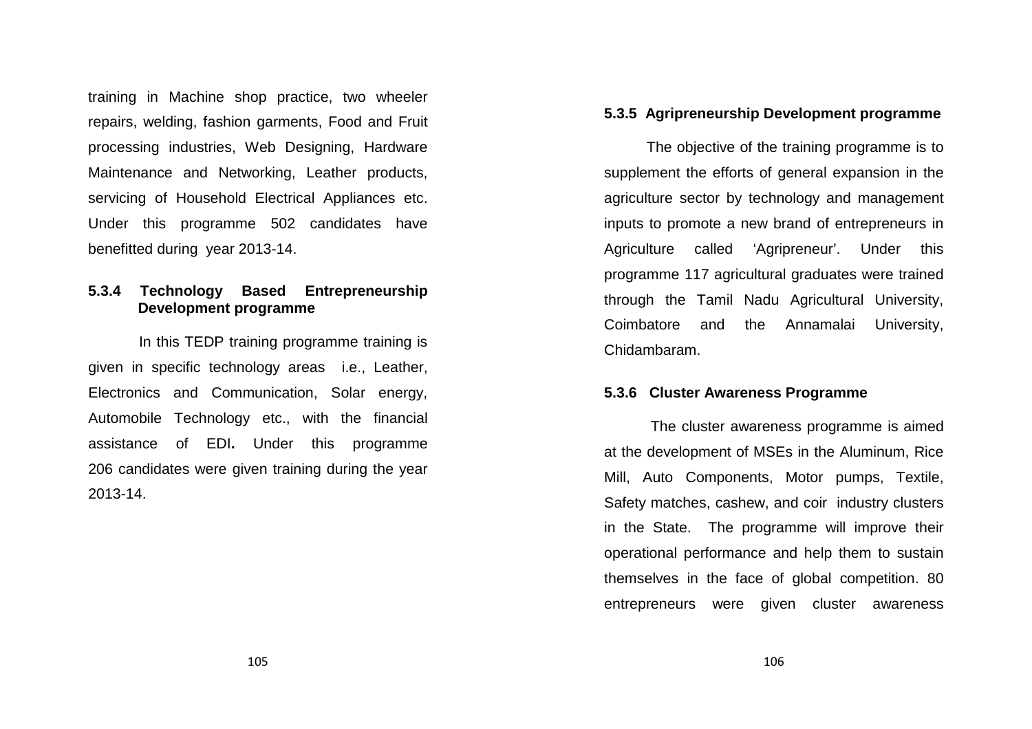training in Machine shop practice, two wheeler repairs, welding, fashion garments, Food and Fruit processing industries, Web Designing, Hardware Maintenance and Networking, Leather products, servicing of Household Electrical Appliances etc. Under this programme 502 candidates have benefitted during year 2013-14.

### 5.3.4 Technology Based Entrepreneurship Development programme

In this TEDP training programme training is given in specific technology areas i.e., Leather, Electronics and Communication, Solar energy, Automobile Technology etc., with the financial assistance of EDI**.** Under this programme 206 candidates were given training during the year 2013-14.

### 5.3.5 Agripreneurship Development programme

The objective of the training programme is to supplement the efforts of general expansion in the agriculture sector by technology and management inputs to promote a new brand of entrepreneurs in Agriculture called 'Agripreneur'. Under this programme 117 agricultural graduates were trained through the Tamil Nadu Agricultural University, Coimbatore and the Annamalai University, Chidambaram.

### 5.3.6 Cluster Awareness Programme

The cluster awareness programme is aimed at the development of MSEs in the Aluminum, Rice Mill, Auto Components, Motor pumps, Textile, Safety matches, cashew, and coir industry clusters in the State. The programme will improve their operational performance and help them to sustain themselves in the face of global competition. 80 entrepreneurs were given cluster awareness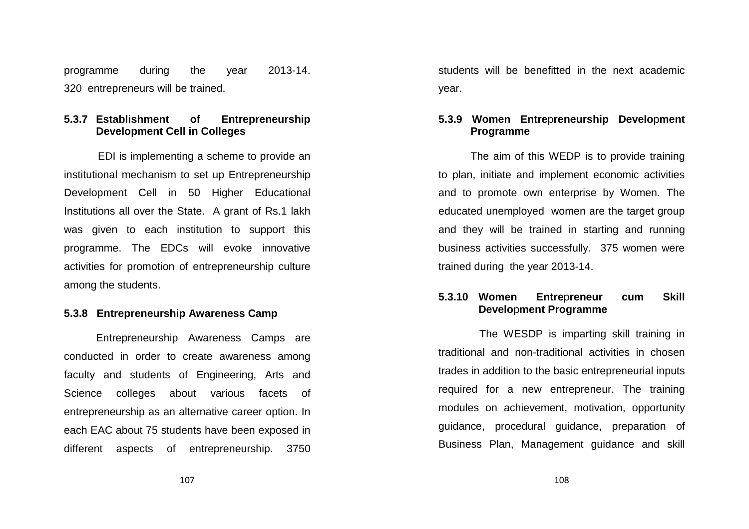programme during the year 2013-14. 320 entrepreneurs will be trained.

### 5.3.7 Establishment of Entrepreneurship Development Cell in Colleges

EDI is implementing a scheme to provide an institutional mechanism to set up Entrepreneurship Development Cell in 50 Higher Educational Institutions all over the State. A grant of Rs.1 lakh was given to each institution to support this programme. The EDCs will evoke innovative activities for promotion of entrepreneurship culture among the students.

### 5.3.8 Entrepreneurship Awareness Camp

Entrepreneurship Awareness Camps are conducted in order to create awareness among faculty and students of Engineering, Arts and Science colleges about various facets of entrepreneurship as an alternative career option. In each EAC about 75 students have been exposed in different aspects of entrepreneurship. 3750 students will be benefitted in the next academic year.

### 5.3.9 Women Entrepreneurship Development Programme

The aim of this WEDP is to provide training to plan, initiate and implement economic activities and to promote own enterprise by Women. The educated unemployed women are the target group and they will be trained in starting and running business activities successfully. 375 women were trained during the year 2013-14.

### 5.3.10 Women Entrepreneur cum Skill Development Programme

The WESDP is imparting skill training in traditional and non-traditional activities in chosen trades in addition to the basic entrepreneurial inputs required for a new entrepreneur. The training modules on achievement, motivation, opportunity guidance, procedural guidance, preparation of Business Plan, Management guidance and skill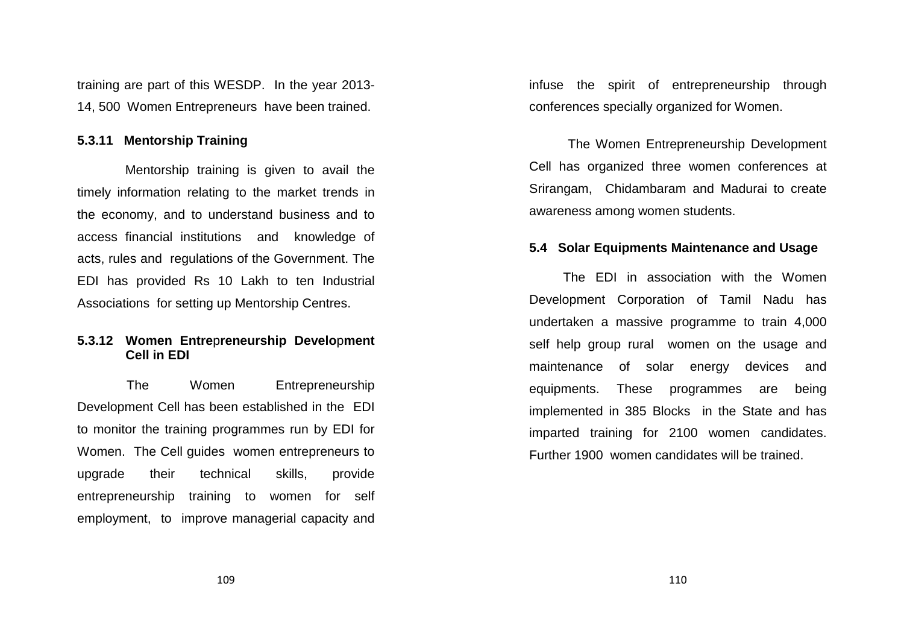training are part of this WESDP. In the year 2013-14, 500 Women Entrepreneurs have been trained.

#### 5.3.11 Mentorship Training

Mentorship training is given to avail the timely information relating to the market trends in the economy, and to understand business and to access financial institutions and knowledge of acts, rules and regulations of the Government. The EDI has provided Rs 10 Lakh to ten Industrial Associations for setting up Mentorship Centres.

#### 5.3.12 Women Entrepreneurship Development Cell in EDI

The Women Entrepreneurship Development Cell has been established in the EDI to monitor the training programmes run by EDI for Women. The Cell guides women entrepreneurs to upgrade their technical skills, provide entrepreneurship training to women for self employment, to improve managerial capacity and infuse the spirit of entrepreneurship through conferences specially organized for Women.

The Women Entrepreneurship Development Cell has organized three women conferences at Srirangam, Chidambaram and Madurai to create awareness among women students.

### 5.4 Solar Equipments Maintenance and Usage

The EDI in association with the Women Development Corporation of Tamil Nadu has undertaken a massive programme to train 4,000 self help group rural women on the usage and maintenance of solar energy devices and equipments. These programmes are being implemented in 385 Blocks in the State and has imparted training for 2100 women candidates. Further 1900 women candidates will be trained.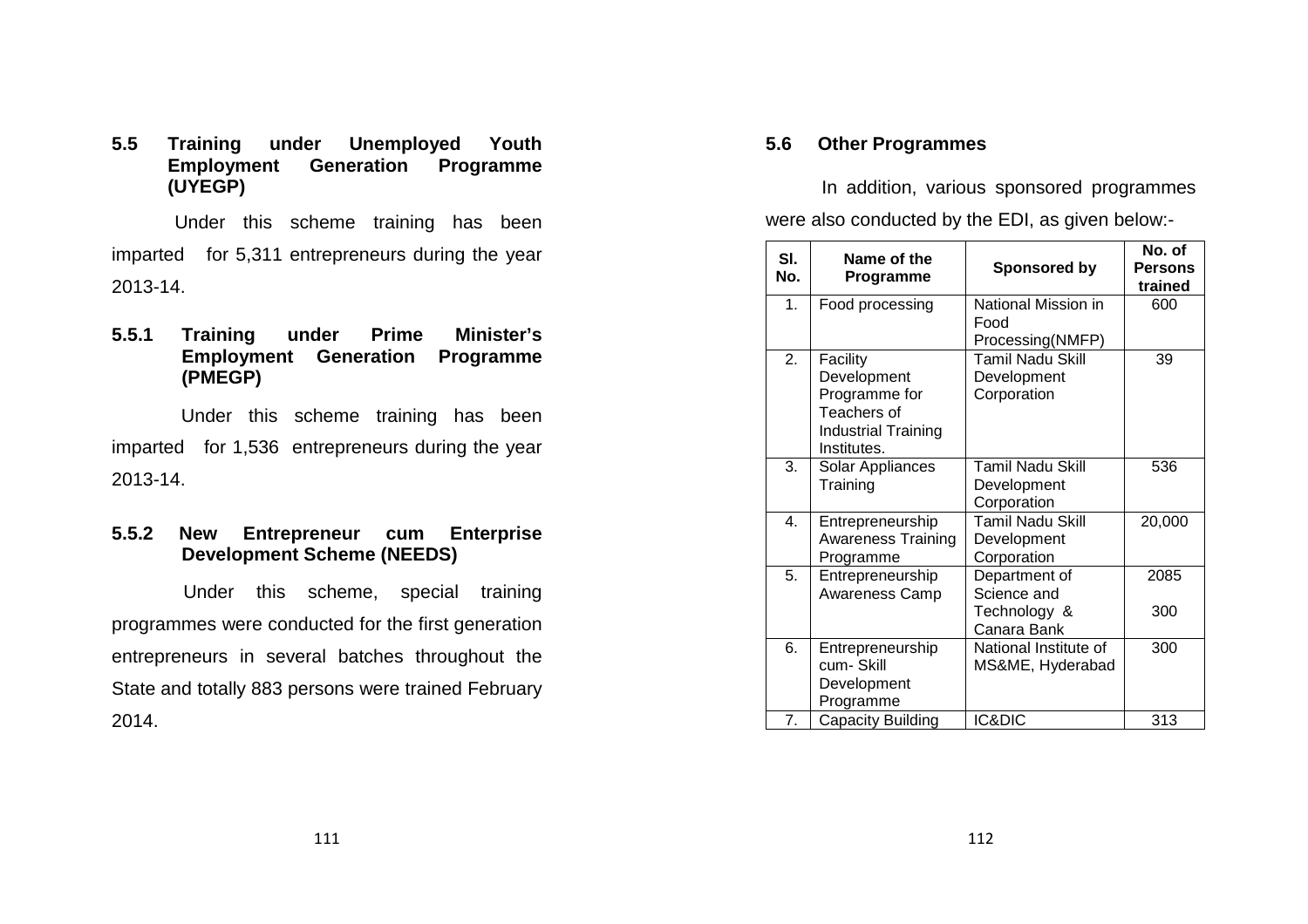### 5.5 Training under Unemployed Youth Employment Generation Programme (UYEGP)

Under this scheme training has been imparted for 5,311 entrepreneurs during the year 2013-14.

#### 5.5.1 Training under Prime Minister's Employment Generation Programme (PMEGP)

Under this scheme training has been imparted for 1,536 entrepreneurs during the year 2013-14.

#### 5.5.2 New Entrepreneur cum Enterprise Development Scheme (NEEDS)

Under this scheme, special training programmes were conducted for the first generation entrepreneurs in several batches throughout the State and totally 883 persons were trained February 2014.

### 5.6 Other Programmes

In addition, various sponsored programmes were also conducted by the EDI, as given below:-

| Sl. No. | Name of the Programme | Sponsored by | No. of Persons trained |
|---|---|---|---|
| 1. | Food processing | National Mission in Food Processing(NMFP) | 600 |
| 2. | Facility Development Programme for Teachers of Industrial Training Institutes. | Tamil Nadu Skill Development Corporation | 39 |
| 3. | Solar Appliances Training | Tamil Nadu Skill Development Corporation | 536 |
| 4. | Entrepreneurship Awareness Training Programme | Tamil Nadu Skill Development Corporation | 20,000 |
| 5. | Entrepreneurship Awareness Camp | Department of Science and Technology & Canara Bank | 2085<br>300 |
| 6. | Entrepreneurship cum- Skill Development Programme | National Institute of MS&ME, Hyderabad | 300 |
| 7. | Capacity Building | IC&DIC | 313 |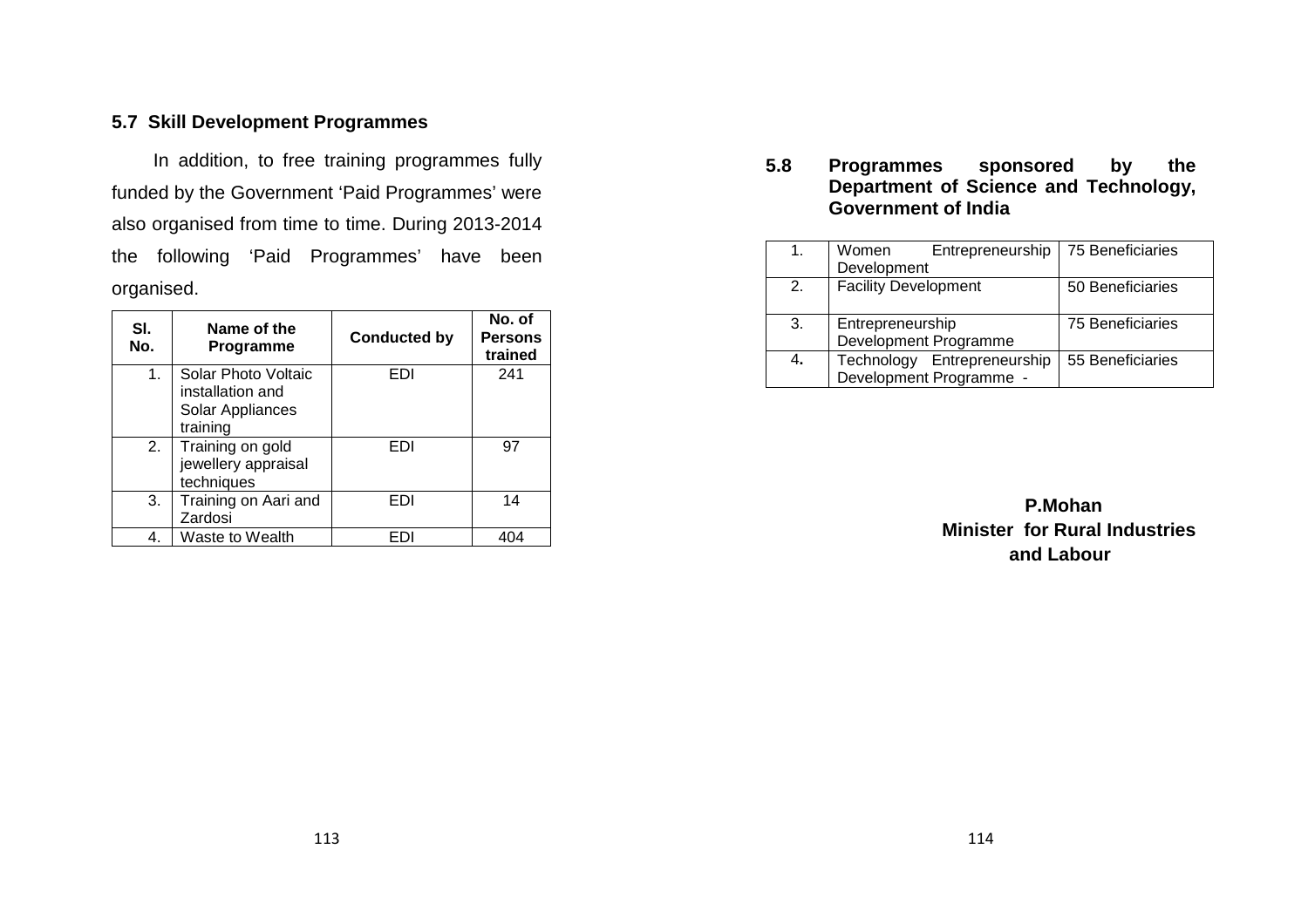### 5.7 Skill Development Programmes

In addition, to free training programmes fully funded by the Government 'Paid Programmes' were also organised from time to time. During 2013-2014 the following 'Paid Programmes' have been organised.

| Sl. No. | Name of the Programme | Conducted by | No. of Persons trained |
|---|---|---|---|
| 1. | Solar Photo Voltaic installation and Solar Appliances training | EDI | 241 |
| 2. | Training on gold jewellery appraisal techniques | EDI | 97 |
| 3. | Training on Aari and Zardosi | EDI | 14 |
| 4. | Waste to Wealth | EDI | 404 |

### 5.8 Programmes sponsored by the Department of Science and Technology, Government of India

| | | |
|---|---|---|
| 1. | Women Entrepreneurship Development | 75 Beneficiaries |
| 2. | Facility Development | 50 Beneficiaries |
| 3. | Entrepreneurship Development Programme | 75 Beneficiaries |
| 4. | Technology Entrepreneurship Development Programme - | 55 Beneficiaries |

**P.Mohan**
**Minister for Rural Industries and Labour**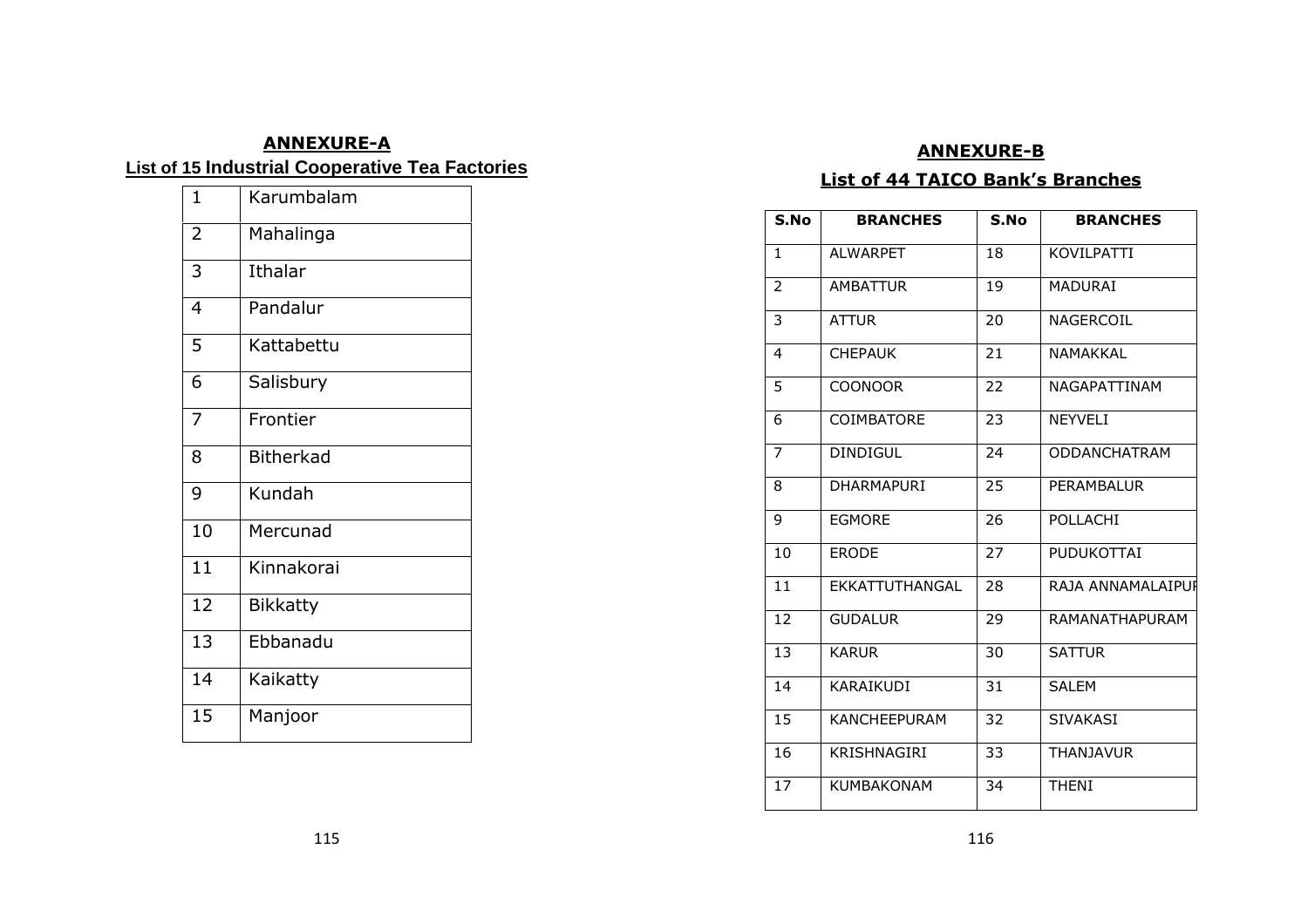## ANNEXURE-A

**List of 15 Industrial Cooperative Tea Factories**

| | |
|---|---|
| 1 | Karumbalam |
| 2 | Mahalinga |
| 3 | Ithalar |
| 4 | Pandalur |
| 5 | Kattabettu |
| 6 | Salisbury |
| 7 | Frontier |
| 8 | Bitherkad |
| 9 | Kundah |
| 10 | Mercunad |
| 11 | Kinnakorai |
| 12 | Bikkatty |
| 13 | Ebbanadu |
| 14 | Kaikatty |
| 15 | Manjoor |

## ANNEXURE-B

**List of 44 TAICO Bank's Branches**

| S.No | BRANCHES | S.No | BRANCHES |
|---|---|---|---|
| 1 | ALWARPET | 18 | KOVILPATTI |
| 2 | AMBATTUR | 19 | MADURAI |
| 3 | ATTUR | 20 | NAGERCOIL |
| 4 | CHEPAUK | 21 | NAMAKKAL |
| 5 | COONOOR | 22 | NAGAPATTINAM |
| 6 | COIMBATORE | 23 | NEYVELI |
| 7 | DINDIGUL | 24 | ODDANCHATRAM |
| 8 | DHARMAPURI | 25 | PERAMBALUR |
| 9 | EGMORE | 26 | POLLACHI |
| 10 | ERODE | 27 | PUDUKOTTAI |
| 11 | EKKATTUTHANGAL | 28 | RAJA ANNAMALAIPUR |
| 12 | GUDALUR | 29 | RAMANATHAPURAM |
| 13 | KARUR | 30 | SATTUR |
| 14 | KARAIKUDI | 31 | SALEM |
| 15 | KANCHEEPURAM | 32 | SIVAKASI |
| 16 | KRISHNAGIRI | 33 | THANJAVUR |
| 17 | KUMBAKONAM | 34 | THENI |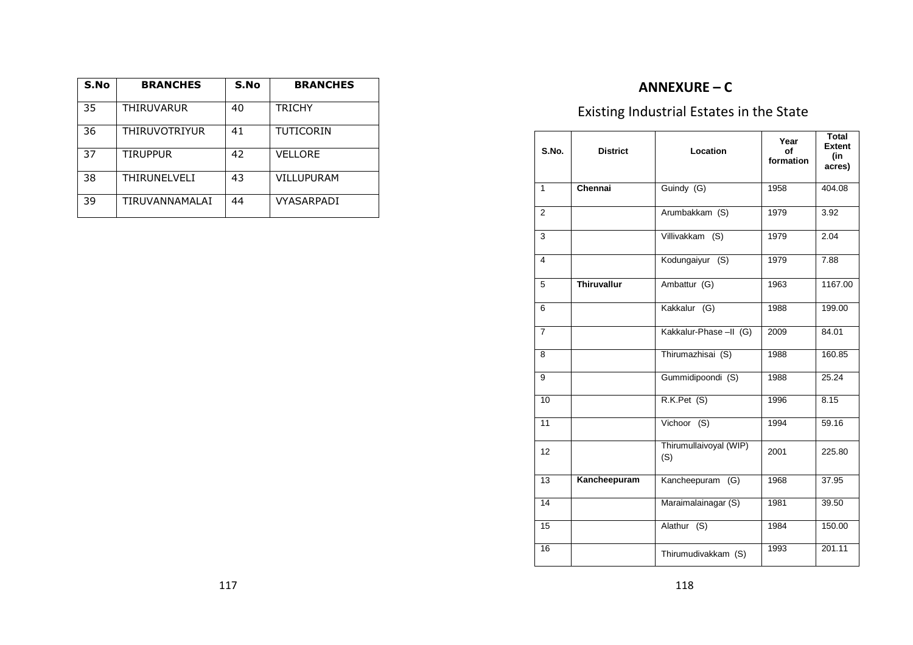| S.No | BRANCHES | S.No | BRANCHES |
|---|---|---|---|
| 35 | THIRUVARUR | 40 | TRICHY |
| 36 | THIRUVOTRIYUR | 41 | TUTICORIN |
| 37 | TIRUPPUR | 42 | VELLORE |
| 38 | THIRUNELVELI | 43 | VILLUPURAM |
| 39 | TIRUVANNAMALAI | 44 | VYASARPADI |

## ANNEXURE – C

### Existing Industrial Estates in the State

| S.No. | District | Location | Year of formation | Total Extent (in acres) |
|---|---|---|---|---|
| 1 | **Chennai** | Guindy (G) | 1958 | 404.08 |
| 2 | | Arumbakkam (S) | 1979 | 3.92 |
| 3 | | Villivakkam (S) | 1979 | 2.04 |
| 4 | | Kodungaiyur (S) | 1979 | 7.88 |
| 5 | **Thiruvallur** | Ambattur (G) | 1963 | 1167.00 |
| 6 | | Kakkalur (G) | 1988 | 199.00 |
| 7 | | Kakkalur-Phase –II (G) | 2009 | 84.01 |
| 8 | | Thirumazhisai (S) | 1988 | 160.85 |
| 9 | | Gummidipoondi (S) | 1988 | 25.24 |
| 10 | | R.K.Pet (S) | 1996 | 8.15 |
| 11 | | Vichoor (S) | 1994 | 59.16 |
| 12 | | Thirumullaivoyal (WIP) (S) | 2001 | 225.80 |
| 13 | **Kancheepuram** | Kancheepuram (G) | 1968 | 37.95 |
| 14 | | Maraimalainagar (S) | 1981 | 39.50 |
| 15 | | Alathur (S) | 1984 | 150.00 |
| 16 | | Thirumudivakkam (S) | 1993 | 201.11 |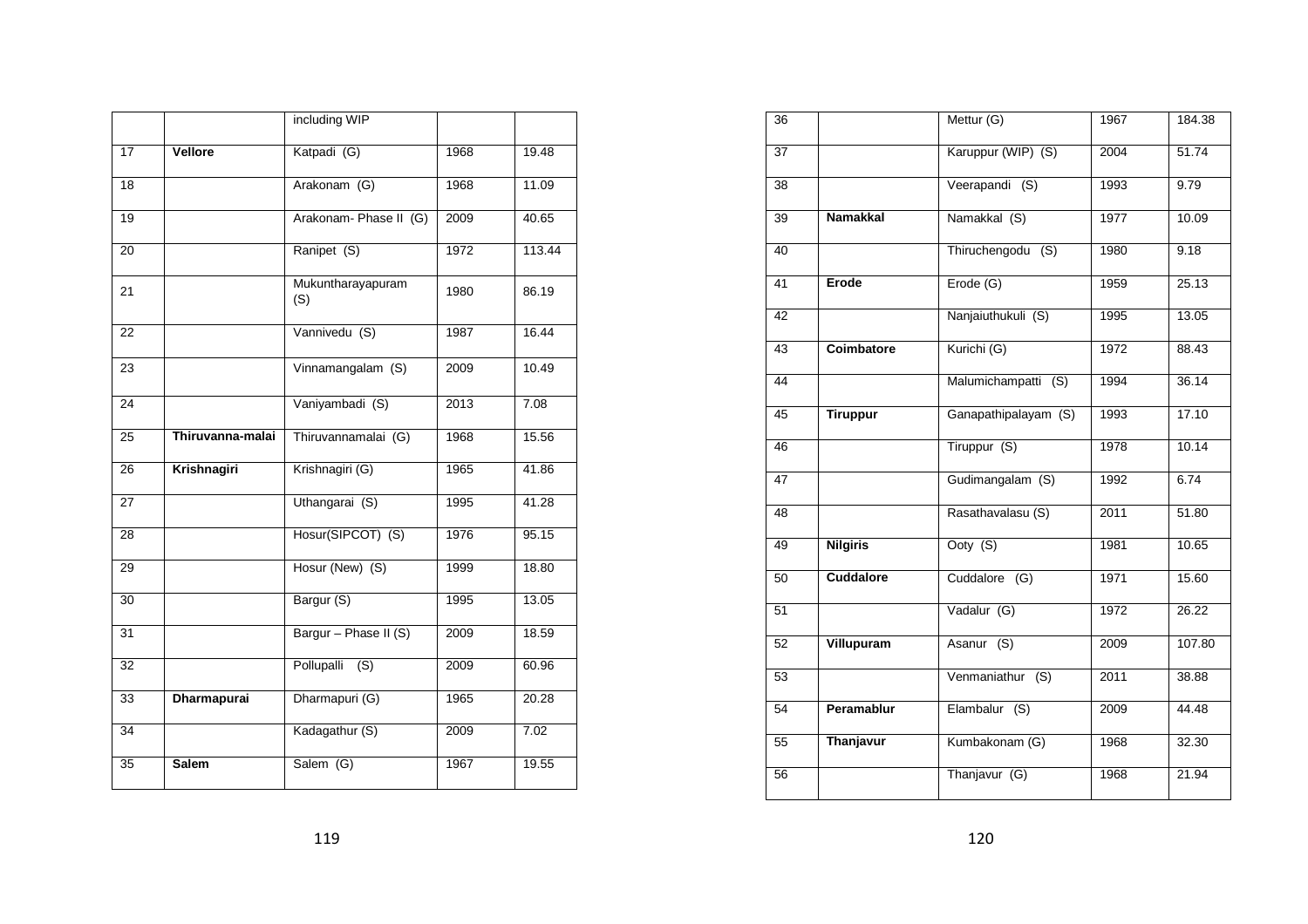| | | including WIP | | |
|---|---|---|---|---|
| 17 | **Vellore** | Katpadi (G) | 1968 | 19.48 |
| 18 | | Arakonam (G) | 1968 | 11.09 |
| 19 | | Arakonam- Phase II (G) | 2009 | 40.65 |
| 20 | | Ranipet (S) | 1972 | 113.44 |
| 21 | | Mukuntharayapuram (S) | 1980 | 86.19 |
| 22 | | Vannivedu (S) | 1987 | 16.44 |
| 23 | | Vinnamangalam (S) | 2009 | 10.49 |
| 24 | | Vaniyambadi (S) | 2013 | 7.08 |
| 25 | **Thiruvanna-malai** | Thiruvannamalai (G) | 1968 | 15.56 |
| 26 | **Krishnagiri** | Krishnagiri (G) | 1965 | 41.86 |
| 27 | | Uthangarai (S) | 1995 | 41.28 |
| 28 | | Hosur(SIPCOT) (S) | 1976 | 95.15 |
| 29 | | Hosur (New) (S) | 1999 | 18.80 |
| 30 | | Bargur (S) | 1995 | 13.05 |
| 31 | | Bargur – Phase II (S) | 2009 | 18.59 |
| 32 | | Pollupalli (S) | 2009 | 60.96 |
| 33 | **Dharmapurai** | Dharmapuri (G) | 1965 | 20.28 |
| 34 | | Kadagathur (S) | 2009 | 7.02 |
| 35 | **Salem** | Salem (G) | 1967 | 19.55 |
| 36 | | Mettur (G) | 1967 | 184.38 |
| 37 | | Karuppur (WIP) (S) | 2004 | 51.74 |
| 38 | | Veerapandi (S) | 1993 | 9.79 |
| 39 | **Namakkal** | Namakkal (S) | 1977 | 10.09 |
| 40 | | Thiruchengodu (S) | 1980 | 9.18 |
| 41 | **Erode** | Erode (G) | 1959 | 25.13 |
| 42 | | Nanjaiuthukuli (S) | 1995 | 13.05 |
| 43 | **Coimbatore** | Kurichi (G) | 1972 | 88.43 |
| 44 | | Malumichampatti (S) | 1994 | 36.14 |
| 45 | **Tiruppur** | Ganapathipalayam (S) | 1993 | 17.10 |
| 46 | | Tiruppur (S) | 1978 | 10.14 |
| 47 | | Gudimangalam (S) | 1992 | 6.74 |
| 48 | | Rasathavalasu (S) | 2011 | 51.80 |
| 49 | **Nilgiris** | Ooty (S) | 1981 | 10.65 |
| 50 | **Cuddalore** | Cuddalore (G) | 1971 | 15.60 |
| 51 | | Vadalur (G) | 1972 | 26.22 |
| 52 | **Villupuram** | Asanur (S) | 2009 | 107.80 |
| 53 | | Venmaniathur (S) | 2011 | 38.88 |
| 54 | **Peramablur** | Elambalur (S) | 2009 | 44.48 |
| 55 | **Thanjavur** | Kumbakonam (G) | 1968 | 32.30 |
| 56 | | Thanjavur (G) | 1968 | 21.94 |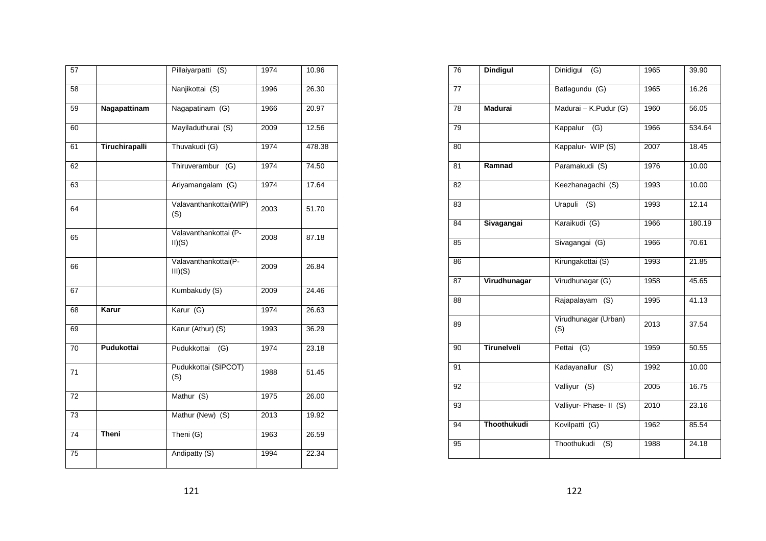| 57 | | Pillaiyarpatti (S) | 1974 | 10.96 |
|---|---|---|---|---|
| 58 | | Nanjikottai (S) | 1996 | 26.30 |
| 59 | **Nagapattinam** | Nagapatinam (G) | 1966 | 20.97 |
| 60 | | Mayiladuthurai (S) | 2009 | 12.56 |
| 61 | **Tiruchirapalli** | Thuvakudi (G) | 1974 | 478.38 |
| 62 | | Thiruverambur (G) | 1974 | 74.50 |
| 63 | | Ariyamangalam (G) | 1974 | 17.64 |
| 64 | | Valavanthankottai(WIP) (S) | 2003 | 51.70 |
| 65 | | Valavanthankottai (P-II)(S) | 2008 | 87.18 |
| 66 | | Valavanthankottai(P-III)(S) | 2009 | 26.84 |
| 67 | | Kumbakudy (S) | 2009 | 24.46 |
| 68 | **Karur** | Karur (G) | 1974 | 26.63 |
| 69 | | Karur (Athur) (S) | 1993 | 36.29 |
| 70 | **Pudukottai** | Pudukkottai (G) | 1974 | 23.18 |
| 71 | | Pudukkottai (SIPCOT) (S) | 1988 | 51.45 |
| 72 | | Mathur (S) | 1975 | 26.00 |
| 73 | | Mathur (New) (S) | 2013 | 19.92 |
| 74 | **Theni** | Theni (G) | 1963 | 26.59 |
| 75 | | Andipatty (S) | 1994 | 22.34 |
| 76 | **Dindigul** | Dinidigul (G) | 1965 | 39.90 |
| 77 | | Batlagundu (G) | 1965 | 16.26 |
| 78 | **Madurai** | Madurai – K.Pudur (G) | 1960 | 56.05 |
| 79 | | Kappalur (G) | 1966 | 534.64 |
| 80 | | Kappalur- WIP (S) | 2007 | 18.45 |
| 81 | **Ramnad** | Paramakudi (S) | 1976 | 10.00 |
| 82 | | Keezhanagachi (S) | 1993 | 10.00 |
| 83 | | Urapuli (S) | 1993 | 12.14 |
| 84 | **Sivagangai** | Karaikudi (G) | 1966 | 180.19 |
| 85 | | Sivagangai (G) | 1966 | 70.61 |
| 86 | | Kirungakottai (S) | 1993 | 21.85 |
| 87 | **Virudhunagar** | Virudhunagar (G) | 1958 | 45.65 |
| 88 | | Rajapalayam (S) | 1995 | 41.13 |
| 89 | | Virudhunagar (Urban) (S) | 2013 | 37.54 |
| 90 | **Tirunelveli** | Pettai (G) | 1959 | 50.55 |
| 91 | | Kadayanallur (S) | 1992 | 10.00 |
| 92 | | Valliyur (S) | 2005 | 16.75 |
| 93 | | Valliyur- Phase- II (S) | 2010 | 23.16 |
| 94 | **Thoothukudi** | Kovilpatti (G) | 1962 | 85.54 |
| 95 | | Thoothukudi (S) | 1988 | 24.18 |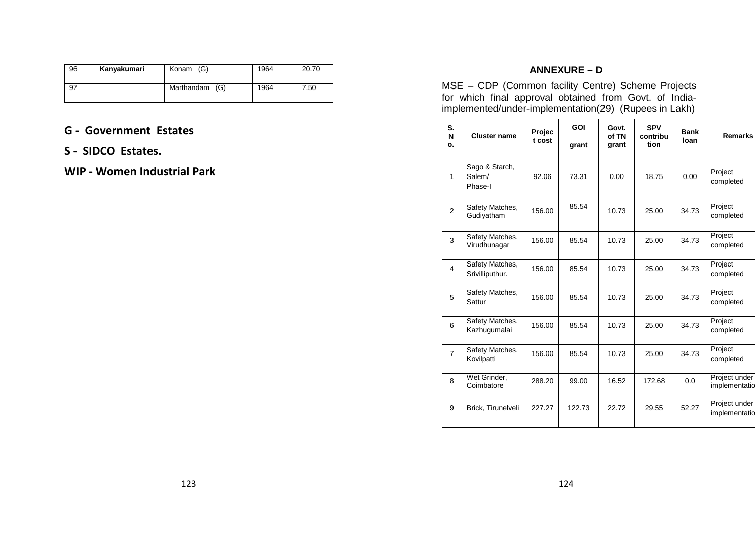| 96 | **Kanyakumari** | Konam (G) | 1964 | 20.70 |
|---|---|---|---|---|
| 97 | | Marthandam (G) | 1964 | 7.50 |

**G - Government Estates**

**S - SIDCO Estates.**

**WIP - Women Industrial Park**

## ANNEXURE – D

MSE – CDP (Common facility Centre) Scheme Projects for which final approval obtained from Govt. of India-implemented/under-implementation(29) (Rupees in Lakh)

| S. No. | Cluster name | Project cost | GOI grant | Govt. of TN grant | SPV contribution | Bank loan | Remarks |
|---|---|---|---|---|---|---|---|
| 1 | Sago & Starch, Salem/ Phase-I | 92.06 | 73.31 | 0.00 | 18.75 | 0.00 | Project completed |
| 2 | Safety Matches, Gudiyatham | 156.00 | 85.54 | 10.73 | 25.00 | 34.73 | Project completed |
| 3 | Safety Matches, Virudhunagar | 156.00 | 85.54 | 10.73 | 25.00 | 34.73 | Project completed |
| 4 | Safety Matches, Srivilliputhur. | 156.00 | 85.54 | 10.73 | 25.00 | 34.73 | Project completed |
| 5 | Safety Matches, Sattur | 156.00 | 85.54 | 10.73 | 25.00 | 34.73 | Project completed |
| 6 | Safety Matches, Kazhugumalai | 156.00 | 85.54 | 10.73 | 25.00 | 34.73 | Project completed |
| 7 | Safety Matches, Kovilpatti | 156.00 | 85.54 | 10.73 | 25.00 | 34.73 | Project completed |
| 8 | Wet Grinder, Coimbatore | 288.20 | 99.00 | 16.52 | 172.68 | 0.0 | Project under implementatio |
| 9 | Brick, Tirunelveli | 227.27 | 122.73 | 22.72 | 29.55 | 52.27 | Project under implementatio |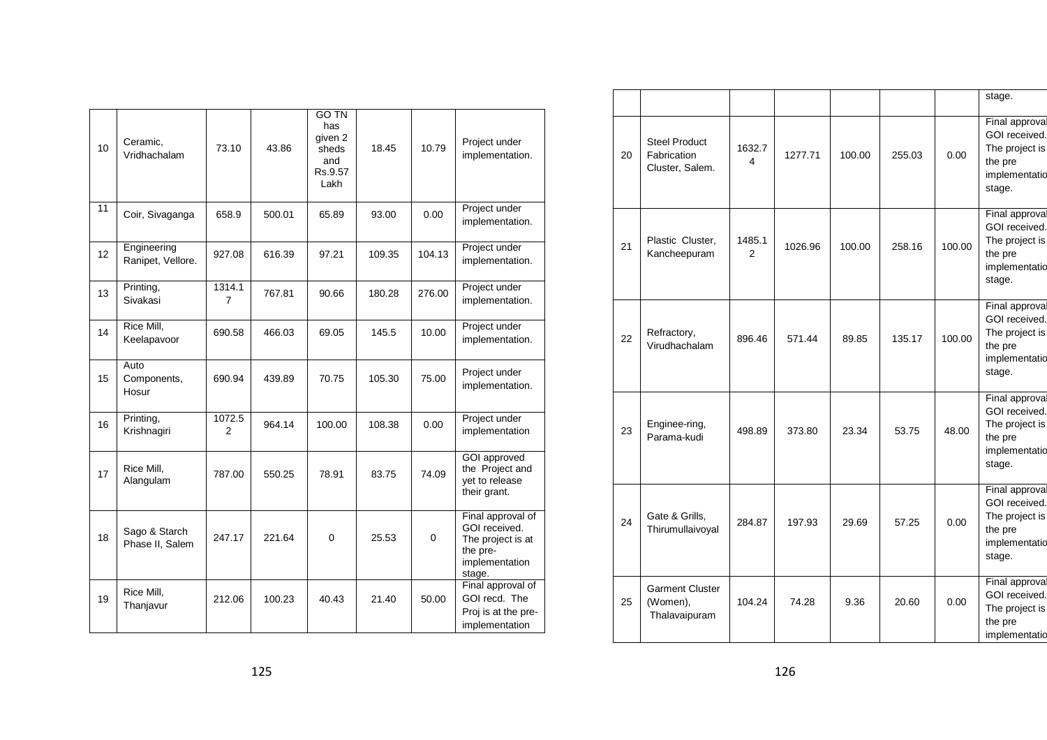| | | | | | | | |
|---|---|---|---|---|---|---|---|
| 10 | Ceramic, Vridhachalam | 73.10 | 43.86 | GO TN has given 2 sheds and Rs.9.57 Lakh | 18.45 | 10.79 | Project under implementation. |
| 11 | Coir, Sivaganga | 658.9 | 500.01 | 65.89 | 93.00 | 0.00 | Project under implementation. |
| 12 | Engineering Ranipet, Vellore. | 927.08 | 616.39 | 97.21 | 109.35 | 104.13 | Project under implementation. |
| 13 | Printing, Sivakasi | 1314.17 | 767.81 | 90.66 | 180.28 | 276.00 | Project under implementation. |
| 14 | Rice Mill, Keelapavoor | 690.58 | 466.03 | 69.05 | 145.5 | 10.00 | Project under implementation. |
| 15 | Auto Components, Hosur | 690.94 | 439.89 | 70.75 | 105.30 | 75.00 | Project under implementation. |
| 16 | Printing, Krishnagiri | 1072.52 | 964.14 | 100.00 | 108.38 | 0.00 | Project under implementation |
| 17 | Rice Mill, Alangulam | 787.00 | 550.25 | 78.91 | 83.75 | 74.09 | GOI approved the Project and yet to release their grant. |
| 18 | Sago & Starch Phase II, Salem | 247.17 | 221.64 | 0 | 25.53 | 0 | Final approval of GOI received. The project is at the pre-implementation stage. |
| 19 | Rice Mill, Thanjavur | 212.06 | 100.23 | 40.43 | 21.40 | 50.00 | Final approval of GOI recd. The Proj is at the pre-implementation stage. |
| 20 | Steel Product Fabrication Cluster, Salem. | 1632.74 | 1277.71 | 100.00 | 255.03 | 0.00 | Final approval GOI received. The project is the pre implementatio stage. |
| 21 | Plastic Cluster, Kancheepuram | 1485.12 | 1026.96 | 100.00 | 258.16 | 100.00 | Final approval GOI received. The project is the pre implementatio stage. |
| 22 | Refractory, Virudhachalam | 896.46 | 571.44 | 89.85 | 135.17 | 100.00 | Final approval GOI received. The project is the pre implementatio stage. |
| 23 | Enginee-ring, Parama-kudi | 498.89 | 373.80 | 23.34 | 53.75 | 48.00 | Final approval GOI received. The project is the pre implementatio stage. |
| 24 | Gate & Grills, Thirumullaivoyal | 284.87 | 197.93 | 29.69 | 57.25 | 0.00 | Final approval GOI received. The project is the pre implementatio stage. |
| 25 | Garment Cluster (Women), Thalavaipuram | 104.24 | 74.28 | 9.36 | 20.60 | 0.00 | Final approval GOI received. The project is the pre implementatio |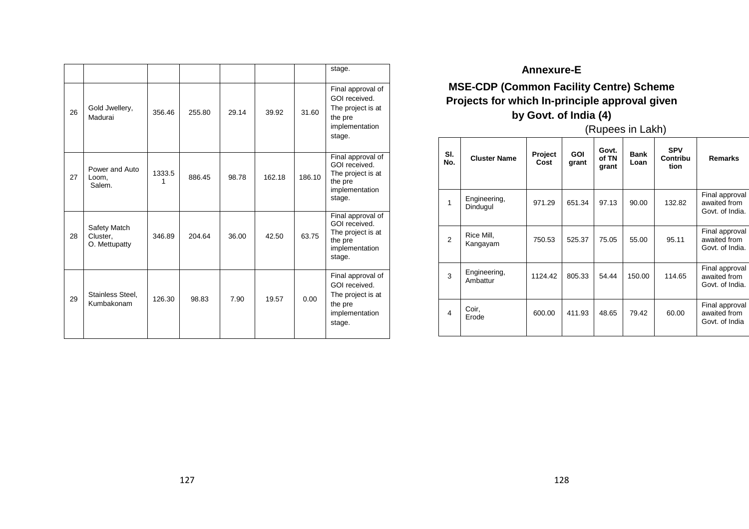| | | | | | | | stage. |
|---|---|---|---|---|---|---|---|
| 26 | Gold Jwellery, Madurai | 356.46 | 255.80 | 29.14 | 39.92 | 31.60 | Final approval of GOI received. The project is at the pre implementation stage. |
| 27 | Power and Auto Loom, Salem. | 1333.51 | 886.45 | 98.78 | 162.18 | 186.10 | Final approval of GOI received. The project is at the pre implementation stage. |
| 28 | Safety Match Cluster, O. Mettupatty | 346.89 | 204.64 | 36.00 | 42.50 | 63.75 | Final approval of GOI received. The project is at the pre implementation stage. |
| 29 | Stainless Steel, Kumbakonam | 126.30 | 98.83 | 7.90 | 19.57 | 0.00 | Final approval of GOI received. The project is at the pre implementation stage. |

## Annexure-E

## MSE-CDP (Common Facility Centre) Scheme Projects for which In-principle approval given by Govt. of India (4)

(Rupees in Lakh)

| Sl. No. | Cluster Name | Project Cost | GOI grant | Govt. of TN grant | Bank Loan | SPV Contribution | Remarks |
|---|---|---|---|---|---|---|---|
| 1 | Engineering, Dindugul | 971.29 | 651.34 | 97.13 | 90.00 | 132.82 | Final approval awaited from Govt. of India. |
| 2 | Rice Mill, Kangayam | 750.53 | 525.37 | 75.05 | 55.00 | 95.11 | Final approval awaited from Govt. of India. |
| 3 | Engineering, Ambattur | 1124.42 | 805.33 | 54.44 | 150.00 | 114.65 | Final approval awaited from Govt. of India. |
| 4 | Coir, Erode | 600.00 | 411.93 | 48.65 | 79.42 | 60.00 | Final approval awaited from Govt. of India |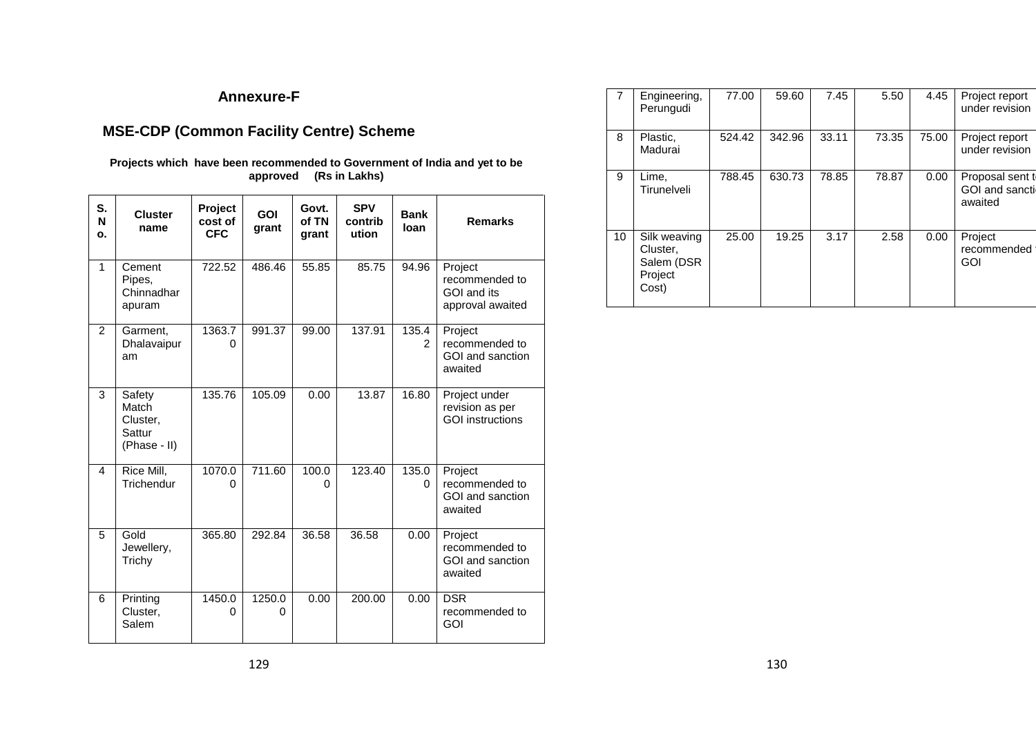## Annexure-F

## MSE-CDP (Common Facility Centre) Scheme

**Projects which have been recommended to Government of India and yet to be approved (Rs in Lakhs)**

| S. No. | Cluster name | Project cost of CFC | GOI grant | Govt. of TN grant | SPV contribution | Bank loan | Remarks |
|---|---|---|---|---|---|---|---|
| 1 | Cement Pipes, Chinnadharapuram | 722.52 | 486.46 | 55.85 | 85.75 | 94.96 | Project recommended to GOI and its approval awaited |
| 2 | Garment, Dhalavaipuram | 1363.70 | 991.37 | 99.00 | 137.91 | 135.42 | Project recommended to GOI and sanction awaited |
| 3 | Safety Match Cluster, Sattur (Phase - II) | 135.76 | 105.09 | 0.00 | 13.87 | 16.80 | Project under revision as per GOI instructions |
| 4 | Rice Mill, Trichendur | 1070.00 | 711.60 | 100.00 | 123.40 | 135.00 | Project recommended to GOI and sanction awaited |
| 5 | Gold Jewellery, Trichy | 365.80 | 292.84 | 36.58 | 36.58 | 0.00 | Project recommended to GOI and sanction awaited |
| 6 | Printing Cluster, Salem | 1450.00 | 1250.00 | 0.00 | 200.00 | 0.00 | DSR recommended to GOI |
| 7 | Engineering, Perungudi | 77.00 | 59.60 | 7.45 | 5.50 | 4.45 | Project report under revision |
| 8 | Plastic, Madurai | 524.42 | 342.96 | 33.11 | 73.35 | 75.00 | Project report under revision |
| 9 | Lime, Tirunelveli | 788.45 | 630.73 | 78.85 | 78.87 | 0.00 | Proposal sent to GOI and sanction awaited |
| 10 | Silk weaving Cluster, Salem (DSR Project Cost) | 25.00 | 19.25 | 3.17 | 2.58 | 0.00 | Project recommended to GOI |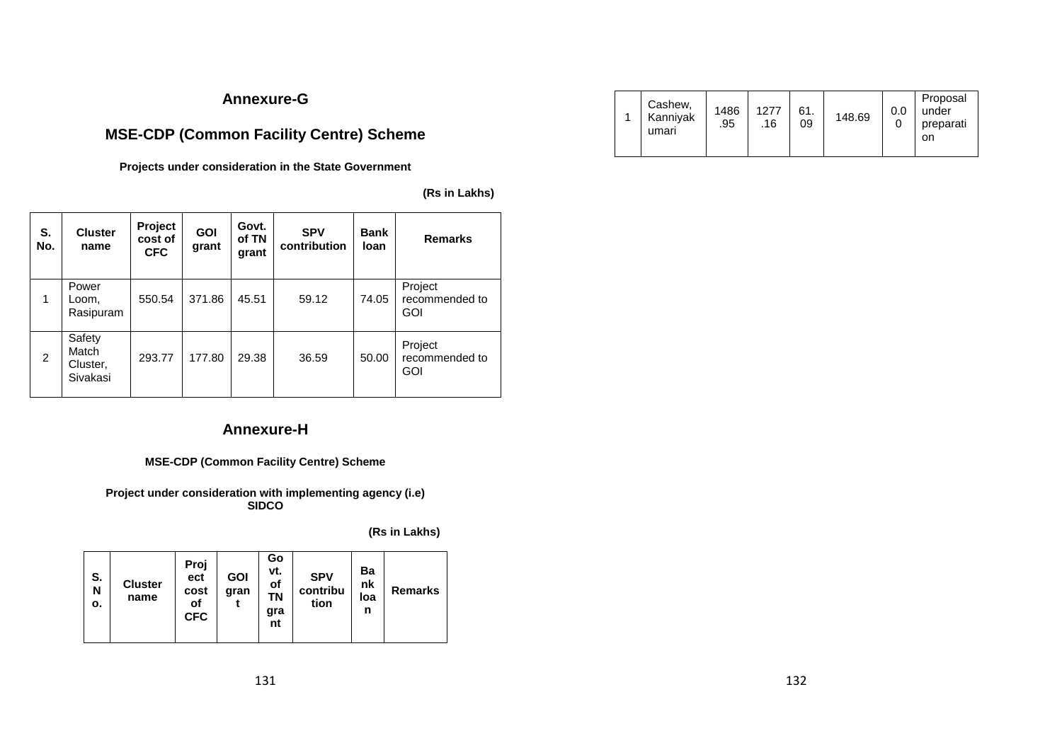## Annexure-G

## MSE-CDP (Common Facility Centre) Scheme

**Projects under consideration in the State Government**

**(Rs in Lakhs)**

| S. No. | Cluster name | Project cost of CFC | GOI grant | Govt. of TN grant | SPV contribution | Bank loan | Remarks |
|---|---|---|---|---|---|---|---|
| 1 | Power Loom, Rasipuram | 550.54 | 371.86 | 45.51 | 59.12 | 74.05 | Project recommended to GOI |
| 2 | Safety Match Cluster, Sivakasi | 293.77 | 177.80 | 29.38 | 36.59 | 50.00 | Project recommended to GOI |

## Annexure-H

**MSE-CDP (Common Facility Centre) Scheme**

**Project under consideration with implementing agency (i.e) SIDCO**

**(Rs in Lakhs)**

| S. No. | Cluster name | Project cost of CFC | GOI grant | Govt. of TN grant | SPV contribution | Bank loan | Remarks |
|---|---|---|---|---|---|---|---|
| 1 | Cashew, Kanniyakumari | 1486.95 | 1277.16 | 61.09 | 148.69 | 0.00 | Proposal under preparation |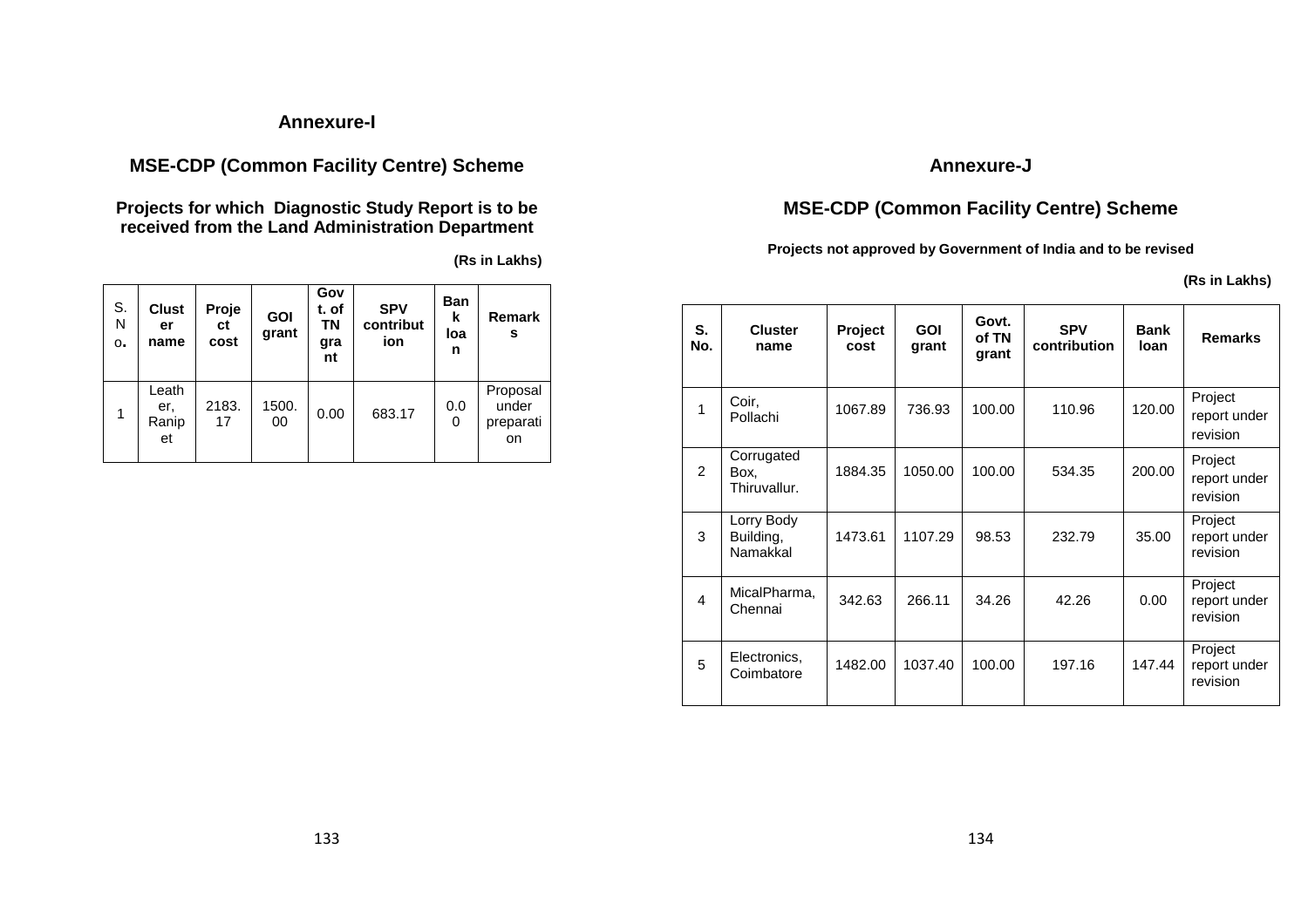## Annexure-I

## MSE-CDP (Common Facility Centre) Scheme

### Projects for which Diagnostic Study Report is to be received from the Land Administration Department

**(Rs in Lakhs)**

| S. No. | Cluster name | Project cost | GOI grant | Govt. of TN grant | SPV contribution | Bank loan | Remarks |
|---|---|---|---|---|---|---|---|
| 1 | Leather, Ranipet | 2183.17 | 1500.00 | 0.00 | 683.17 | 0.00 | Proposal under preparation |

## Annexure-J

## MSE-CDP (Common Facility Centre) Scheme

### Projects not approved by Government of India and to be revised

**(Rs in Lakhs)**

| S. No. | Cluster name | Project cost | GOI grant | Govt. of TN grant | SPV contribution | Bank loan | Remarks |
|---|---|---|---|---|---|---|---|
| 1 | Coir, Pollachi | 1067.89 | 736.93 | 100.00 | 110.96 | 120.00 | Project report under revision |
| 2 | Corrugated Box, Thiruvallur. | 1884.35 | 1050.00 | 100.00 | 534.35 | 200.00 | Project report under revision |
| 3 | Lorry Body Building, Namakkal | 1473.61 | 1107.29 | 98.53 | 232.79 | 35.00 | Project report under revision |
| 4 | MicalPharma, Chennai | 342.63 | 266.11 | 34.26 | 42.26 | 0.00 | Project report under revision |
| 5 | Electronics, Coimbatore | 1482.00 | 1037.40 | 100.00 | 197.16 | 147.44 | Project report under revision |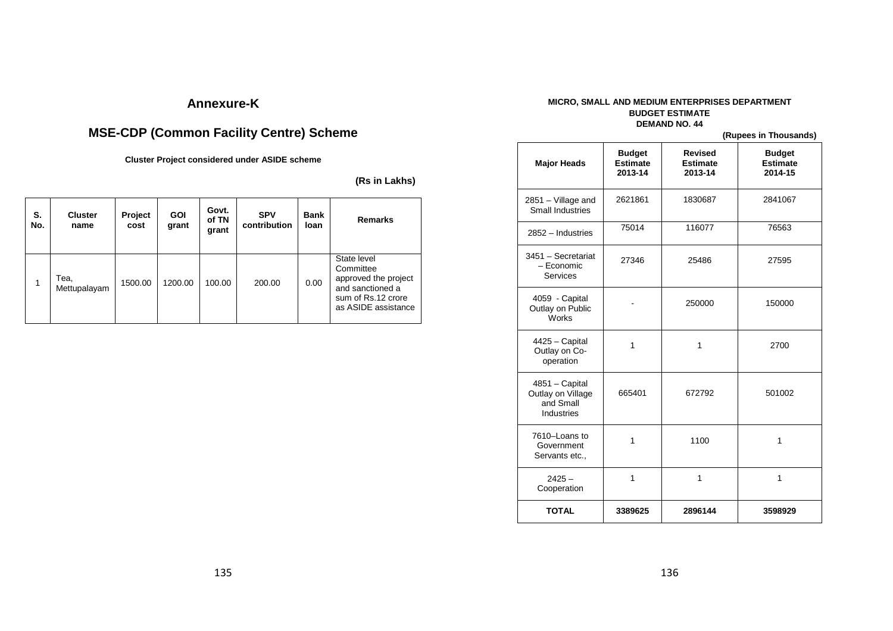# Annexure-K

## MSE-CDP (Common Facility Centre) Scheme

**Cluster Project considered under ASIDE scheme**

**(Rs in Lakhs)**

| S. No. | Cluster name | Project cost | GOI grant | Govt. of TN grant | SPV contribution | Bank loan | Remarks |
|---|---|---|---|---|---|---|---|
| 1 | Tea, Mettupalayam | 1500.00 | 1200.00 | 100.00 | 200.00 | 0.00 | State level Committee approved the project and sanctioned a sum of Rs.12 crore as ASIDE assistance |

**MICRO, SMALL AND MEDIUM ENTERPRISES DEPARTMENT**
**BUDGET ESTIMATE**
**DEMAND NO. 44**

**(Rupees in Thousands)**

| Major Heads | Budget Estimate 2013-14 | Revised Estimate 2013-14 | Budget Estimate 2014-15 |
|---|---|---|---|
| 2851 – Village and Small Industries | 2621861 | 1830687 | 2841067 |
| 2852 – Industries | 75014 | 116077 | 76563 |
| 3451 – Secretariat – Economic Services | 27346 | 25486 | 27595 |
| 4059 - Capital Outlay on Public Works | - | 250000 | 150000 |
| 4425 – Capital Outlay on Co-operation | 1 | 1 | 2700 |
| 4851 – Capital Outlay on Village and Small Industries | 665401 | 672792 | 501002 |
| 7610–Loans to Government Servants etc., | 1 | 1100 | 1 |
| 2425 – Cooperation | 1 | 1 | 1 |
| **TOTAL** | **3389625** | **2896144** | **3598929** |